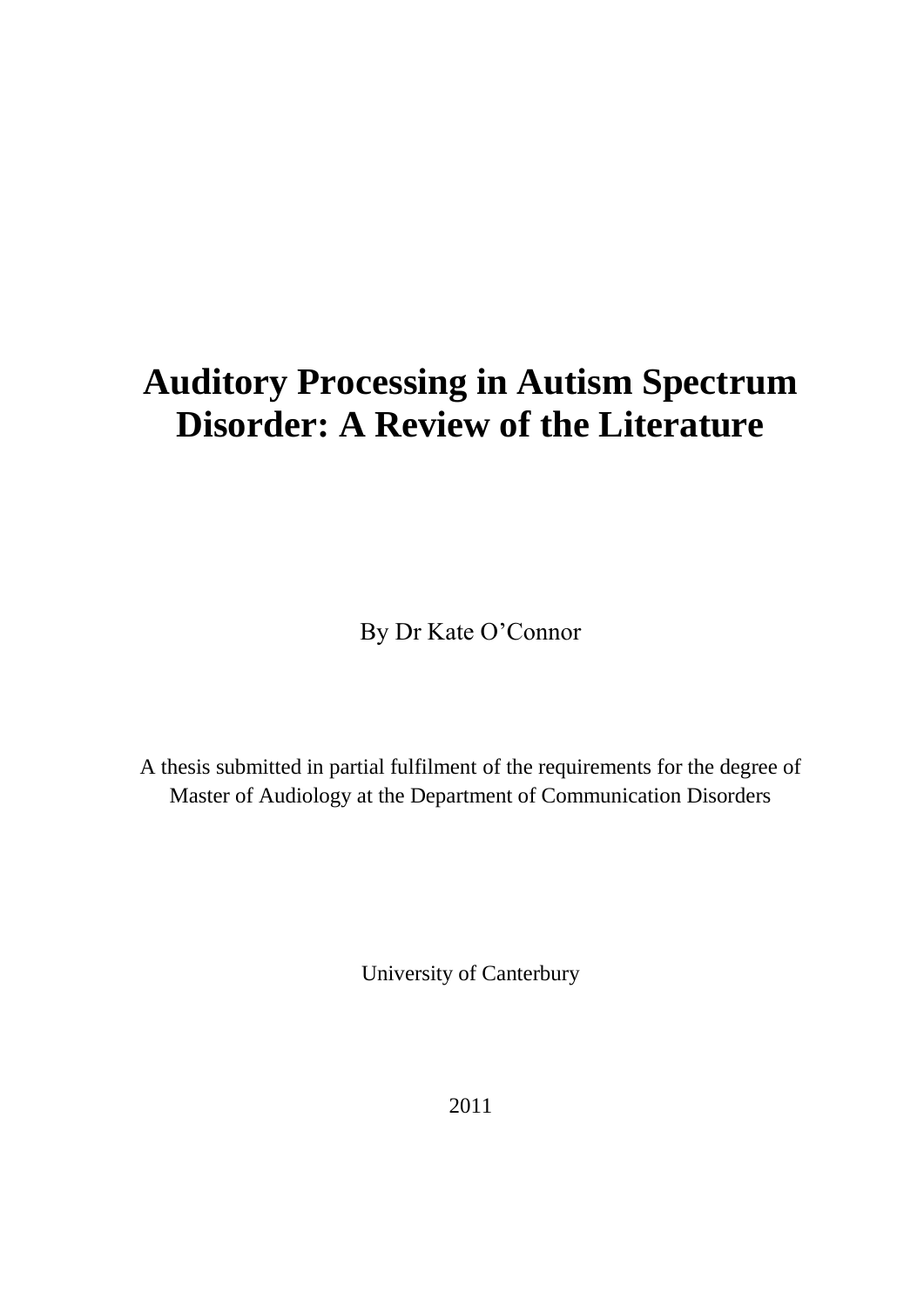# Auditory Processing in Autism Spectrum Disorder: A Review of the Literature

By Dr Kate O'Connor

A thesis submitted in partial fulfilment of the requirements for the degree of Master of Audiology at the Department of Communication Disorders

University of Canterbury

2011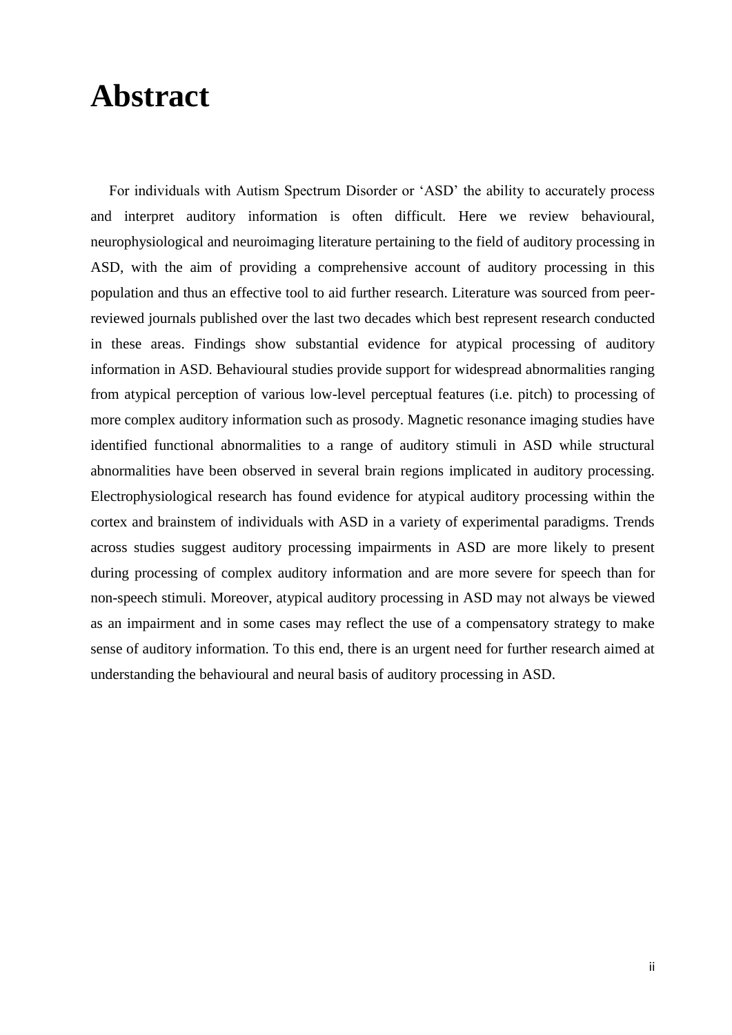# Abstract

For individuals with Autism Spectrum Disorder or 'ASD' the ability to accurately process and interpret auditory information is often difficult. Here we review behavioural, neurophysiological and neuroimaging literature pertaining to the field of auditory processing in ASD, with the aim of providing a comprehensive account of auditory processing in this population and thus an effective tool to aid further research. Literature was sourced from peer-reviewed journals published over the last two decades which best represent research conducted in these areas. Findings show substantial evidence for atypical processing of auditory information in ASD. Behavioural studies provide support for widespread abnormalities ranging from atypical perception of various low-level perceptual features (i.e. pitch) to processing of more complex auditory information such as prosody. Magnetic resonance imaging studies have identified functional abnormalities to a range of auditory stimuli in ASD while structural abnormalities have been observed in several brain regions implicated in auditory processing. Electrophysiological research has found evidence for atypical auditory processing within the cortex and brainstem of individuals with ASD in a variety of experimental paradigms. Trends across studies suggest auditory processing impairments in ASD are more likely to present during processing of complex auditory information and are more severe for speech than for non-speech stimuli. Moreover, atypical auditory processing in ASD may not always be viewed as an impairment and in some cases may reflect the use of a compensatory strategy to make sense of auditory information. To this end, there is an urgent need for further research aimed at understanding the behavioural and neural basis of auditory processing in ASD.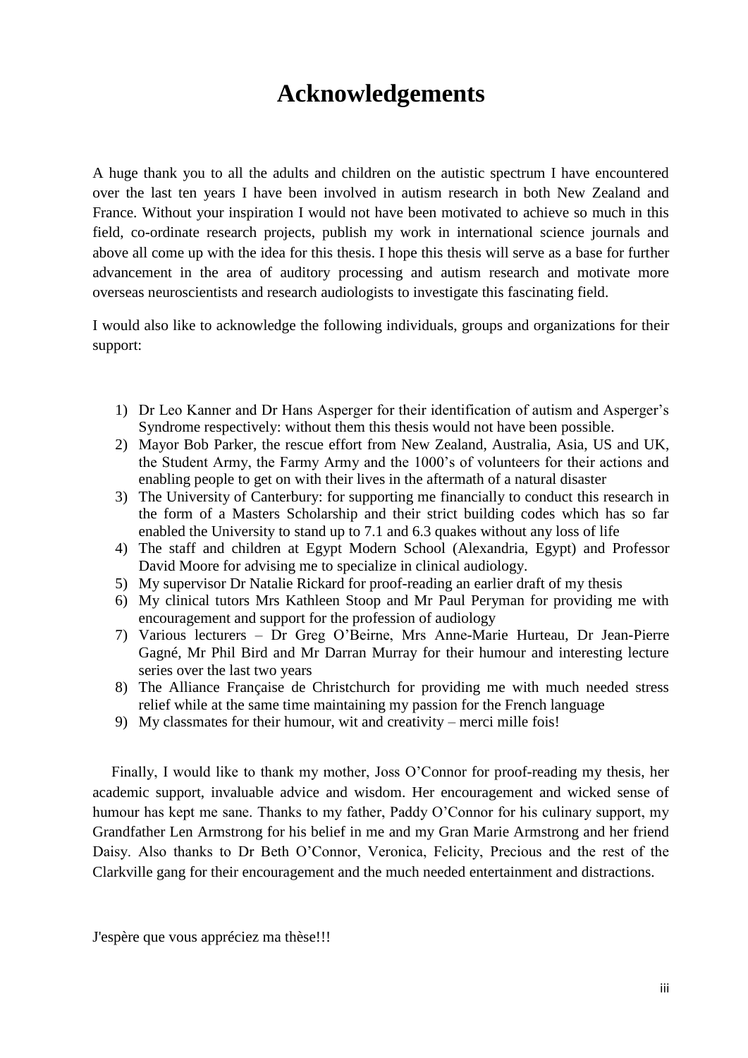# Acknowledgements

A huge thank you to all the adults and children on the autistic spectrum I have encountered over the last ten years I have been involved in autism research in both New Zealand and France. Without your inspiration I would not have been motivated to achieve so much in this field, co-ordinate research projects, publish my work in international science journals and above all come up with the idea for this thesis. I hope this thesis will serve as a base for further advancement in the area of auditory processing and autism research and motivate more overseas neuroscientists and research audiologists to investigate this fascinating field.

I would also like to acknowledge the following individuals, groups and organizations for their support:

1) Dr Leo Kanner and Dr Hans Asperger for their identification of autism and Asperger's Syndrome respectively: without them this thesis would not have been possible.
2) Mayor Bob Parker, the rescue effort from New Zealand, Australia, Asia, US and UK, the Student Army, the Farmy Army and the 1000's of volunteers for their actions and enabling people to get on with their lives in the aftermath of a natural disaster
3) The University of Canterbury: for supporting me financially to conduct this research in the form of a Masters Scholarship and their strict building codes which has so far enabled the University to stand up to 7.1 and 6.3 quakes without any loss of life
4) The staff and children at Egypt Modern School (Alexandria, Egypt) and Professor David Moore for advising me to specialize in clinical audiology.
5) My supervisor Dr Natalie Rickard for proof-reading an earlier draft of my thesis
6) My clinical tutors Mrs Kathleen Stoop and Mr Paul Peryman for providing me with encouragement and support for the profession of audiology
7) Various lecturers – Dr Greg O'Beirne, Mrs Anne-Marie Hurteau, Dr Jean-Pierre Gagné, Mr Phil Bird and Mr Darran Murray for their humour and interesting lecture series over the last two years
8) The Alliance Française de Christchurch for providing me with much needed stress relief while at the same time maintaining my passion for the French language
9) My classmates for their humour, wit and creativity – merci mille fois!

Finally, I would like to thank my mother, Joss O'Connor for proof-reading my thesis, her academic support, invaluable advice and wisdom. Her encouragement and wicked sense of humour has kept me sane. Thanks to my father, Paddy O'Connor for his culinary support, my Grandfather Len Armstrong for his belief in me and my Gran Marie Armstrong and her friend Daisy. Also thanks to Dr Beth O'Connor, Veronica, Felicity, Precious and the rest of the Clarkville gang for their encouragement and the much needed entertainment and distractions.

J'espère que vous appréciez ma thèse!!!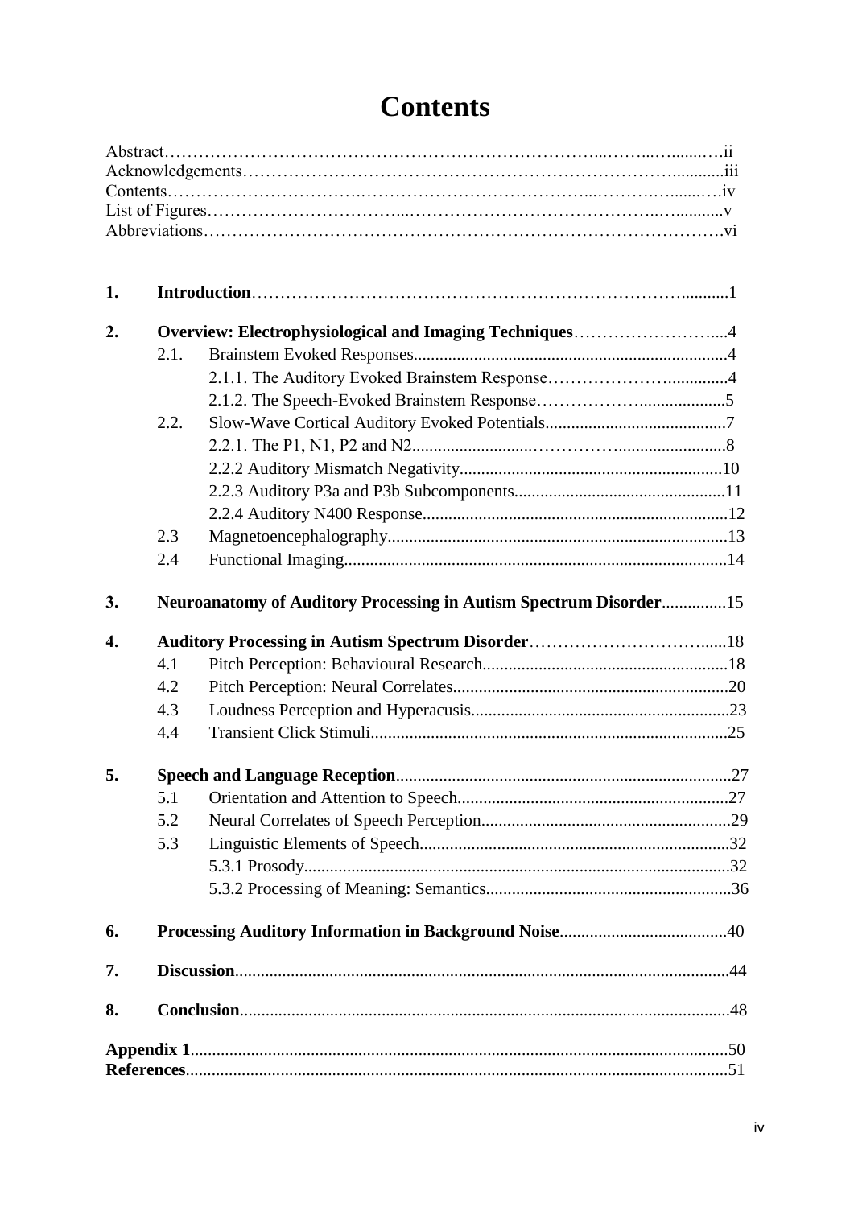# Contents

Abstract ........................................................................................ ii
Acknowledgements ........................................................................ iii
Contents ....................................................................................... iv
List of Figures ................................................................................ v
Abbreviations ................................................................................ vi

**1. Introduction** ............................................................................. 1

**2. Overview: Electrophysiological and Imaging Techniques** ...................... 4

- 2.1. Brainstem Evoked Responses ................................................... 4
  - 2.1.1. The Auditory Evoked Brainstem Response .................................. 4
  - 2.1.2. The Speech-Evoked Brainstem Response .................................... 5
- 2.2. Slow-Wave Cortical Auditory Evoked Potentials ................................ 7
  - 2.2.1. The P1, N1, P2 and N2 ....................................................... 8
  - 2.2.2 Auditory Mismatch Negativity .................................................. 10
  - 2.2.3 Auditory P3a and P3b Subcomponents ........................................ 11
  - 2.2.4 Auditory N400 Response ........................................................ 12
- 2.3 Magnetoencephalography ............................................................ 13
- 2.4 Functional Imaging ................................................................... 14

**3. Neuroanatomy of Auditory Processing in Autism Spectrum Disorder** .............. 15

**4. Auditory Processing in Autism Spectrum Disorder** .................................. 18

- 4.1 Pitch Perception: Behavioural Research ........................................... 18
- 4.2 Pitch Perception: Neural Correlates ............................................... 20
- 4.3 Loudness Perception and Hyperacusis ............................................. 23
- 4.4 Transient Click Stimuli ............................................................... 25

**5. Speech and Language Reception** ......................................................... 27

- 5.1 Orientation and Attention to Speech ............................................... 27
- 5.2 Neural Correlates of Speech Perception ........................................... 29
- 5.3 Linguistic Elements of Speech ...................................................... 32
  - 5.3.1 Prosody ........................................................................... 32
  - 5.3.2 Processing of Meaning: Semantics .......................................... 36

**6. Processing Auditory Information in Background Noise** ............................. 40

**7. Discussion** ................................................................................... 44

**8. Conclusion** ................................................................................... 48

**Appendix 1** ..................................................................................... 50
**References** ...................................................................................... 51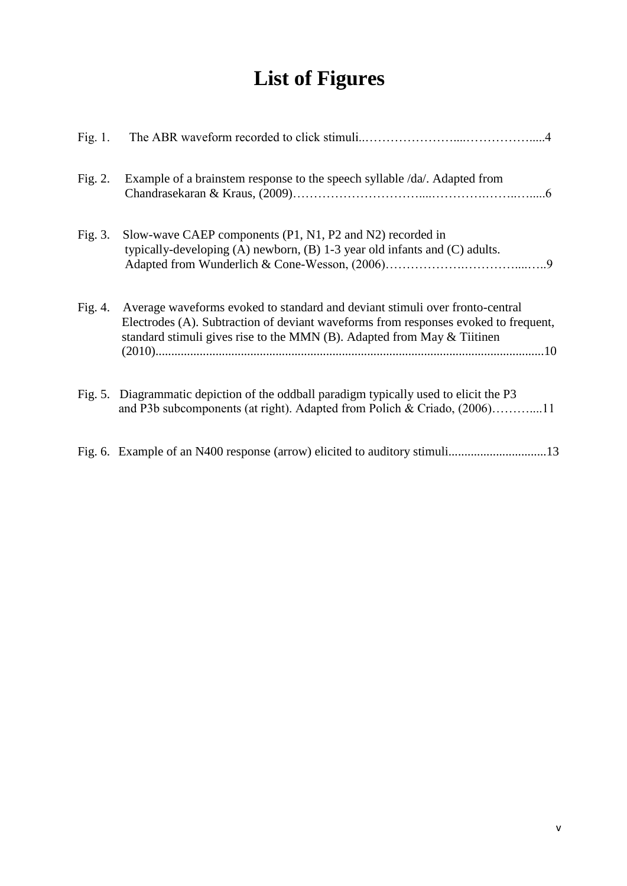# List of Figures

Fig. 1. The ABR waveform recorded to click stimuli..…………………....……………......4

Fig. 2. Example of a brainstem response to the speech syllable /da/. Adapted from Chandrasekaran & Kraus, (2009)…………………………....………….……..…....6

Fig. 3. Slow-wave CAEP components (P1, N1, P2 and N2) recorded in typically-developing (A) newborn, (B) 1-3 year old infants and (C) adults. Adapted from Wunderlich & Cone-Wesson, (2006)……………….…………....…..9

Fig. 4. Average waveforms evoked to standard and deviant stimuli over fronto-central Electrodes (A). Subtraction of deviant waveforms from responses evoked to frequent, standard stimuli gives rise to the MMN (B). Adapted from May & Tiitinen (2010)..........................................................................................................................10

Fig. 5. Diagrammatic depiction of the oddball paradigm typically used to elicit the P3 and P3b subcomponents (at right). Adapted from Polich & Criado, (2006)………....11

Fig. 6. Example of an N400 response (arrow) elicited to auditory stimuli...............................13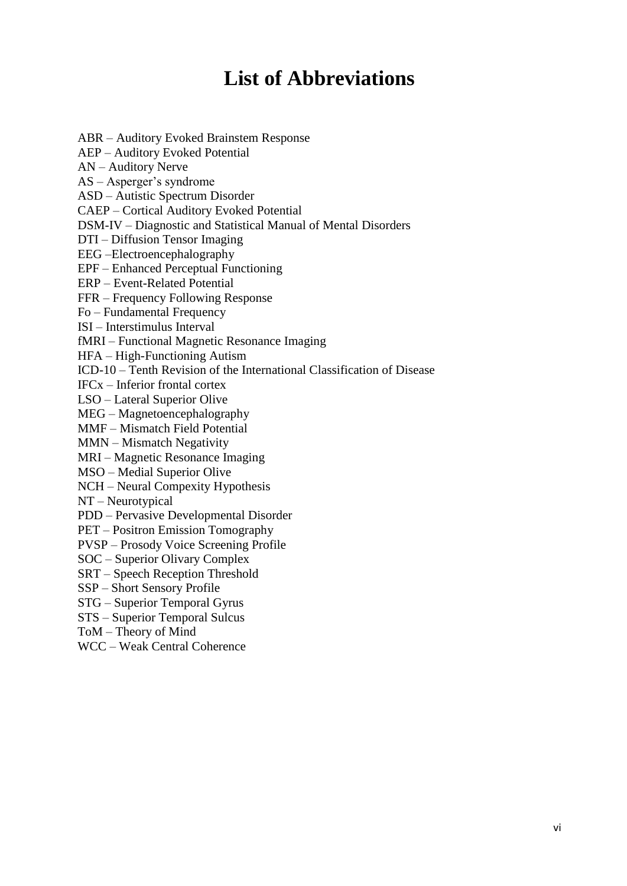# List of Abbreviations

ABR – Auditory Evoked Brainstem Response
AEP – Auditory Evoked Potential
AN – Auditory Nerve
AS – Asperger's syndrome
ASD – Autistic Spectrum Disorder
CAEP – Cortical Auditory Evoked Potential
DSM-IV – Diagnostic and Statistical Manual of Mental Disorders
DTI – Diffusion Tensor Imaging
EEG –Electroencephalography
EPF – Enhanced Perceptual Functioning
ERP – Event-Related Potential
FFR – Frequency Following Response
Fo – Fundamental Frequency
ISI – Interstimulus Interval
fMRI – Functional Magnetic Resonance Imaging
HFA – High-Functioning Autism
ICD-10 – Tenth Revision of the International Classification of Disease
IFCx – Inferior frontal cortex
LSO – Lateral Superior Olive
MEG – Magnetoencephalography
MMF – Mismatch Field Potential
MMN – Mismatch Negativity
MRI – Magnetic Resonance Imaging
MSO – Medial Superior Olive
NCH – Neural Compexity Hypothesis
NT – Neurotypical
PDD – Pervasive Developmental Disorder
PET – Positron Emission Tomography
PVSP – Prosody Voice Screening Profile
SOC – Superior Olivary Complex
SRT – Speech Reception Threshold
SSP – Short Sensory Profile
STG – Superior Temporal Gyrus
STS – Superior Temporal Sulcus
ToM – Theory of Mind
WCC – Weak Central Coherence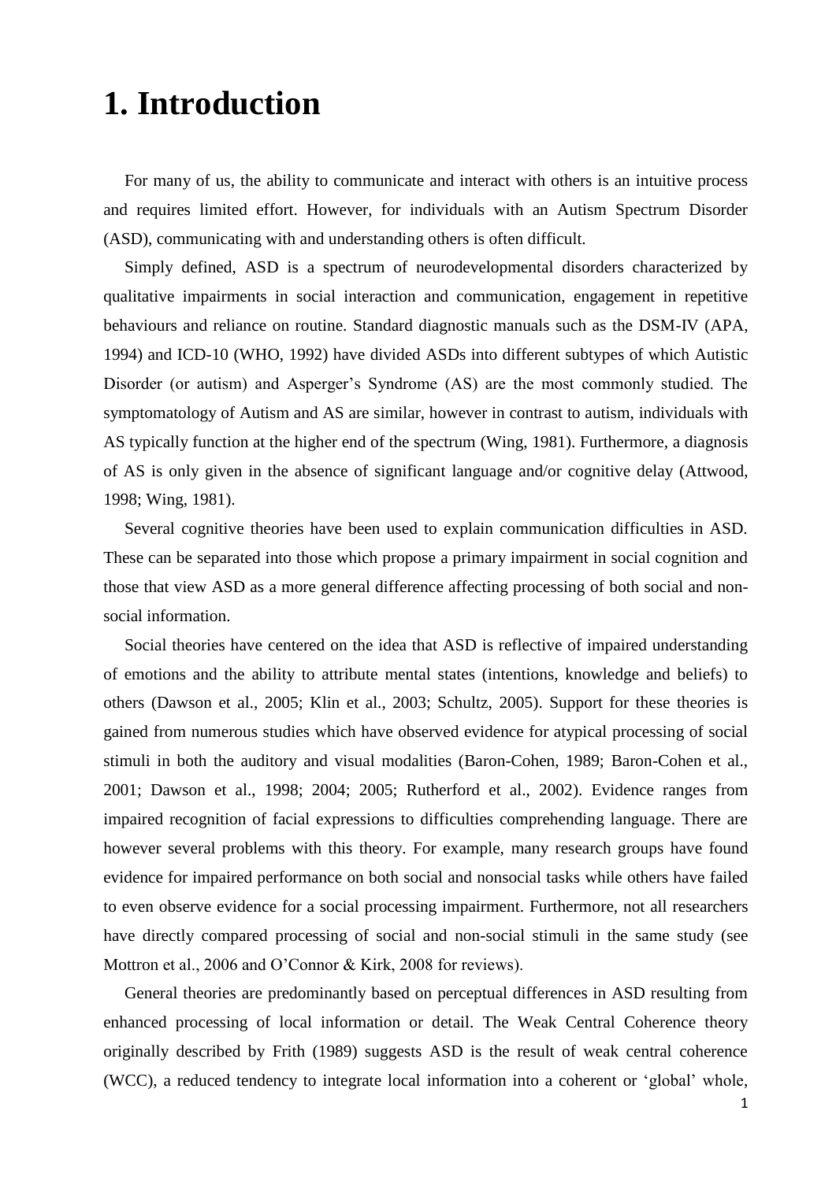# 1. Introduction

For many of us, the ability to communicate and interact with others is an intuitive process and requires limited effort. However, for individuals with an Autism Spectrum Disorder (ASD), communicating with and understanding others is often difficult.

Simply defined, ASD is a spectrum of neurodevelopmental disorders characterized by qualitative impairments in social interaction and communication, engagement in repetitive behaviours and reliance on routine. Standard diagnostic manuals such as the DSM-IV (APA, 1994) and ICD-10 (WHO, 1992) have divided ASDs into different subtypes of which Autistic Disorder (or autism) and Asperger's Syndrome (AS) are the most commonly studied. The symptomatology of Autism and AS are similar, however in contrast to autism, individuals with AS typically function at the higher end of the spectrum (Wing, 1981). Furthermore, a diagnosis of AS is only given in the absence of significant language and/or cognitive delay (Attwood, 1998; Wing, 1981).

Several cognitive theories have been used to explain communication difficulties in ASD. These can be separated into those which propose a primary impairment in social cognition and those that view ASD as a more general difference affecting processing of both social and non-social information.

Social theories have centered on the idea that ASD is reflective of impaired understanding of emotions and the ability to attribute mental states (intentions, knowledge and beliefs) to others (Dawson et al., 2005; Klin et al., 2003; Schultz, 2005). Support for these theories is gained from numerous studies which have observed evidence for atypical processing of social stimuli in both the auditory and visual modalities (Baron-Cohen, 1989; Baron-Cohen et al., 2001; Dawson et al., 1998; 2004; 2005; Rutherford et al., 2002). Evidence ranges from impaired recognition of facial expressions to difficulties comprehending language. There are however several problems with this theory. For example, many research groups have found evidence for impaired performance on both social and nonsocial tasks while others have failed to even observe evidence for a social processing impairment. Furthermore, not all researchers have directly compared processing of social and non-social stimuli in the same study (see Mottron et al., 2006 and O'Connor & Kirk, 2008 for reviews).

General theories are predominantly based on perceptual differences in ASD resulting from enhanced processing of local information or detail. The Weak Central Coherence theory originally described by Frith (1989) suggests ASD is the result of weak central coherence (WCC), a reduced tendency to integrate local information into a coherent or 'global' whole,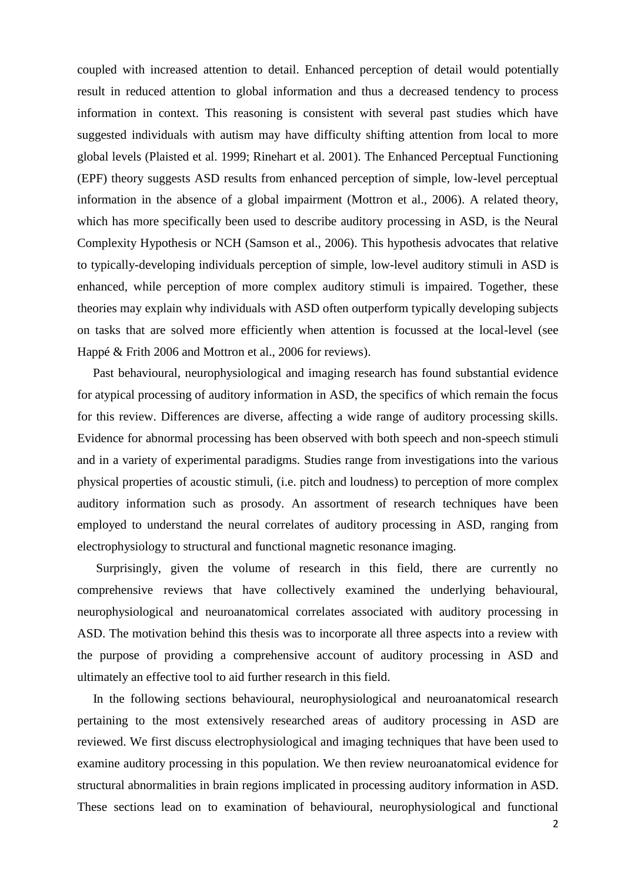coupled with increased attention to detail. Enhanced perception of detail would potentially result in reduced attention to global information and thus a decreased tendency to process information in context. This reasoning is consistent with several past studies which have suggested individuals with autism may have difficulty shifting attention from local to more global levels (Plaisted et al. 1999; Rinehart et al. 2001). The Enhanced Perceptual Functioning (EPF) theory suggests ASD results from enhanced perception of simple, low-level perceptual information in the absence of a global impairment (Mottron et al., 2006). A related theory, which has more specifically been used to describe auditory processing in ASD, is the Neural Complexity Hypothesis or NCH (Samson et al., 2006). This hypothesis advocates that relative to typically-developing individuals perception of simple, low-level auditory stimuli in ASD is enhanced, while perception of more complex auditory stimuli is impaired. Together, these theories may explain why individuals with ASD often outperform typically developing subjects on tasks that are solved more efficiently when attention is focussed at the local-level (see Happé & Frith 2006 and Mottron et al., 2006 for reviews).

Past behavioural, neurophysiological and imaging research has found substantial evidence for atypical processing of auditory information in ASD, the specifics of which remain the focus for this review. Differences are diverse, affecting a wide range of auditory processing skills. Evidence for abnormal processing has been observed with both speech and non-speech stimuli and in a variety of experimental paradigms. Studies range from investigations into the various physical properties of acoustic stimuli, (i.e. pitch and loudness) to perception of more complex auditory information such as prosody. An assortment of research techniques have been employed to understand the neural correlates of auditory processing in ASD, ranging from electrophysiology to structural and functional magnetic resonance imaging.

Surprisingly, given the volume of research in this field, there are currently no comprehensive reviews that have collectively examined the underlying behavioural, neurophysiological and neuroanatomical correlates associated with auditory processing in ASD. The motivation behind this thesis was to incorporate all three aspects into a review with the purpose of providing a comprehensive account of auditory processing in ASD and ultimately an effective tool to aid further research in this field.

In the following sections behavioural, neurophysiological and neuroanatomical research pertaining to the most extensively researched areas of auditory processing in ASD are reviewed. We first discuss electrophysiological and imaging techniques that have been used to examine auditory processing in this population. We then review neuroanatomical evidence for structural abnormalities in brain regions implicated in processing auditory information in ASD. These sections lead on to examination of behavioural, neurophysiological and functional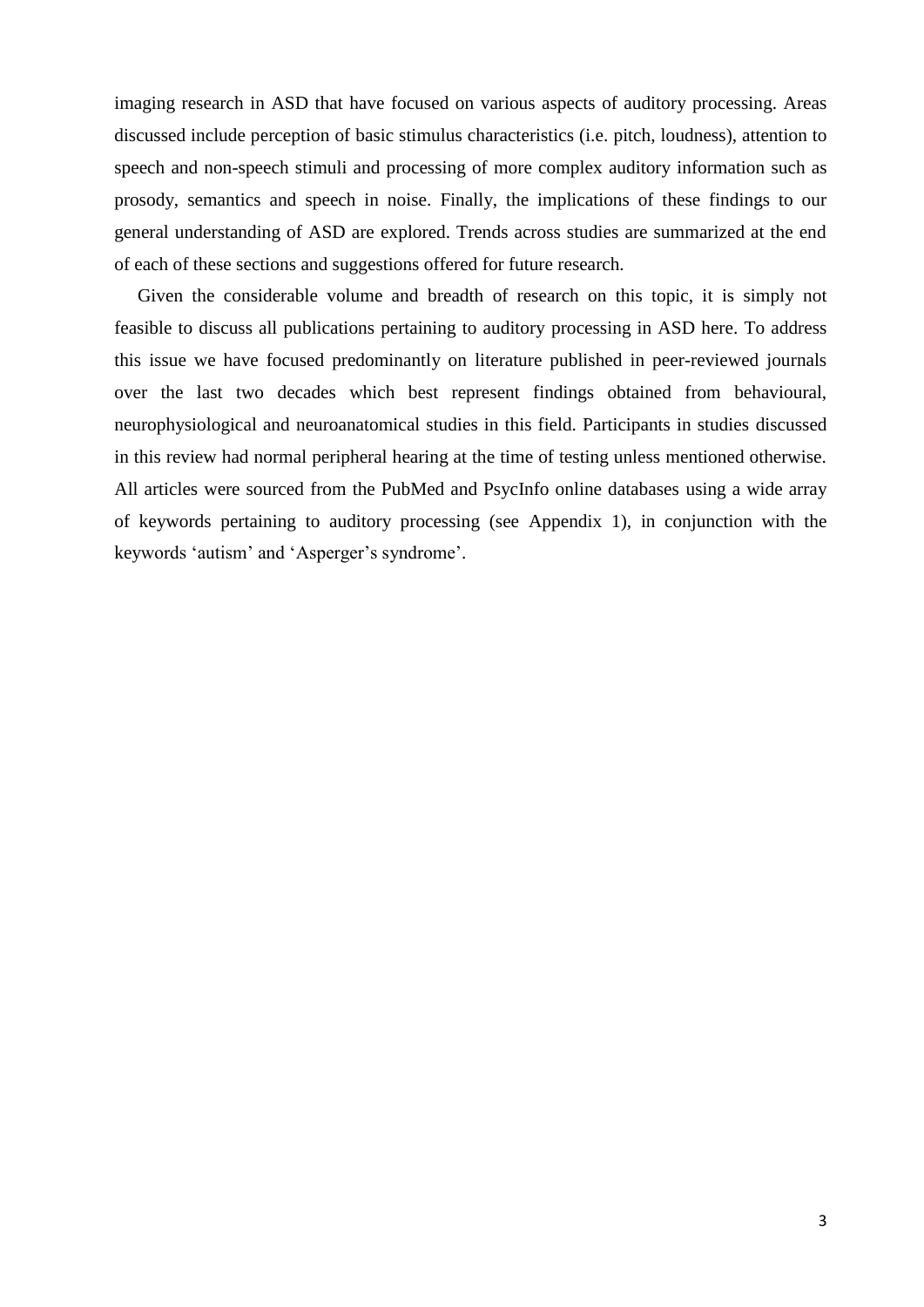imaging research in ASD that have focused on various aspects of auditory processing. Areas discussed include perception of basic stimulus characteristics (i.e. pitch, loudness), attention to speech and non-speech stimuli and processing of more complex auditory information such as prosody, semantics and speech in noise. Finally, the implications of these findings to our general understanding of ASD are explored. Trends across studies are summarized at the end of each of these sections and suggestions offered for future research.

Given the considerable volume and breadth of research on this topic, it is simply not feasible to discuss all publications pertaining to auditory processing in ASD here. To address this issue we have focused predominantly on literature published in peer-reviewed journals over the last two decades which best represent findings obtained from behavioural, neurophysiological and neuroanatomical studies in this field. Participants in studies discussed in this review had normal peripheral hearing at the time of testing unless mentioned otherwise. All articles were sourced from the PubMed and PsycInfo online databases using a wide array of keywords pertaining to auditory processing (see Appendix 1), in conjunction with the keywords 'autism' and 'Asperger's syndrome'.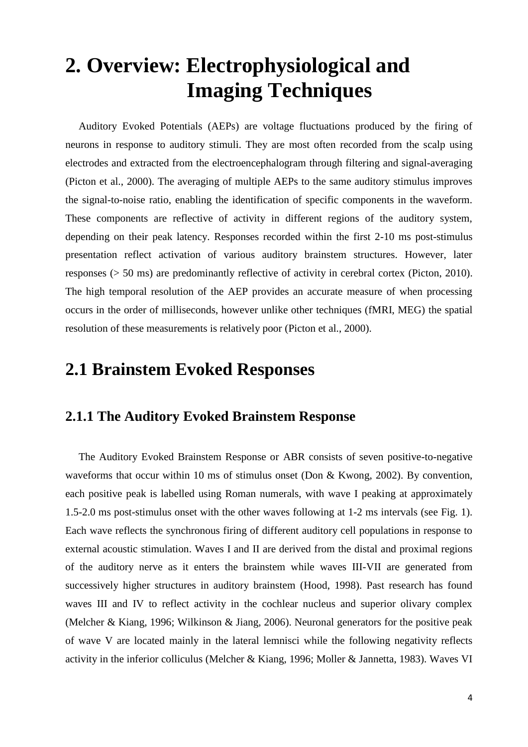# 2. Overview: Electrophysiological and Imaging Techniques

Auditory Evoked Potentials (AEPs) are voltage fluctuations produced by the firing of neurons in response to auditory stimuli. They are most often recorded from the scalp using electrodes and extracted from the electroencephalogram through filtering and signal-averaging (Picton et al., 2000). The averaging of multiple AEPs to the same auditory stimulus improves the signal-to-noise ratio, enabling the identification of specific components in the waveform. These components are reflective of activity in different regions of the auditory system, depending on their peak latency. Responses recorded within the first 2-10 ms post-stimulus presentation reflect activation of various auditory brainstem structures. However, later responses (> 50 ms) are predominantly reflective of activity in cerebral cortex (Picton, 2010). The high temporal resolution of the AEP provides an accurate measure of when processing occurs in the order of milliseconds, however unlike other techniques (fMRI, MEG) the spatial resolution of these measurements is relatively poor (Picton et al., 2000).

## 2.1 Brainstem Evoked Responses

### 2.1.1 The Auditory Evoked Brainstem Response

The Auditory Evoked Brainstem Response or ABR consists of seven positive-to-negative waveforms that occur within 10 ms of stimulus onset (Don & Kwong, 2002). By convention, each positive peak is labelled using Roman numerals, with wave I peaking at approximately 1.5-2.0 ms post-stimulus onset with the other waves following at 1-2 ms intervals (see Fig. 1). Each wave reflects the synchronous firing of different auditory cell populations in response to external acoustic stimulation. Waves I and II are derived from the distal and proximal regions of the auditory nerve as it enters the brainstem while waves III-VII are generated from successively higher structures in auditory brainstem (Hood, 1998). Past research has found waves III and IV to reflect activity in the cochlear nucleus and superior olivary complex (Melcher & Kiang, 1996; Wilkinson & Jiang, 2006). Neuronal generators for the positive peak of wave V are located mainly in the lateral lemnisci while the following negativity reflects activity in the inferior colliculus (Melcher & Kiang, 1996; Moller & Jannetta, 1983). Waves VI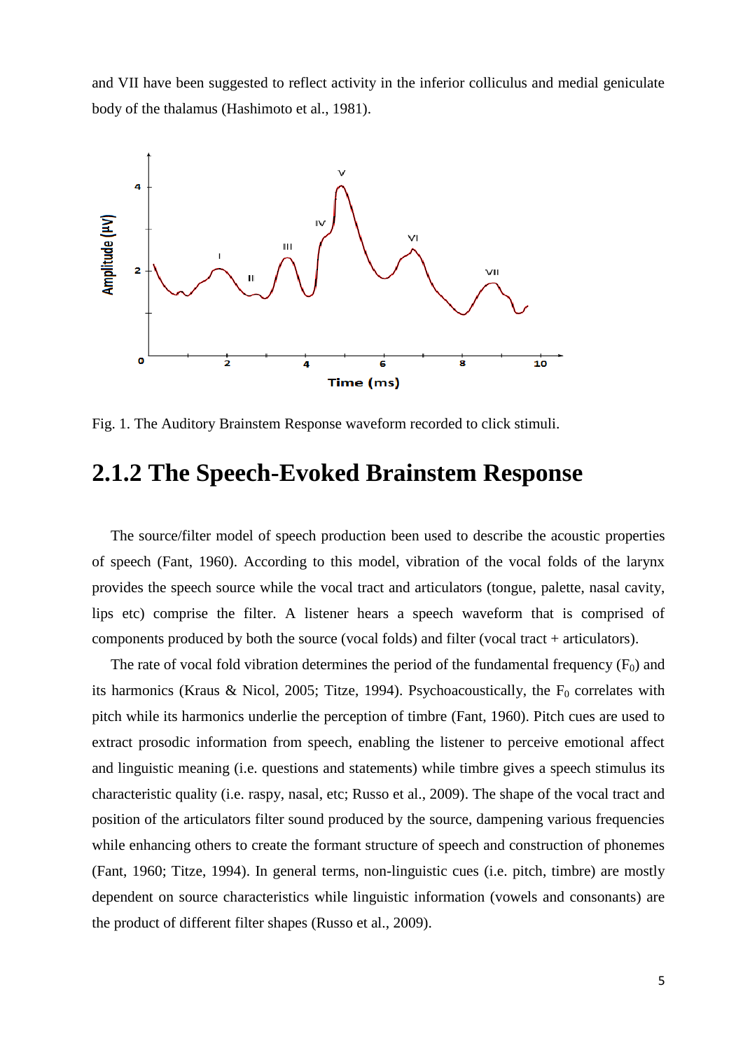and VII have been suggested to reflect activity in the inferior colliculus and medial geniculate body of the thalamus (Hashimoto et al., 1981).

Fig. 1. The Auditory Brainstem Response waveform recorded to click stimuli.

## 2.1.2 The Speech-Evoked Brainstem Response

The source/filter model of speech production been used to describe the acoustic properties of speech (Fant, 1960). According to this model, vibration of the vocal folds of the larynx provides the speech source while the vocal tract and articulators (tongue, palette, nasal cavity, lips etc) comprise the filter. A listener hears a speech waveform that is comprised of components produced by both the source (vocal folds) and filter (vocal tract + articulators).

The rate of vocal fold vibration determines the period of the fundamental frequency ($F_0$) and its harmonics (Kraus & Nicol, 2005; Titze, 1994). Psychoacoustically, the $F_0$ correlates with pitch while its harmonics underlie the perception of timbre (Fant, 1960). Pitch cues are used to extract prosodic information from speech, enabling the listener to perceive emotional affect and linguistic meaning (i.e. questions and statements) while timbre gives a speech stimulus its characteristic quality (i.e. raspy, nasal, etc; Russo et al., 2009). The shape of the vocal tract and position of the articulators filter sound produced by the source, dampening various frequencies while enhancing others to create the formant structure of speech and construction of phonemes (Fant, 1960; Titze, 1994). In general terms, non-linguistic cues (i.e. pitch, timbre) are mostly dependent on source characteristics while linguistic information (vowels and consonants) are the product of different filter shapes (Russo et al., 2009).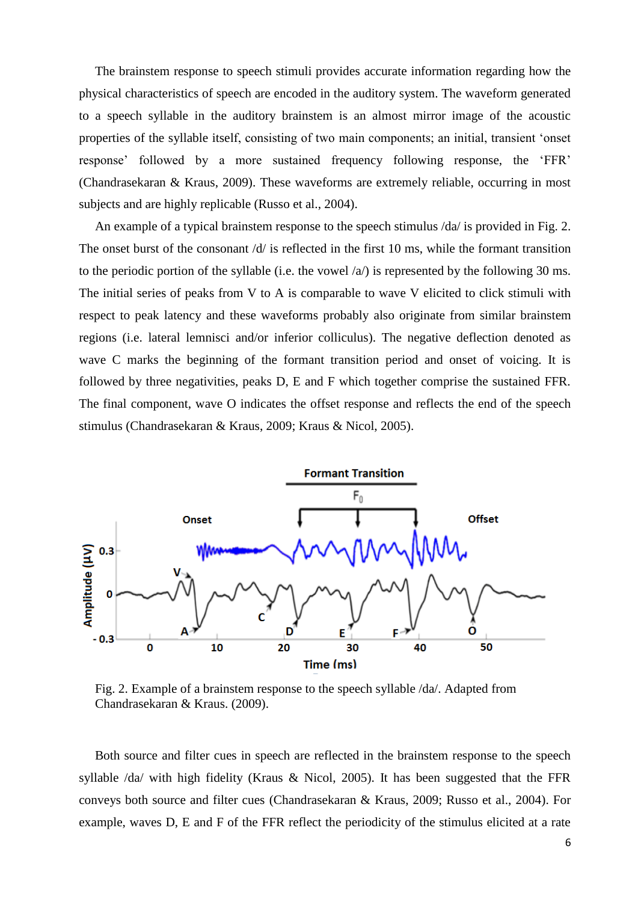The brainstem response to speech stimuli provides accurate information regarding how the physical characteristics of speech are encoded in the auditory system. The waveform generated to a speech syllable in the auditory brainstem is an almost mirror image of the acoustic properties of the syllable itself, consisting of two main components; an initial, transient 'onset response' followed by a more sustained frequency following response, the 'FFR' (Chandrasekaran & Kraus, 2009). These waveforms are extremely reliable, occurring in most subjects and are highly replicable (Russo et al., 2004).

An example of a typical brainstem response to the speech stimulus /da/ is provided in Fig. 2. The onset burst of the consonant /d/ is reflected in the first 10 ms, while the formant transition to the periodic portion of the syllable (i.e. the vowel /a/) is represented by the following 30 ms. The initial series of peaks from V to A is comparable to wave V elicited to click stimuli with respect to peak latency and these waveforms probably also originate from similar brainstem regions (i.e. lateral lemnisci and/or inferior colliculus). The negative deflection denoted as wave C marks the beginning of the formant transition period and onset of voicing. It is followed by three negativities, peaks D, E and F which together comprise the sustained FFR. The final component, wave O indicates the offset response and reflects the end of the speech stimulus (Chandrasekaran & Kraus, 2009; Kraus & Nicol, 2005).

Fig. 2. Example of a brainstem response to the speech syllable /da/. Adapted from Chandrasekaran & Kraus. (2009).

Both source and filter cues in speech are reflected in the brainstem response to the speech syllable /da/ with high fidelity (Kraus & Nicol, 2005). It has been suggested that the FFR conveys both source and filter cues (Chandrasekaran & Kraus, 2009; Russo et al., 2004). For example, waves D, E and F of the FFR reflect the periodicity of the stimulus elicited at a rate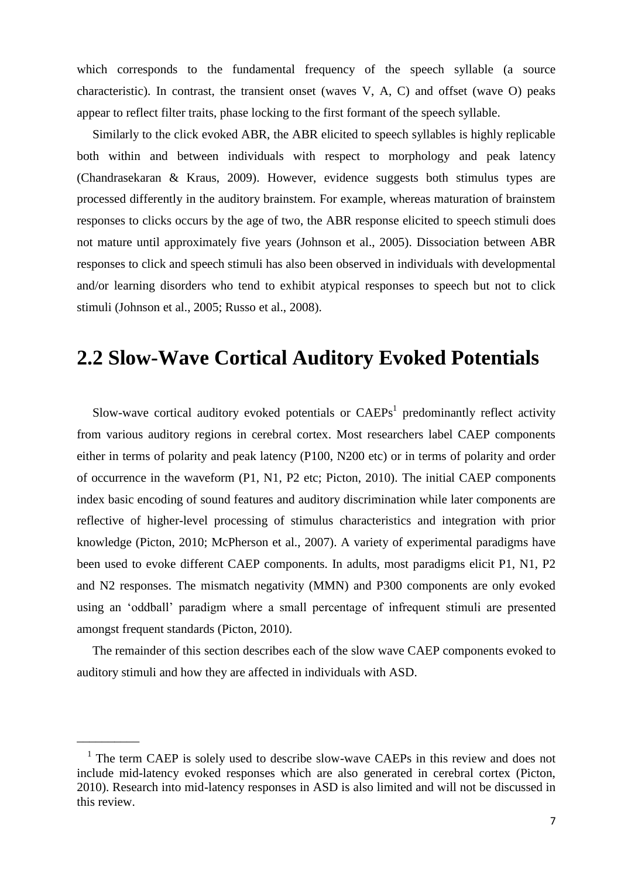which corresponds to the fundamental frequency of the speech syllable (a source characteristic). In contrast, the transient onset (waves V, A, C) and offset (wave O) peaks appear to reflect filter traits, phase locking to the first formant of the speech syllable.

Similarly to the click evoked ABR, the ABR elicited to speech syllables is highly replicable both within and between individuals with respect to morphology and peak latency (Chandrasekaran & Kraus, 2009). However, evidence suggests both stimulus types are processed differently in the auditory brainstem. For example, whereas maturation of brainstem responses to clicks occurs by the age of two, the ABR response elicited to speech stimuli does not mature until approximately five years (Johnson et al., 2005). Dissociation between ABR responses to click and speech stimuli has also been observed in individuals with developmental and/or learning disorders who tend to exhibit atypical responses to speech but not to click stimuli (Johnson et al., 2005; Russo et al., 2008).

## 2.2 Slow-Wave Cortical Auditory Evoked Potentials

Slow-wave cortical auditory evoked potentials or CAEPs[1] predominantly reflect activity from various auditory regions in cerebral cortex. Most researchers label CAEP components either in terms of polarity and peak latency (P100, N200 etc) or in terms of polarity and order of occurrence in the waveform (P1, N1, P2 etc; Picton, 2010). The initial CAEP components index basic encoding of sound features and auditory discrimination while later components are reflective of higher-level processing of stimulus characteristics and integration with prior knowledge (Picton, 2010; McPherson et al., 2007). A variety of experimental paradigms have been used to evoke different CAEP components. In adults, most paradigms elicit P1, N1, P2 and N2 responses. The mismatch negativity (MMN) and P300 components are only evoked using an 'oddball' paradigm where a small percentage of infrequent stimuli are presented amongst frequent standards (Picton, 2010).

The remainder of this section describes each of the slow wave CAEP components evoked to auditory stimuli and how they are affected in individuals with ASD.

---

[1] The term CAEP is solely used to describe slow-wave CAEPs in this review and does not include mid-latency evoked responses which are also generated in cerebral cortex (Picton, 2010). Research into mid-latency responses in ASD is also limited and will not be discussed in this review.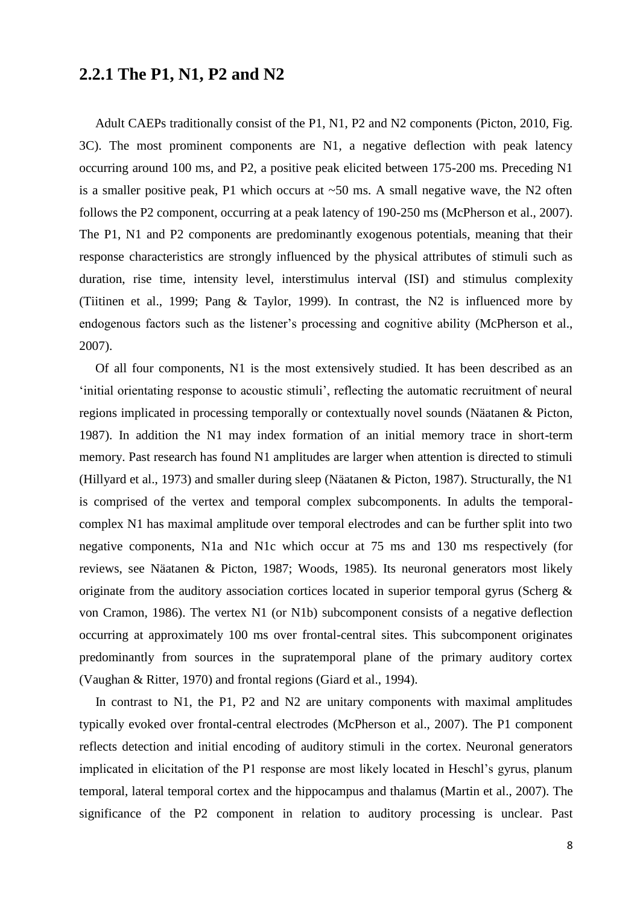## 2.2.1 The P1, N1, P2 and N2

Adult CAEPs traditionally consist of the P1, N1, P2 and N2 components (Picton, 2010, Fig. 3C). The most prominent components are N1, a negative deflection with peak latency occurring around 100 ms, and P2, a positive peak elicited between 175-200 ms. Preceding N1 is a smaller positive peak, P1 which occurs at ~50 ms. A small negative wave, the N2 often follows the P2 component, occurring at a peak latency of 190-250 ms (McPherson et al., 2007). The P1, N1 and P2 components are predominantly exogenous potentials, meaning that their response characteristics are strongly influenced by the physical attributes of stimuli such as duration, rise time, intensity level, interstimulus interval (ISI) and stimulus complexity (Tiitinen et al., 1999; Pang & Taylor, 1999). In contrast, the N2 is influenced more by endogenous factors such as the listener's processing and cognitive ability (McPherson et al., 2007).

Of all four components, N1 is the most extensively studied. It has been described as an 'initial orientating response to acoustic stimuli', reflecting the automatic recruitment of neural regions implicated in processing temporally or contextually novel sounds (Näatanen & Picton, 1987). In addition the N1 may index formation of an initial memory trace in short-term memory. Past research has found N1 amplitudes are larger when attention is directed to stimuli (Hillyard et al., 1973) and smaller during sleep (Näatanen & Picton, 1987). Structurally, the N1 is comprised of the vertex and temporal complex subcomponents. In adults the temporal-complex N1 has maximal amplitude over temporal electrodes and can be further split into two negative components, N1a and N1c which occur at 75 ms and 130 ms respectively (for reviews, see Näatanen & Picton, 1987; Woods, 1985). Its neuronal generators most likely originate from the auditory association cortices located in superior temporal gyrus (Scherg & von Cramon, 1986). The vertex N1 (or N1b) subcomponent consists of a negative deflection occurring at approximately 100 ms over frontal-central sites. This subcomponent originates predominantly from sources in the supratemporal plane of the primary auditory cortex (Vaughan & Ritter, 1970) and frontal regions (Giard et al., 1994).

In contrast to N1, the P1, P2 and N2 are unitary components with maximal amplitudes typically evoked over frontal-central electrodes (McPherson et al., 2007). The P1 component reflects detection and initial encoding of auditory stimuli in the cortex. Neuronal generators implicated in elicitation of the P1 response are most likely located in Heschl's gyrus, planum temporal, lateral temporal cortex and the hippocampus and thalamus (Martin et al., 2007). The significance of the P2 component in relation to auditory processing is unclear. Past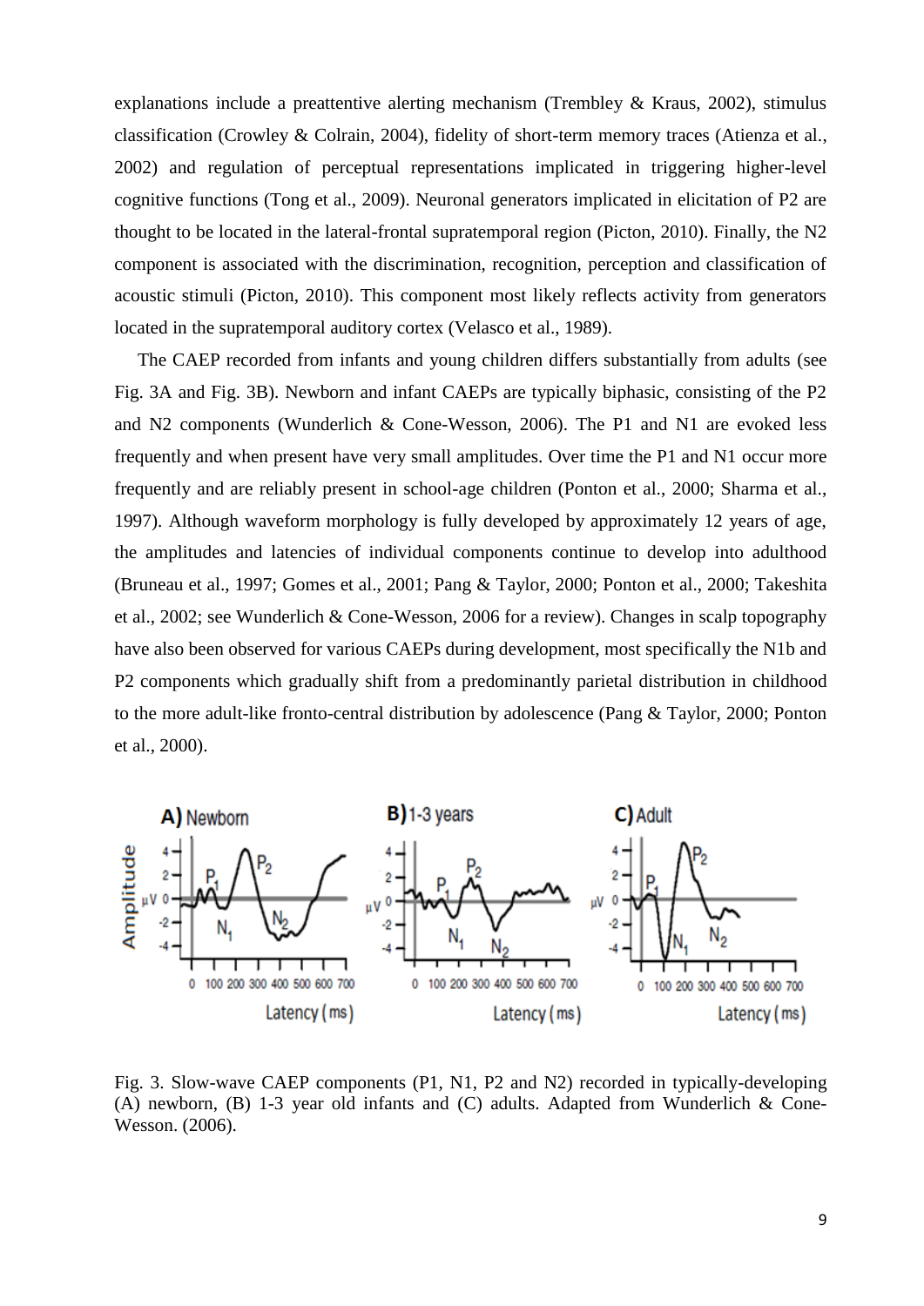explanations include a preattentive alerting mechanism (Trembley & Kraus, 2002), stimulus classification (Crowley & Colrain, 2004), fidelity of short-term memory traces (Atienza et al., 2002) and regulation of perceptual representations implicated in triggering higher-level cognitive functions (Tong et al., 2009). Neuronal generators implicated in elicitation of P2 are thought to be located in the lateral-frontal supratemporal region (Picton, 2010). Finally, the N2 component is associated with the discrimination, recognition, perception and classification of acoustic stimuli (Picton, 2010). This component most likely reflects activity from generators located in the supratemporal auditory cortex (Velasco et al., 1989).

The CAEP recorded from infants and young children differs substantially from adults (see Fig. 3A and Fig. 3B). Newborn and infant CAEPs are typically biphasic, consisting of the P2 and N2 components (Wunderlich & Cone-Wesson, 2006). The P1 and N1 are evoked less frequently and when present have very small amplitudes. Over time the P1 and N1 occur more frequently and are reliably present in school-age children (Ponton et al., 2000; Sharma et al., 1997). Although waveform morphology is fully developed by approximately 12 years of age, the amplitudes and latencies of individual components continue to develop into adulthood (Bruneau et al., 1997; Gomes et al., 2001; Pang & Taylor, 2000; Ponton et al., 2000; Takeshita et al., 2002; see Wunderlich & Cone-Wesson, 2006 for a review). Changes in scalp topography have also been observed for various CAEPs during development, most specifically the N1b and P2 components which gradually shift from a predominantly parietal distribution in childhood to the more adult-like fronto-central distribution by adolescence (Pang & Taylor, 2000; Ponton et al., 2000).

Fig. 3. Slow-wave CAEP components (P1, N1, P2 and N2) recorded in typically-developing (A) newborn, (B) 1-3 year old infants and (C) adults. Adapted from Wunderlich & Cone-Wesson. (2006).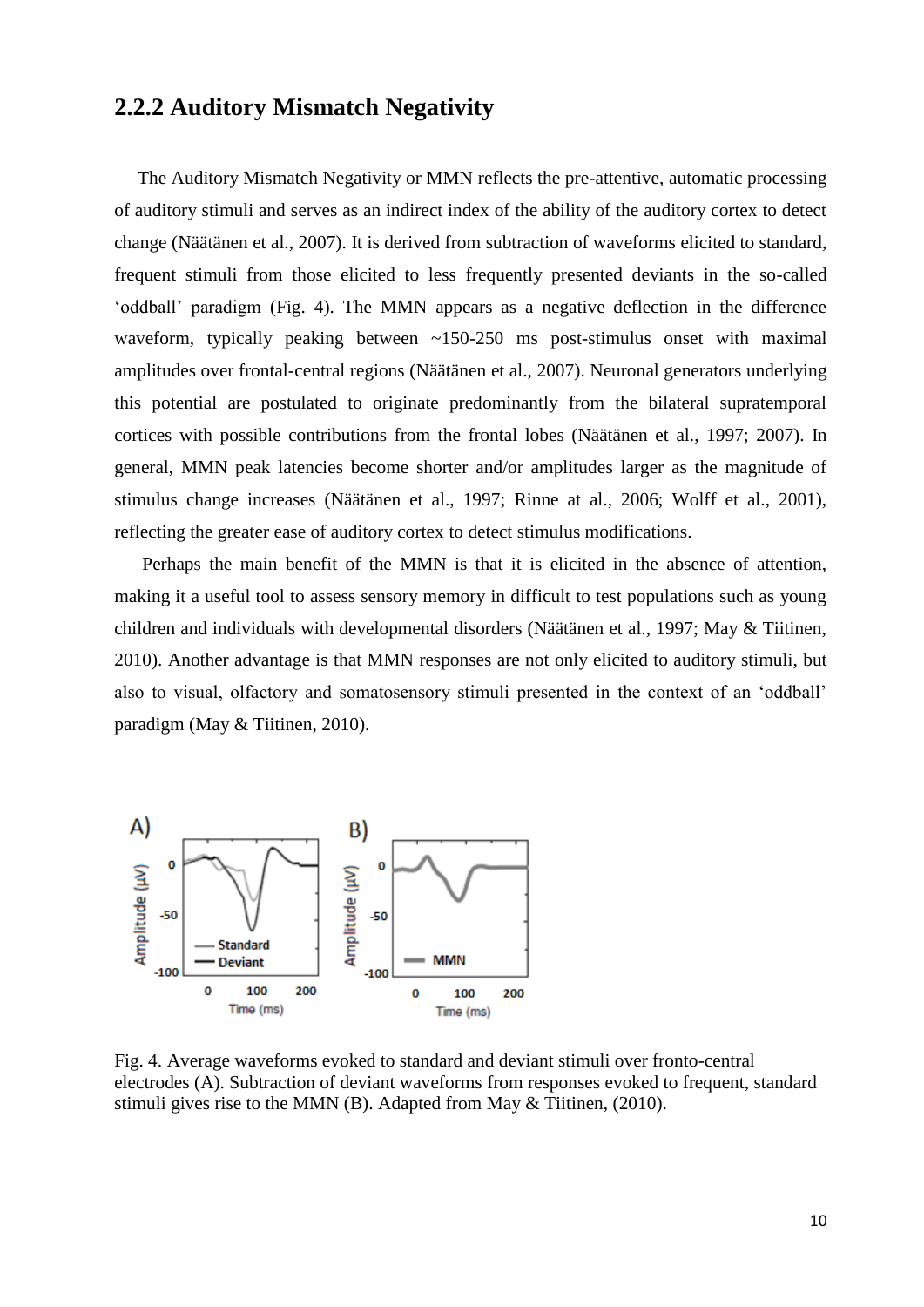## 2.2.2 Auditory Mismatch Negativity

The Auditory Mismatch Negativity or MMN reflects the pre-attentive, automatic processing of auditory stimuli and serves as an indirect index of the ability of the auditory cortex to detect change (Näätänen et al., 2007). It is derived from subtraction of waveforms elicited to standard, frequent stimuli from those elicited to less frequently presented deviants in the so-called 'oddball' paradigm (Fig. 4). The MMN appears as a negative deflection in the difference waveform, typically peaking between ~150-250 ms post-stimulus onset with maximal amplitudes over frontal-central regions (Näätänen et al., 2007). Neuronal generators underlying this potential are postulated to originate predominantly from the bilateral supratemporal cortices with possible contributions from the frontal lobes (Näätänen et al., 1997; 2007). In general, MMN peak latencies become shorter and/or amplitudes larger as the magnitude of stimulus change increases (Näätänen et al., 1997; Rinne at al., 2006; Wolff et al., 2001), reflecting the greater ease of auditory cortex to detect stimulus modifications.

Perhaps the main benefit of the MMN is that it is elicited in the absence of attention, making it a useful tool to assess sensory memory in difficult to test populations such as young children and individuals with developmental disorders (Näätänen et al., 1997; May & Tiitinen, 2010). Another advantage is that MMN responses are not only elicited to auditory stimuli, but also to visual, olfactory and somatosensory stimuli presented in the context of an 'oddball' paradigm (May & Tiitinen, 2010).

Fig. 4. Average waveforms evoked to standard and deviant stimuli over fronto-central electrodes (A). Subtraction of deviant waveforms from responses evoked to frequent, standard stimuli gives rise to the MMN (B). Adapted from May & Tiitinen, (2010).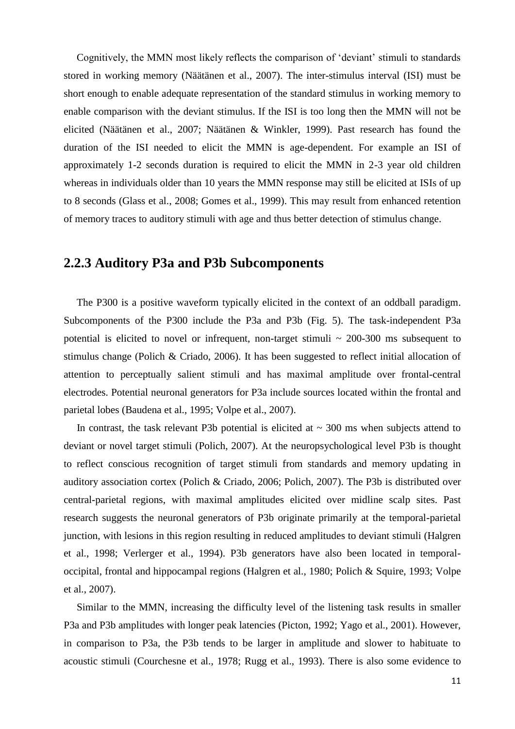Cognitively, the MMN most likely reflects the comparison of 'deviant' stimuli to standards stored in working memory (Näätänen et al., 2007). The inter-stimulus interval (ISI) must be short enough to enable adequate representation of the standard stimulus in working memory to enable comparison with the deviant stimulus. If the ISI is too long then the MMN will not be elicited (Näätänen et al., 2007; Näätänen & Winkler, 1999). Past research has found the duration of the ISI needed to elicit the MMN is age-dependent. For example an ISI of approximately 1-2 seconds duration is required to elicit the MMN in 2-3 year old children whereas in individuals older than 10 years the MMN response may still be elicited at ISIs of up to 8 seconds (Glass et al., 2008; Gomes et al., 1999). This may result from enhanced retention of memory traces to auditory stimuli with age and thus better detection of stimulus change.

## 2.2.3 Auditory P3a and P3b Subcomponents

The P300 is a positive waveform typically elicited in the context of an oddball paradigm. Subcomponents of the P300 include the P3a and P3b (Fig. 5). The task-independent P3a potential is elicited to novel or infrequent, non-target stimuli ~ 200-300 ms subsequent to stimulus change (Polich & Criado, 2006). It has been suggested to reflect initial allocation of attention to perceptually salient stimuli and has maximal amplitude over frontal-central electrodes. Potential neuronal generators for P3a include sources located within the frontal and parietal lobes (Baudena et al., 1995; Volpe et al., 2007).

In contrast, the task relevant P3b potential is elicited at ~ 300 ms when subjects attend to deviant or novel target stimuli (Polich, 2007). At the neuropsychological level P3b is thought to reflect conscious recognition of target stimuli from standards and memory updating in auditory association cortex (Polich & Criado, 2006; Polich, 2007). The P3b is distributed over central-parietal regions, with maximal amplitudes elicited over midline scalp sites. Past research suggests the neuronal generators of P3b originate primarily at the temporal-parietal junction, with lesions in this region resulting in reduced amplitudes to deviant stimuli (Halgren et al., 1998; Verlerger et al., 1994). P3b generators have also been located in temporal-occipital, frontal and hippocampal regions (Halgren et al., 1980; Polich & Squire, 1993; Volpe et al., 2007).

Similar to the MMN, increasing the difficulty level of the listening task results in smaller P3a and P3b amplitudes with longer peak latencies (Picton, 1992; Yago et al., 2001). However, in comparison to P3a, the P3b tends to be larger in amplitude and slower to habituate to acoustic stimuli (Courchesne et al., 1978; Rugg et al., 1993). There is also some evidence to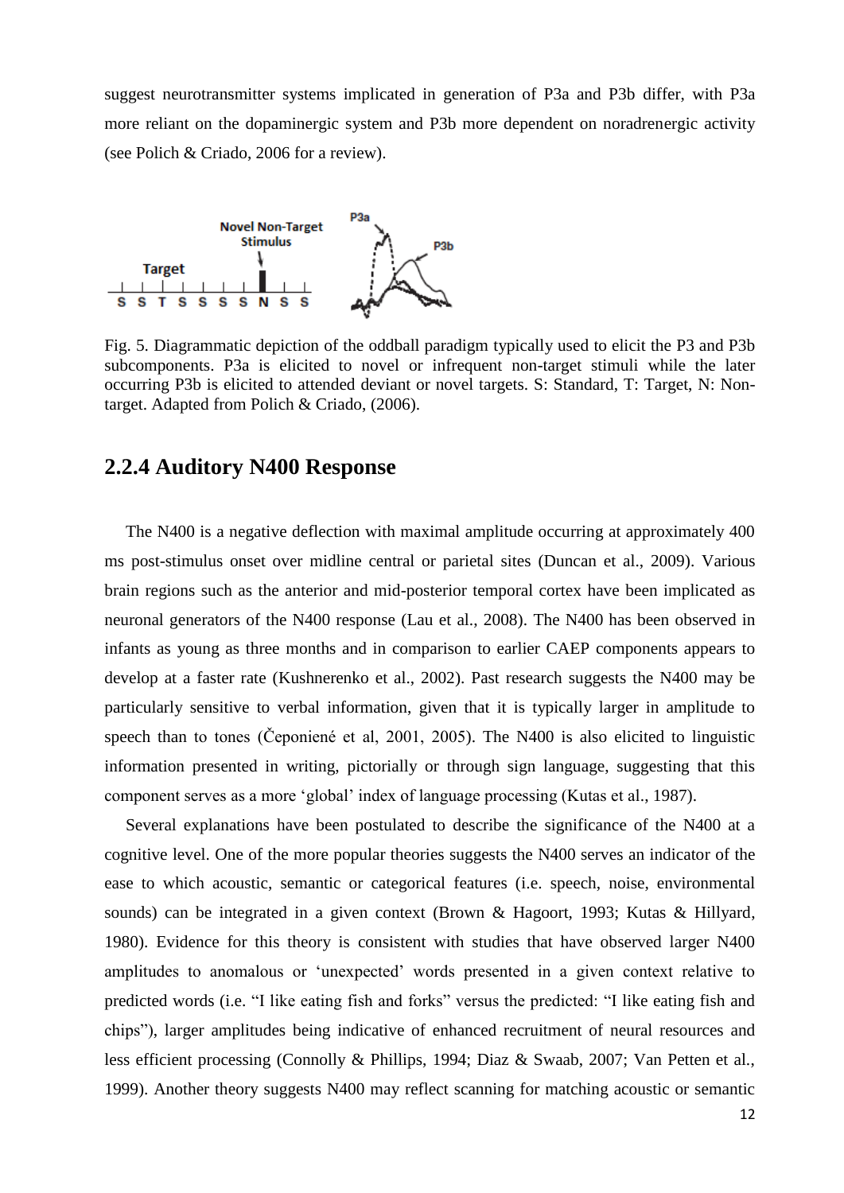suggest neurotransmitter systems implicated in generation of P3a and P3b differ, with P3a more reliant on the dopaminergic system and P3b more dependent on noradrenergic activity (see Polich & Criado, 2006 for a review).

Fig. 5. Diagrammatic depiction of the oddball paradigm typically used to elicit the P3 and P3b subcomponents. P3a is elicited to novel or infrequent non-target stimuli while the later occurring P3b is elicited to attended deviant or novel targets. S: Standard, T: Target, N: Non-target. Adapted from Polich & Criado, (2006).

## 2.2.4 Auditory N400 Response

The N400 is a negative deflection with maximal amplitude occurring at approximately 400 ms post-stimulus onset over midline central or parietal sites (Duncan et al., 2009). Various brain regions such as the anterior and mid-posterior temporal cortex have been implicated as neuronal generators of the N400 response (Lau et al., 2008). The N400 has been observed in infants as young as three months and in comparison to earlier CAEP components appears to develop at a faster rate (Kushnerenko et al., 2002). Past research suggests the N400 may be particularly sensitive to verbal information, given that it is typically larger in amplitude to speech than to tones (Čeponiené et al, 2001, 2005). The N400 is also elicited to linguistic information presented in writing, pictorially or through sign language, suggesting that this component serves as a more 'global' index of language processing (Kutas et al., 1987).

Several explanations have been postulated to describe the significance of the N400 at a cognitive level. One of the more popular theories suggests the N400 serves an indicator of the ease to which acoustic, semantic or categorical features (i.e. speech, noise, environmental sounds) can be integrated in a given context (Brown & Hagoort, 1993; Kutas & Hillyard, 1980). Evidence for this theory is consistent with studies that have observed larger N400 amplitudes to anomalous or 'unexpected' words presented in a given context relative to predicted words (i.e. "I like eating fish and forks" versus the predicted: "I like eating fish and chips"), larger amplitudes being indicative of enhanced recruitment of neural resources and less efficient processing (Connolly & Phillips, 1994; Diaz & Swaab, 2007; Van Petten et al., 1999). Another theory suggests N400 may reflect scanning for matching acoustic or semantic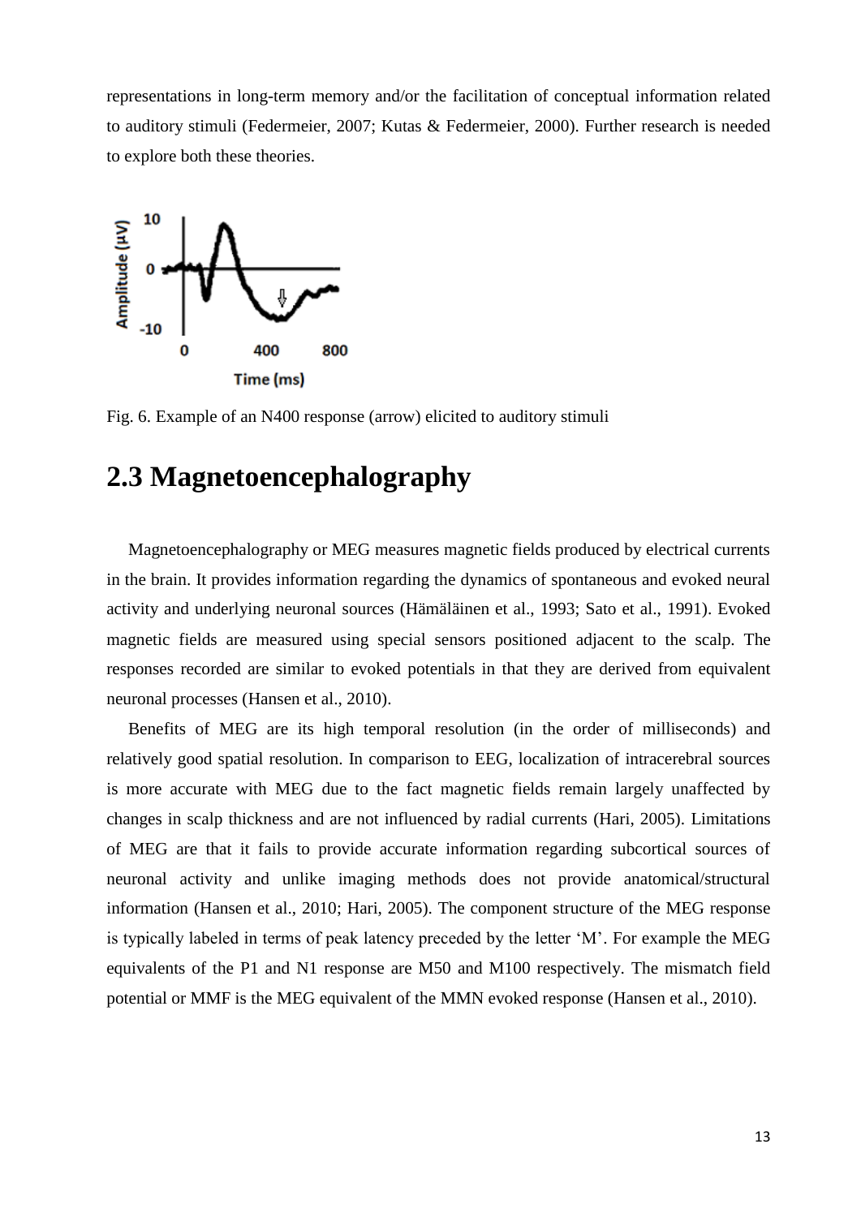representations in long-term memory and/or the facilitation of conceptual information related to auditory stimuli (Federmeier, 2007; Kutas & Federmeier, 2000). Further research is needed to explore both these theories.

Fig. 6. Example of an N400 response (arrow) elicited to auditory stimuli

## 2.3 Magnetoencephalography

Magnetoencephalography or MEG measures magnetic fields produced by electrical currents in the brain. It provides information regarding the dynamics of spontaneous and evoked neural activity and underlying neuronal sources (Hämäläinen et al., 1993; Sato et al., 1991). Evoked magnetic fields are measured using special sensors positioned adjacent to the scalp. The responses recorded are similar to evoked potentials in that they are derived from equivalent neuronal processes (Hansen et al., 2010).

Benefits of MEG are its high temporal resolution (in the order of milliseconds) and relatively good spatial resolution. In comparison to EEG, localization of intracerebral sources is more accurate with MEG due to the fact magnetic fields remain largely unaffected by changes in scalp thickness and are not influenced by radial currents (Hari, 2005). Limitations of MEG are that it fails to provide accurate information regarding subcortical sources of neuronal activity and unlike imaging methods does not provide anatomical/structural information (Hansen et al., 2010; Hari, 2005). The component structure of the MEG response is typically labeled in terms of peak latency preceded by the letter 'M'. For example the MEG equivalents of the P1 and N1 response are M50 and M100 respectively. The mismatch field potential or MMF is the MEG equivalent of the MMN evoked response (Hansen et al., 2010).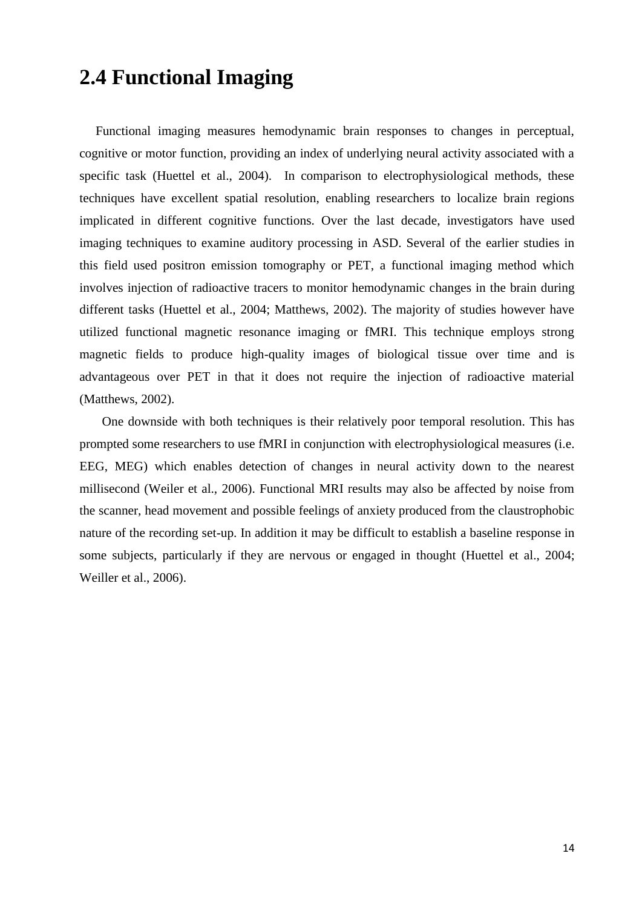## 2.4 Functional Imaging

Functional imaging measures hemodynamic brain responses to changes in perceptual, cognitive or motor function, providing an index of underlying neural activity associated with a specific task (Huettel et al., 2004). In comparison to electrophysiological methods, these techniques have excellent spatial resolution, enabling researchers to localize brain regions implicated in different cognitive functions. Over the last decade, investigators have used imaging techniques to examine auditory processing in ASD. Several of the earlier studies in this field used positron emission tomography or PET, a functional imaging method which involves injection of radioactive tracers to monitor hemodynamic changes in the brain during different tasks (Huettel et al., 2004; Matthews, 2002). The majority of studies however have utilized functional magnetic resonance imaging or fMRI. This technique employs strong magnetic fields to produce high-quality images of biological tissue over time and is advantageous over PET in that it does not require the injection of radioactive material (Matthews, 2002).

One downside with both techniques is their relatively poor temporal resolution. This has prompted some researchers to use fMRI in conjunction with electrophysiological measures (i.e. EEG, MEG) which enables detection of changes in neural activity down to the nearest millisecond (Weiler et al., 2006). Functional MRI results may also be affected by noise from the scanner, head movement and possible feelings of anxiety produced from the claustrophobic nature of the recording set-up. In addition it may be difficult to establish a baseline response in some subjects, particularly if they are nervous or engaged in thought (Huettel et al., 2004; Weiller et al., 2006).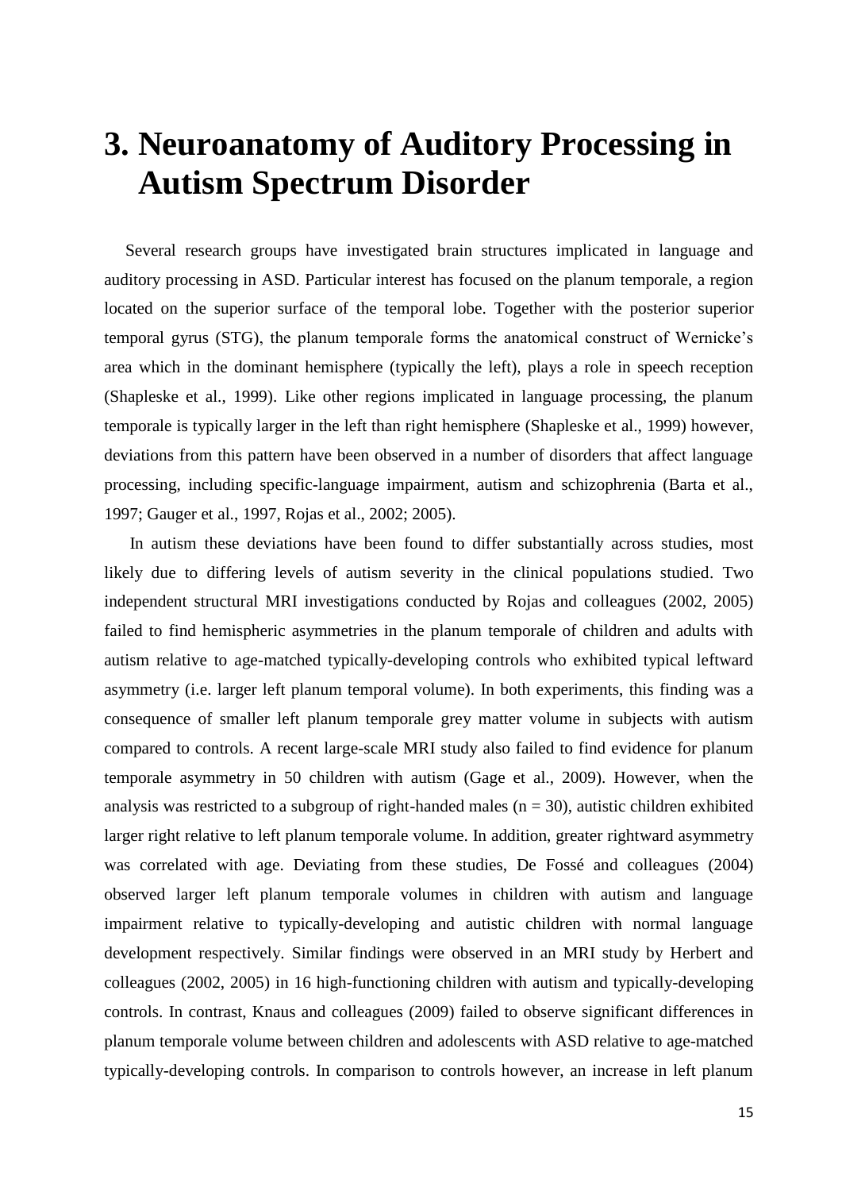# 3. Neuroanatomy of Auditory Processing in Autism Spectrum Disorder

Several research groups have investigated brain structures implicated in language and auditory processing in ASD. Particular interest has focused on the planum temporale, a region located on the superior surface of the temporal lobe. Together with the posterior superior temporal gyrus (STG), the planum temporale forms the anatomical construct of Wernicke's area which in the dominant hemisphere (typically the left), plays a role in speech reception (Shapleske et al., 1999). Like other regions implicated in language processing, the planum temporale is typically larger in the left than right hemisphere (Shapleske et al., 1999) however, deviations from this pattern have been observed in a number of disorders that affect language processing, including specific-language impairment, autism and schizophrenia (Barta et al., 1997; Gauger et al., 1997, Rojas et al., 2002; 2005).

In autism these deviations have been found to differ substantially across studies, most likely due to differing levels of autism severity in the clinical populations studied. Two independent structural MRI investigations conducted by Rojas and colleagues (2002, 2005) failed to find hemispheric asymmetries in the planum temporale of children and adults with autism relative to age-matched typically-developing controls who exhibited typical leftward asymmetry (i.e. larger left planum temporal volume). In both experiments, this finding was a consequence of smaller left planum temporale grey matter volume in subjects with autism compared to controls. A recent large-scale MRI study also failed to find evidence for planum temporale asymmetry in 50 children with autism (Gage et al., 2009). However, when the analysis was restricted to a subgroup of right-handed males (n = 30), autistic children exhibited larger right relative to left planum temporale volume. In addition, greater rightward asymmetry was correlated with age. Deviating from these studies, De Fossé and colleagues (2004) observed larger left planum temporale volumes in children with autism and language impairment relative to typically-developing and autistic children with normal language development respectively. Similar findings were observed in an MRI study by Herbert and colleagues (2002, 2005) in 16 high-functioning children with autism and typically-developing controls. In contrast, Knaus and colleagues (2009) failed to observe significant differences in planum temporale volume between children and adolescents with ASD relative to age-matched typically-developing controls. In comparison to controls however, an increase in left planum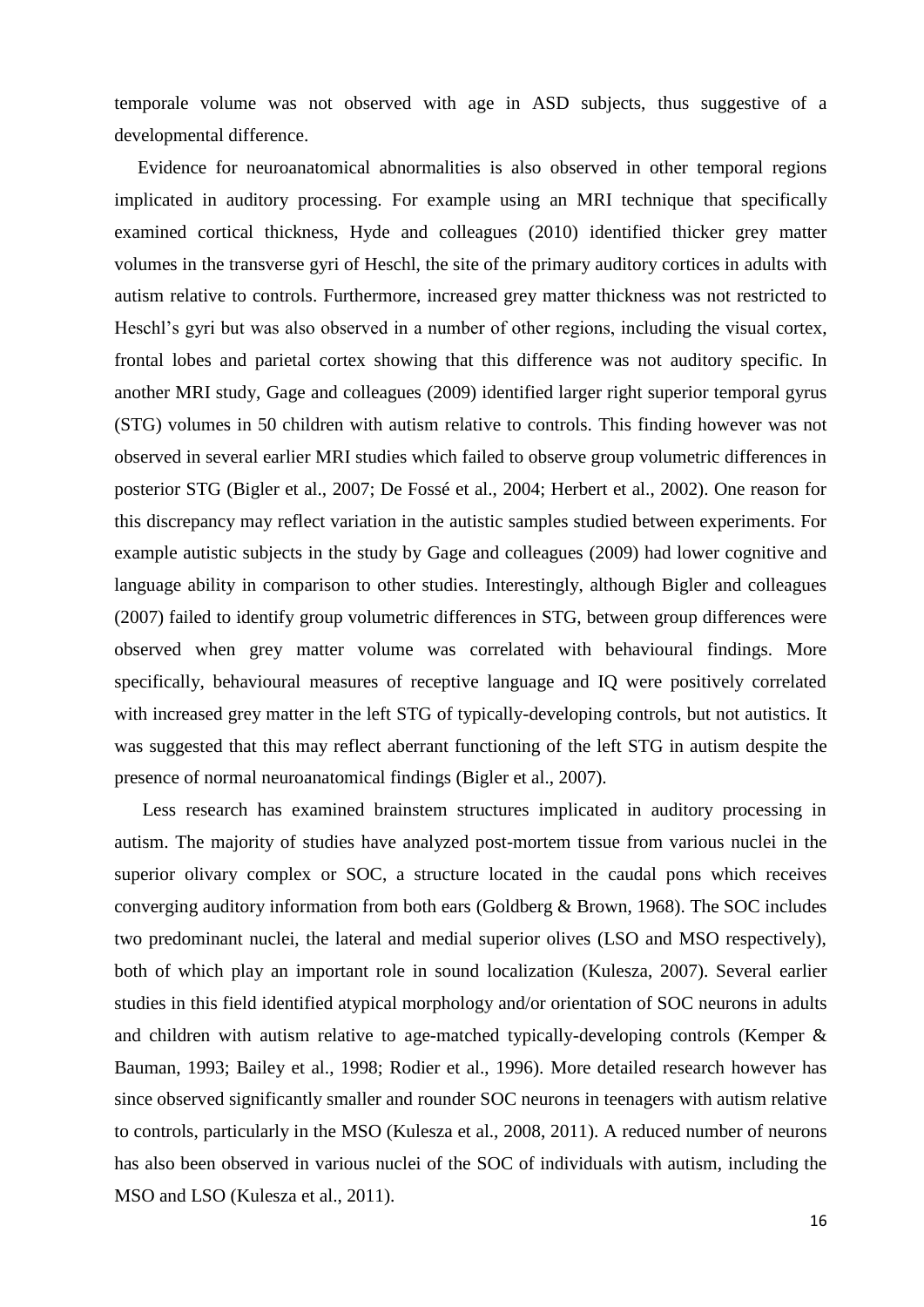temporale volume was not observed with age in ASD subjects, thus suggestive of a developmental difference.

Evidence for neuroanatomical abnormalities is also observed in other temporal regions implicated in auditory processing. For example using an MRI technique that specifically examined cortical thickness, Hyde and colleagues (2010) identified thicker grey matter volumes in the transverse gyri of Heschl, the site of the primary auditory cortices in adults with autism relative to controls. Furthermore, increased grey matter thickness was not restricted to Heschl's gyri but was also observed in a number of other regions, including the visual cortex, frontal lobes and parietal cortex showing that this difference was not auditory specific. In another MRI study, Gage and colleagues (2009) identified larger right superior temporal gyrus (STG) volumes in 50 children with autism relative to controls. This finding however was not observed in several earlier MRI studies which failed to observe group volumetric differences in posterior STG (Bigler et al., 2007; De Fossé et al., 2004; Herbert et al., 2002). One reason for this discrepancy may reflect variation in the autistic samples studied between experiments. For example autistic subjects in the study by Gage and colleagues (2009) had lower cognitive and language ability in comparison to other studies. Interestingly, although Bigler and colleagues (2007) failed to identify group volumetric differences in STG, between group differences were observed when grey matter volume was correlated with behavioural findings. More specifically, behavioural measures of receptive language and IQ were positively correlated with increased grey matter in the left STG of typically-developing controls, but not autistics. It was suggested that this may reflect aberrant functioning of the left STG in autism despite the presence of normal neuroanatomical findings (Bigler et al., 2007).

Less research has examined brainstem structures implicated in auditory processing in autism. The majority of studies have analyzed post-mortem tissue from various nuclei in the superior olivary complex or SOC, a structure located in the caudal pons which receives converging auditory information from both ears (Goldberg & Brown, 1968). The SOC includes two predominant nuclei, the lateral and medial superior olives (LSO and MSO respectively), both of which play an important role in sound localization (Kulesza, 2007). Several earlier studies in this field identified atypical morphology and/or orientation of SOC neurons in adults and children with autism relative to age-matched typically-developing controls (Kemper & Bauman, 1993; Bailey et al., 1998; Rodier et al., 1996). More detailed research however has since observed significantly smaller and rounder SOC neurons in teenagers with autism relative to controls, particularly in the MSO (Kulesza et al., 2008, 2011). A reduced number of neurons has also been observed in various nuclei of the SOC of individuals with autism, including the MSO and LSO (Kulesza et al., 2011).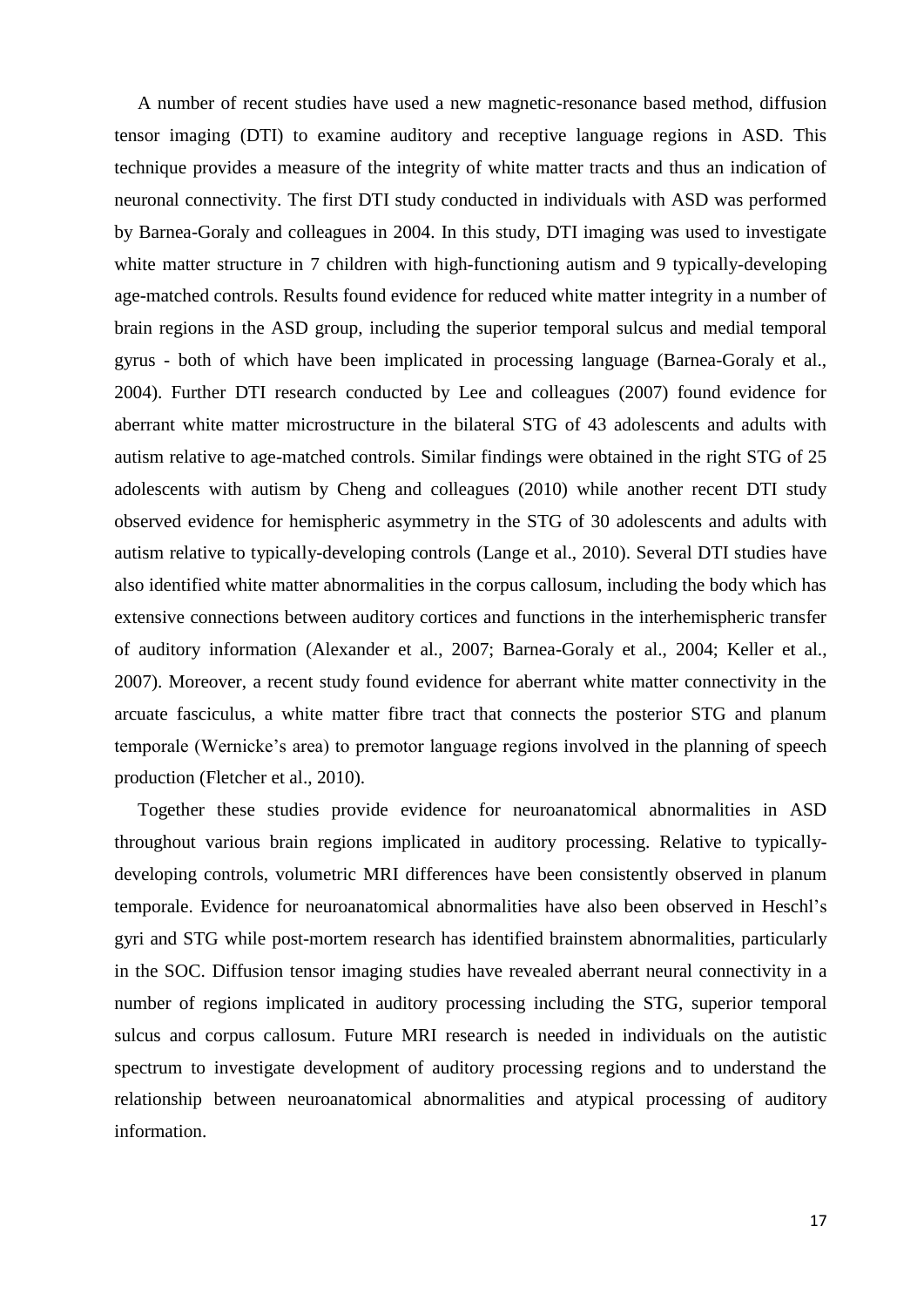A number of recent studies have used a new magnetic-resonance based method, diffusion tensor imaging (DTI) to examine auditory and receptive language regions in ASD. This technique provides a measure of the integrity of white matter tracts and thus an indication of neuronal connectivity. The first DTI study conducted in individuals with ASD was performed by Barnea-Goraly and colleagues in 2004. In this study, DTI imaging was used to investigate white matter structure in 7 children with high-functioning autism and 9 typically-developing age-matched controls. Results found evidence for reduced white matter integrity in a number of brain regions in the ASD group, including the superior temporal sulcus and medial temporal gyrus - both of which have been implicated in processing language (Barnea-Goraly et al., 2004). Further DTI research conducted by Lee and colleagues (2007) found evidence for aberrant white matter microstructure in the bilateral STG of 43 adolescents and adults with autism relative to age-matched controls. Similar findings were obtained in the right STG of 25 adolescents with autism by Cheng and colleagues (2010) while another recent DTI study observed evidence for hemispheric asymmetry in the STG of 30 adolescents and adults with autism relative to typically-developing controls (Lange et al., 2010). Several DTI studies have also identified white matter abnormalities in the corpus callosum, including the body which has extensive connections between auditory cortices and functions in the interhemispheric transfer of auditory information (Alexander et al., 2007; Barnea-Goraly et al., 2004; Keller et al., 2007). Moreover, a recent study found evidence for aberrant white matter connectivity in the arcuate fasciculus, a white matter fibre tract that connects the posterior STG and planum temporale (Wernicke's area) to premotor language regions involved in the planning of speech production (Fletcher et al., 2010).

Together these studies provide evidence for neuroanatomical abnormalities in ASD throughout various brain regions implicated in auditory processing. Relative to typically-developing controls, volumetric MRI differences have been consistently observed in planum temporale. Evidence for neuroanatomical abnormalities have also been observed in Heschl's gyri and STG while post-mortem research has identified brainstem abnormalities, particularly in the SOC. Diffusion tensor imaging studies have revealed aberrant neural connectivity in a number of regions implicated in auditory processing including the STG, superior temporal sulcus and corpus callosum. Future MRI research is needed in individuals on the autistic spectrum to investigate development of auditory processing regions and to understand the relationship between neuroanatomical abnormalities and atypical processing of auditory information.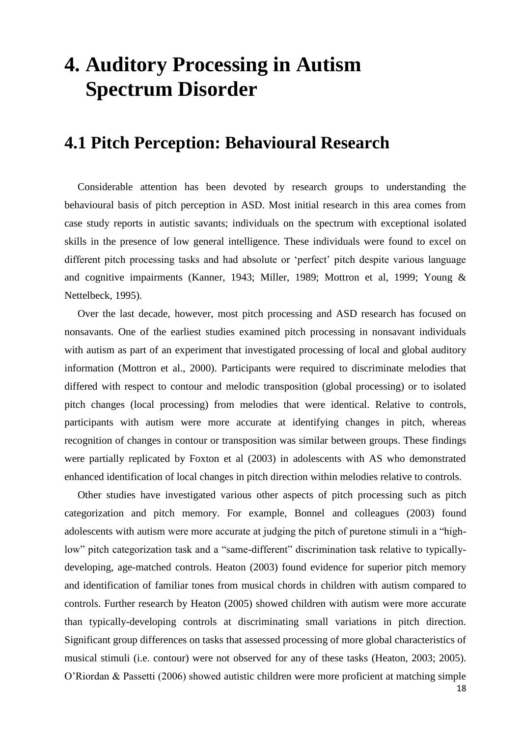# 4. Auditory Processing in Autism Spectrum Disorder

## 4.1 Pitch Perception: Behavioural Research

Considerable attention has been devoted by research groups to understanding the behavioural basis of pitch perception in ASD. Most initial research in this area comes from case study reports in autistic savants; individuals on the spectrum with exceptional isolated skills in the presence of low general intelligence. These individuals were found to excel on different pitch processing tasks and had absolute or 'perfect' pitch despite various language and cognitive impairments (Kanner, 1943; Miller, 1989; Mottron et al, 1999; Young & Nettelbeck, 1995).

Over the last decade, however, most pitch processing and ASD research has focused on nonsavants. One of the earliest studies examined pitch processing in nonsavant individuals with autism as part of an experiment that investigated processing of local and global auditory information (Mottron et al., 2000). Participants were required to discriminate melodies that differed with respect to contour and melodic transposition (global processing) or to isolated pitch changes (local processing) from melodies that were identical. Relative to controls, participants with autism were more accurate at identifying changes in pitch, whereas recognition of changes in contour or transposition was similar between groups. These findings were partially replicated by Foxton et al (2003) in adolescents with AS who demonstrated enhanced identification of local changes in pitch direction within melodies relative to controls.

Other studies have investigated various other aspects of pitch processing such as pitch categorization and pitch memory. For example, Bonnel and colleagues (2003) found adolescents with autism were more accurate at judging the pitch of puretone stimuli in a "high-low" pitch categorization task and a "same-different" discrimination task relative to typically-developing, age-matched controls. Heaton (2003) found evidence for superior pitch memory and identification of familiar tones from musical chords in children with autism compared to controls. Further research by Heaton (2005) showed children with autism were more accurate than typically-developing controls at discriminating small variations in pitch direction. Significant group differences on tasks that assessed processing of more global characteristics of musical stimuli (i.e. contour) were not observed for any of these tasks (Heaton, 2003; 2005). O'Riordan & Passetti (2006) showed autistic children were more proficient at matching simple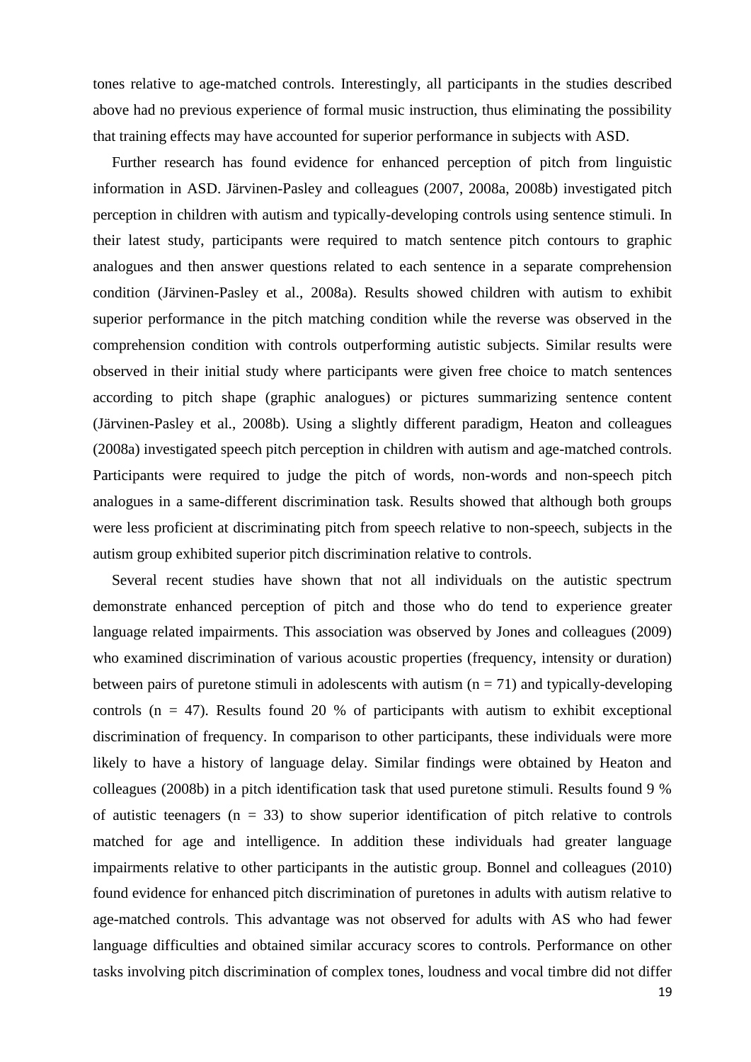tones relative to age-matched controls. Interestingly, all participants in the studies described above had no previous experience of formal music instruction, thus eliminating the possibility that training effects may have accounted for superior performance in subjects with ASD.

Further research has found evidence for enhanced perception of pitch from linguistic information in ASD. Järvinen-Pasley and colleagues (2007, 2008a, 2008b) investigated pitch perception in children with autism and typically-developing controls using sentence stimuli. In their latest study, participants were required to match sentence pitch contours to graphic analogues and then answer questions related to each sentence in a separate comprehension condition (Järvinen-Pasley et al., 2008a). Results showed children with autism to exhibit superior performance in the pitch matching condition while the reverse was observed in the comprehension condition with controls outperforming autistic subjects. Similar results were observed in their initial study where participants were given free choice to match sentences according to pitch shape (graphic analogues) or pictures summarizing sentence content (Järvinen-Pasley et al., 2008b). Using a slightly different paradigm, Heaton and colleagues (2008a) investigated speech pitch perception in children with autism and age-matched controls. Participants were required to judge the pitch of words, non-words and non-speech pitch analogues in a same-different discrimination task. Results showed that although both groups were less proficient at discriminating pitch from speech relative to non-speech, subjects in the autism group exhibited superior pitch discrimination relative to controls.

Several recent studies have shown that not all individuals on the autistic spectrum demonstrate enhanced perception of pitch and those who do tend to experience greater language related impairments. This association was observed by Jones and colleagues (2009) who examined discrimination of various acoustic properties (frequency, intensity or duration) between pairs of puretone stimuli in adolescents with autism ($n = 71$) and typically-developing controls ($n = 47$). Results found 20 % of participants with autism to exhibit exceptional discrimination of frequency. In comparison to other participants, these individuals were more likely to have a history of language delay. Similar findings were obtained by Heaton and colleagues (2008b) in a pitch identification task that used puretone stimuli. Results found 9 % of autistic teenagers ($n = 33$) to show superior identification of pitch relative to controls matched for age and intelligence. In addition these individuals had greater language impairments relative to other participants in the autistic group. Bonnel and colleagues (2010) found evidence for enhanced pitch discrimination of puretones in adults with autism relative to age-matched controls. This advantage was not observed for adults with AS who had fewer language difficulties and obtained similar accuracy scores to controls. Performance on other tasks involving pitch discrimination of complex tones, loudness and vocal timbre did not differ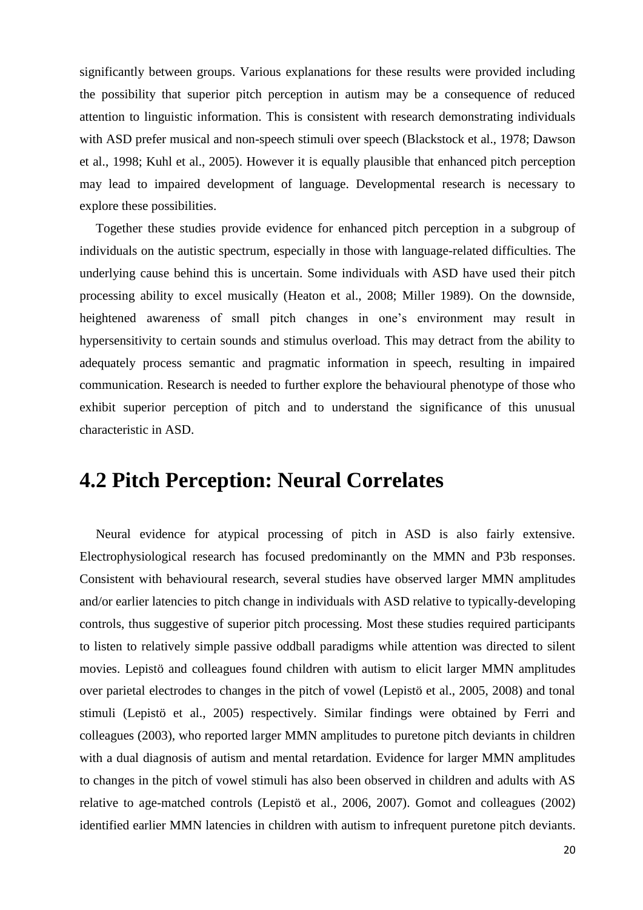significantly between groups. Various explanations for these results were provided including the possibility that superior pitch perception in autism may be a consequence of reduced attention to linguistic information. This is consistent with research demonstrating individuals with ASD prefer musical and non-speech stimuli over speech (Blackstock et al., 1978; Dawson et al., 1998; Kuhl et al., 2005). However it is equally plausible that enhanced pitch perception may lead to impaired development of language. Developmental research is necessary to explore these possibilities.

Together these studies provide evidence for enhanced pitch perception in a subgroup of individuals on the autistic spectrum, especially in those with language-related difficulties. The underlying cause behind this is uncertain. Some individuals with ASD have used their pitch processing ability to excel musically (Heaton et al., 2008; Miller 1989). On the downside, heightened awareness of small pitch changes in one's environment may result in hypersensitivity to certain sounds and stimulus overload. This may detract from the ability to adequately process semantic and pragmatic information in speech, resulting in impaired communication. Research is needed to further explore the behavioural phenotype of those who exhibit superior perception of pitch and to understand the significance of this unusual characteristic in ASD.

## 4.2 Pitch Perception: Neural Correlates

Neural evidence for atypical processing of pitch in ASD is also fairly extensive. Electrophysiological research has focused predominantly on the MMN and P3b responses. Consistent with behavioural research, several studies have observed larger MMN amplitudes and/or earlier latencies to pitch change in individuals with ASD relative to typically-developing controls, thus suggestive of superior pitch processing. Most these studies required participants to listen to relatively simple passive oddball paradigms while attention was directed to silent movies. Lepistö and colleagues found children with autism to elicit larger MMN amplitudes over parietal electrodes to changes in the pitch of vowel (Lepistö et al., 2005, 2008) and tonal stimuli (Lepistö et al., 2005) respectively. Similar findings were obtained by Ferri and colleagues (2003), who reported larger MMN amplitudes to puretone pitch deviants in children with a dual diagnosis of autism and mental retardation. Evidence for larger MMN amplitudes to changes in the pitch of vowel stimuli has also been observed in children and adults with AS relative to age-matched controls (Lepistö et al., 2006, 2007). Gomot and colleagues (2002) identified earlier MMN latencies in children with autism to infrequent puretone pitch deviants.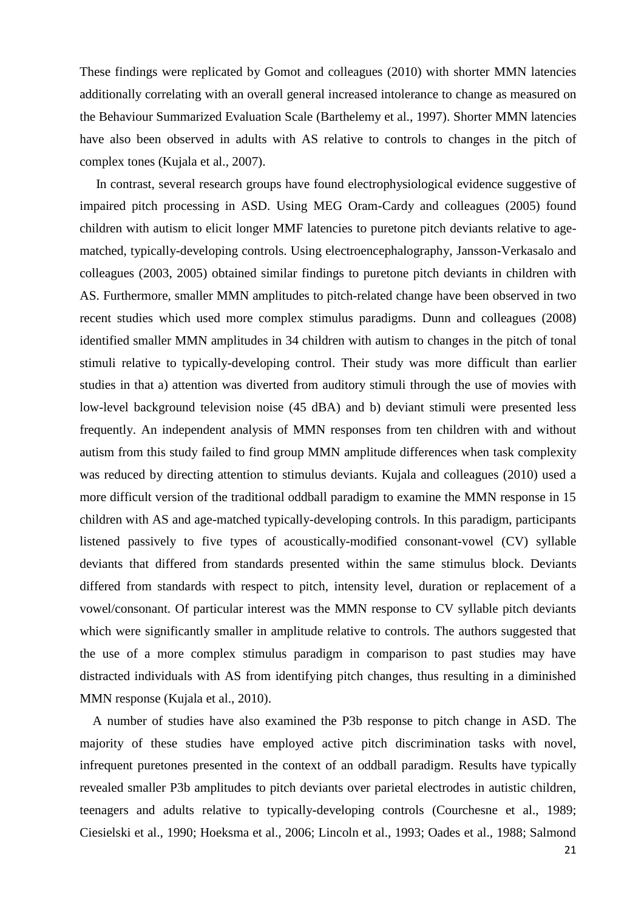These findings were replicated by Gomot and colleagues (2010) with shorter MMN latencies additionally correlating with an overall general increased intolerance to change as measured on the Behaviour Summarized Evaluation Scale (Barthelemy et al., 1997). Shorter MMN latencies have also been observed in adults with AS relative to controls to changes in the pitch of complex tones (Kujala et al., 2007).

In contrast, several research groups have found electrophysiological evidence suggestive of impaired pitch processing in ASD. Using MEG Oram-Cardy and colleagues (2005) found children with autism to elicit longer MMF latencies to puretone pitch deviants relative to age-matched, typically-developing controls. Using electroencephalography, Jansson-Verkasalo and colleagues (2003, 2005) obtained similar findings to puretone pitch deviants in children with AS. Furthermore, smaller MMN amplitudes to pitch-related change have been observed in two recent studies which used more complex stimulus paradigms. Dunn and colleagues (2008) identified smaller MMN amplitudes in 34 children with autism to changes in the pitch of tonal stimuli relative to typically-developing control. Their study was more difficult than earlier studies in that a) attention was diverted from auditory stimuli through the use of movies with low-level background television noise (45 dBA) and b) deviant stimuli were presented less frequently. An independent analysis of MMN responses from ten children with and without autism from this study failed to find group MMN amplitude differences when task complexity was reduced by directing attention to stimulus deviants. Kujala and colleagues (2010) used a more difficult version of the traditional oddball paradigm to examine the MMN response in 15 children with AS and age-matched typically-developing controls. In this paradigm, participants listened passively to five types of acoustically-modified consonant-vowel (CV) syllable deviants that differed from standards presented within the same stimulus block. Deviants differed from standards with respect to pitch, intensity level, duration or replacement of a vowel/consonant. Of particular interest was the MMN response to CV syllable pitch deviants which were significantly smaller in amplitude relative to controls. The authors suggested that the use of a more complex stimulus paradigm in comparison to past studies may have distracted individuals with AS from identifying pitch changes, thus resulting in a diminished MMN response (Kujala et al., 2010).

A number of studies have also examined the P3b response to pitch change in ASD. The majority of these studies have employed active pitch discrimination tasks with novel, infrequent puretones presented in the context of an oddball paradigm. Results have typically revealed smaller P3b amplitudes to pitch deviants over parietal electrodes in autistic children, teenagers and adults relative to typically-developing controls (Courchesne et al., 1989; Ciesielski et al., 1990; Hoeksma et al., 2006; Lincoln et al., 1993; Oades et al., 1988; Salmond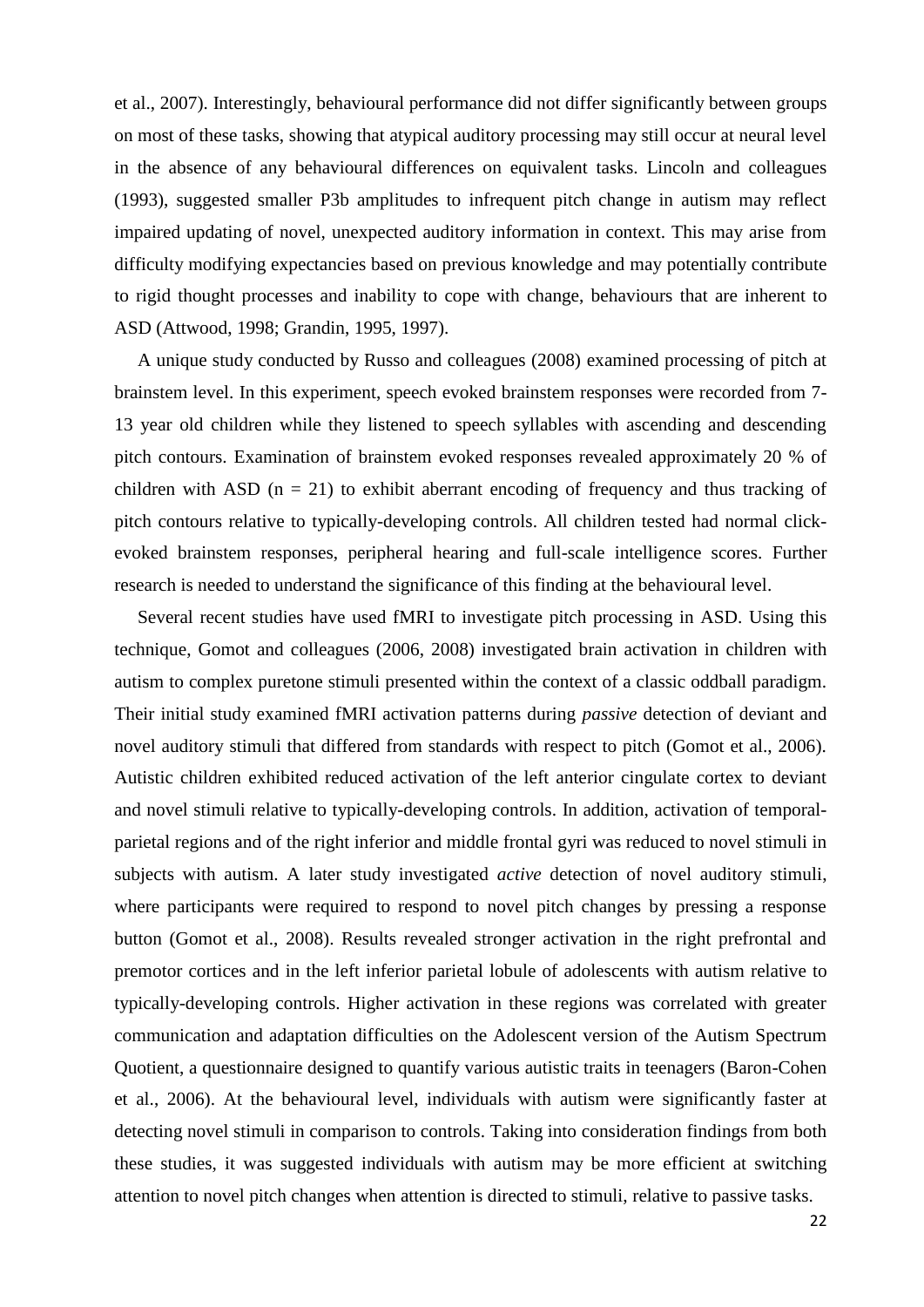et al., 2007). Interestingly, behavioural performance did not differ significantly between groups on most of these tasks, showing that atypical auditory processing may still occur at neural level in the absence of any behavioural differences on equivalent tasks. Lincoln and colleagues (1993), suggested smaller P3b amplitudes to infrequent pitch change in autism may reflect impaired updating of novel, unexpected auditory information in context. This may arise from difficulty modifying expectancies based on previous knowledge and may potentially contribute to rigid thought processes and inability to cope with change, behaviours that are inherent to ASD (Attwood, 1998; Grandin, 1995, 1997).

A unique study conducted by Russo and colleagues (2008) examined processing of pitch at brainstem level. In this experiment, speech evoked brainstem responses were recorded from 7-13 year old children while they listened to speech syllables with ascending and descending pitch contours. Examination of brainstem evoked responses revealed approximately 20 % of children with ASD ($n = 21$) to exhibit aberrant encoding of frequency and thus tracking of pitch contours relative to typically-developing controls. All children tested had normal click-evoked brainstem responses, peripheral hearing and full-scale intelligence scores. Further research is needed to understand the significance of this finding at the behavioural level.

Several recent studies have used fMRI to investigate pitch processing in ASD. Using this technique, Gomot and colleagues (2006, 2008) investigated brain activation in children with autism to complex puretone stimuli presented within the context of a classic oddball paradigm. Their initial study examined fMRI activation patterns during *passive* detection of deviant and novel auditory stimuli that differed from standards with respect to pitch (Gomot et al., 2006). Autistic children exhibited reduced activation of the left anterior cingulate cortex to deviant and novel stimuli relative to typically-developing controls. In addition, activation of temporal-parietal regions and of the right inferior and middle frontal gyri was reduced to novel stimuli in subjects with autism. A later study investigated *active* detection of novel auditory stimuli, where participants were required to respond to novel pitch changes by pressing a response button (Gomot et al., 2008). Results revealed stronger activation in the right prefrontal and premotor cortices and in the left inferior parietal lobule of adolescents with autism relative to typically-developing controls. Higher activation in these regions was correlated with greater communication and adaptation difficulties on the Adolescent version of the Autism Spectrum Quotient, a questionnaire designed to quantify various autistic traits in teenagers (Baron-Cohen et al., 2006). At the behavioural level, individuals with autism were significantly faster at detecting novel stimuli in comparison to controls. Taking into consideration findings from both these studies, it was suggested individuals with autism may be more efficient at switching attention to novel pitch changes when attention is directed to stimuli, relative to passive tasks.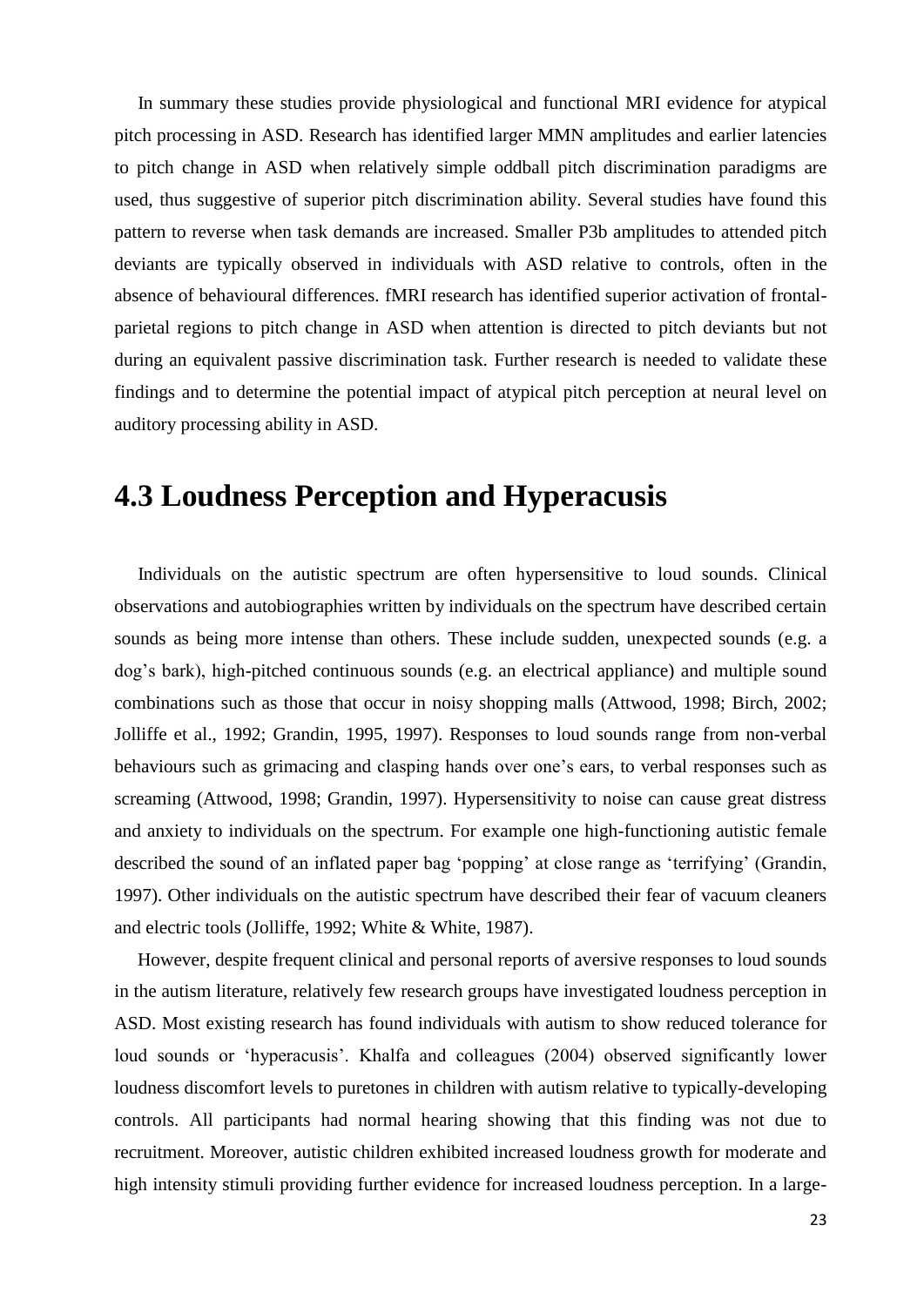In summary these studies provide physiological and functional MRI evidence for atypical pitch processing in ASD. Research has identified larger MMN amplitudes and earlier latencies to pitch change in ASD when relatively simple oddball pitch discrimination paradigms are used, thus suggestive of superior pitch discrimination ability. Several studies have found this pattern to reverse when task demands are increased. Smaller P3b amplitudes to attended pitch deviants are typically observed in individuals with ASD relative to controls, often in the absence of behavioural differences. fMRI research has identified superior activation of frontal-parietal regions to pitch change in ASD when attention is directed to pitch deviants but not during an equivalent passive discrimination task. Further research is needed to validate these findings and to determine the potential impact of atypical pitch perception at neural level on auditory processing ability in ASD.

# 4.3 Loudness Perception and Hyperacusis

Individuals on the autistic spectrum are often hypersensitive to loud sounds. Clinical observations and autobiographies written by individuals on the spectrum have described certain sounds as being more intense than others. These include sudden, unexpected sounds (e.g. a dog's bark), high-pitched continuous sounds (e.g. an electrical appliance) and multiple sound combinations such as those that occur in noisy shopping malls (Attwood, 1998; Birch, 2002; Jolliffe et al., 1992; Grandin, 1995, 1997). Responses to loud sounds range from non-verbal behaviours such as grimacing and clasping hands over one's ears, to verbal responses such as screaming (Attwood, 1998; Grandin, 1997). Hypersensitivity to noise can cause great distress and anxiety to individuals on the spectrum. For example one high-functioning autistic female described the sound of an inflated paper bag 'popping' at close range as 'terrifying' (Grandin, 1997). Other individuals on the autistic spectrum have described their fear of vacuum cleaners and electric tools (Jolliffe, 1992; White & White, 1987).

However, despite frequent clinical and personal reports of aversive responses to loud sounds in the autism literature, relatively few research groups have investigated loudness perception in ASD. Most existing research has found individuals with autism to show reduced tolerance for loud sounds or 'hyperacusis'. Khalfa and colleagues (2004) observed significantly lower loudness discomfort levels to puretones in children with autism relative to typically-developing controls. All participants had normal hearing showing that this finding was not due to recruitment. Moreover, autistic children exhibited increased loudness growth for moderate and high intensity stimuli providing further evidence for increased loudness perception. In a large-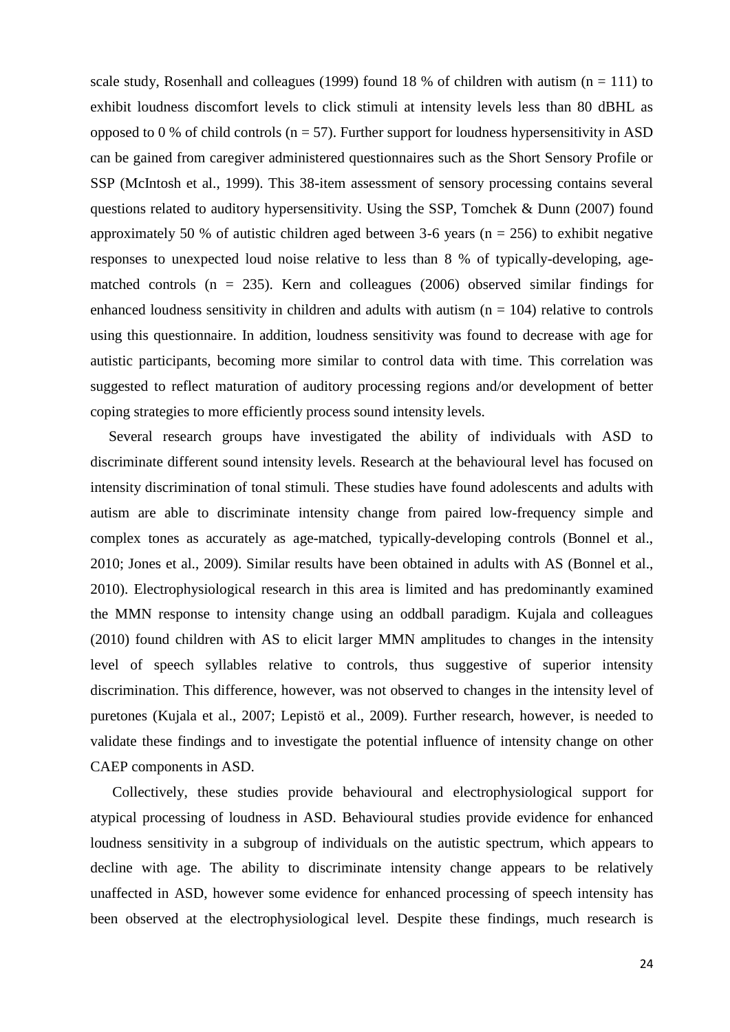scale study, Rosenhall and colleagues (1999) found 18 % of children with autism (n = 111) to exhibit loudness discomfort levels to click stimuli at intensity levels less than 80 dBHL as opposed to 0 % of child controls (n = 57). Further support for loudness hypersensitivity in ASD can be gained from caregiver administered questionnaires such as the Short Sensory Profile or SSP (McIntosh et al., 1999). This 38-item assessment of sensory processing contains several questions related to auditory hypersensitivity. Using the SSP, Tomchek & Dunn (2007) found approximately 50 % of autistic children aged between 3-6 years (n = 256) to exhibit negative responses to unexpected loud noise relative to less than 8 % of typically-developing, age-matched controls (n = 235). Kern and colleagues (2006) observed similar findings for enhanced loudness sensitivity in children and adults with autism (n = 104) relative to controls using this questionnaire. In addition, loudness sensitivity was found to decrease with age for autistic participants, becoming more similar to control data with time. This correlation was suggested to reflect maturation of auditory processing regions and/or development of better coping strategies to more efficiently process sound intensity levels.

Several research groups have investigated the ability of individuals with ASD to discriminate different sound intensity levels. Research at the behavioural level has focused on intensity discrimination of tonal stimuli. These studies have found adolescents and adults with autism are able to discriminate intensity change from paired low-frequency simple and complex tones as accurately as age-matched, typically-developing controls (Bonnel et al., 2010; Jones et al., 2009). Similar results have been obtained in adults with AS (Bonnel et al., 2010). Electrophysiological research in this area is limited and has predominantly examined the MMN response to intensity change using an oddball paradigm. Kujala and colleagues (2010) found children with AS to elicit larger MMN amplitudes to changes in the intensity level of speech syllables relative to controls, thus suggestive of superior intensity discrimination. This difference, however, was not observed to changes in the intensity level of puretones (Kujala et al., 2007; Lepistö et al., 2009). Further research, however, is needed to validate these findings and to investigate the potential influence of intensity change on other CAEP components in ASD.

Collectively, these studies provide behavioural and electrophysiological support for atypical processing of loudness in ASD. Behavioural studies provide evidence for enhanced loudness sensitivity in a subgroup of individuals on the autistic spectrum, which appears to decline with age. The ability to discriminate intensity change appears to be relatively unaffected in ASD, however some evidence for enhanced processing of speech intensity has been observed at the electrophysiological level. Despite these findings, much research is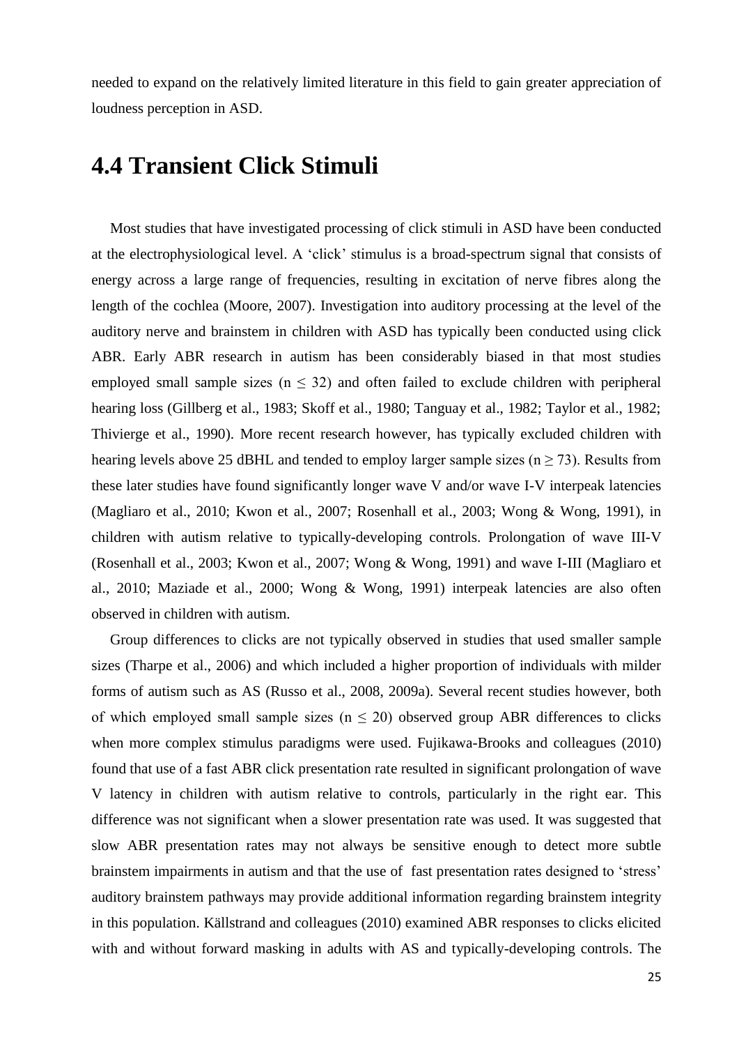needed to expand on the relatively limited literature in this field to gain greater appreciation of loudness perception in ASD.

# 4.4 Transient Click Stimuli

Most studies that have investigated processing of click stimuli in ASD have been conducted at the electrophysiological level. A 'click' stimulus is a broad-spectrum signal that consists of energy across a large range of frequencies, resulting in excitation of nerve fibres along the length of the cochlea (Moore, 2007). Investigation into auditory processing at the level of the auditory nerve and brainstem in children with ASD has typically been conducted using click ABR. Early ABR research in autism has been considerably biased in that most studies employed small sample sizes ($n \leq 32$) and often failed to exclude children with peripheral hearing loss (Gillberg et al., 1983; Skoff et al., 1980; Tanguay et al., 1982; Taylor et al., 1982; Thivierge et al., 1990). More recent research however, has typically excluded children with hearing levels above 25 dBHL and tended to employ larger sample sizes ($n \geq 73$). Results from these later studies have found significantly longer wave V and/or wave I-V interpeak latencies (Magliaro et al., 2010; Kwon et al., 2007; Rosenhall et al., 2003; Wong & Wong, 1991), in children with autism relative to typically-developing controls. Prolongation of wave III-V (Rosenhall et al., 2003; Kwon et al., 2007; Wong & Wong, 1991) and wave I-III (Magliaro et al., 2010; Maziade et al., 2000; Wong & Wong, 1991) interpeak latencies are also often observed in children with autism.

Group differences to clicks are not typically observed in studies that used smaller sample sizes (Tharpe et al., 2006) and which included a higher proportion of individuals with milder forms of autism such as AS (Russo et al., 2008, 2009a). Several recent studies however, both of which employed small sample sizes ($n \leq 20$) observed group ABR differences to clicks when more complex stimulus paradigms were used. Fujikawa-Brooks and colleagues (2010) found that use of a fast ABR click presentation rate resulted in significant prolongation of wave V latency in children with autism relative to controls, particularly in the right ear. This difference was not significant when a slower presentation rate was used. It was suggested that slow ABR presentation rates may not always be sensitive enough to detect more subtle brainstem impairments in autism and that the use of fast presentation rates designed to 'stress' auditory brainstem pathways may provide additional information regarding brainstem integrity in this population. Källstrand and colleagues (2010) examined ABR responses to clicks elicited with and without forward masking in adults with AS and typically-developing controls. The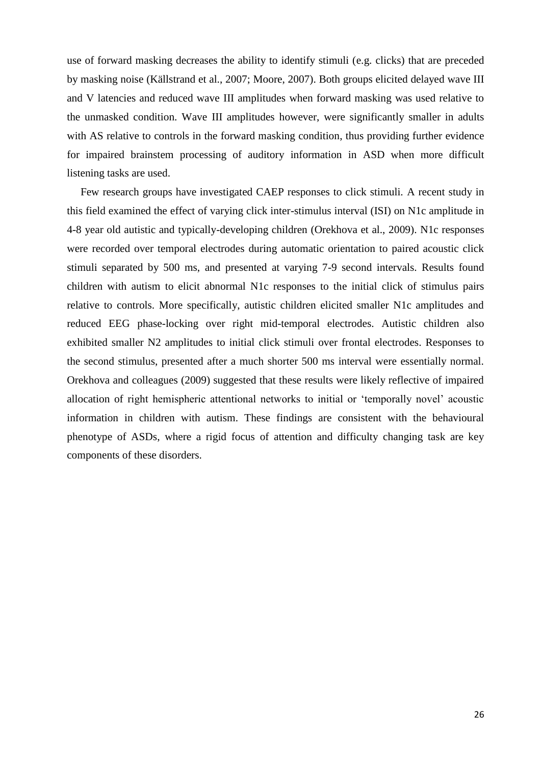use of forward masking decreases the ability to identify stimuli (e.g. clicks) that are preceded by masking noise (Källstrand et al., 2007; Moore, 2007). Both groups elicited delayed wave III and V latencies and reduced wave III amplitudes when forward masking was used relative to the unmasked condition. Wave III amplitudes however, were significantly smaller in adults with AS relative to controls in the forward masking condition, thus providing further evidence for impaired brainstem processing of auditory information in ASD when more difficult listening tasks are used.

Few research groups have investigated CAEP responses to click stimuli. A recent study in this field examined the effect of varying click inter-stimulus interval (ISI) on N1c amplitude in 4-8 year old autistic and typically-developing children (Orekhova et al., 2009). N1c responses were recorded over temporal electrodes during automatic orientation to paired acoustic click stimuli separated by 500 ms, and presented at varying 7-9 second intervals. Results found children with autism to elicit abnormal N1c responses to the initial click of stimulus pairs relative to controls. More specifically, autistic children elicited smaller N1c amplitudes and reduced EEG phase-locking over right mid-temporal electrodes. Autistic children also exhibited smaller N2 amplitudes to initial click stimuli over frontal electrodes. Responses to the second stimulus, presented after a much shorter 500 ms interval were essentially normal. Orekhova and colleagues (2009) suggested that these results were likely reflective of impaired allocation of right hemispheric attentional networks to initial or 'temporally novel' acoustic information in children with autism. These findings are consistent with the behavioural phenotype of ASDs, where a rigid focus of attention and difficulty changing task are key components of these disorders.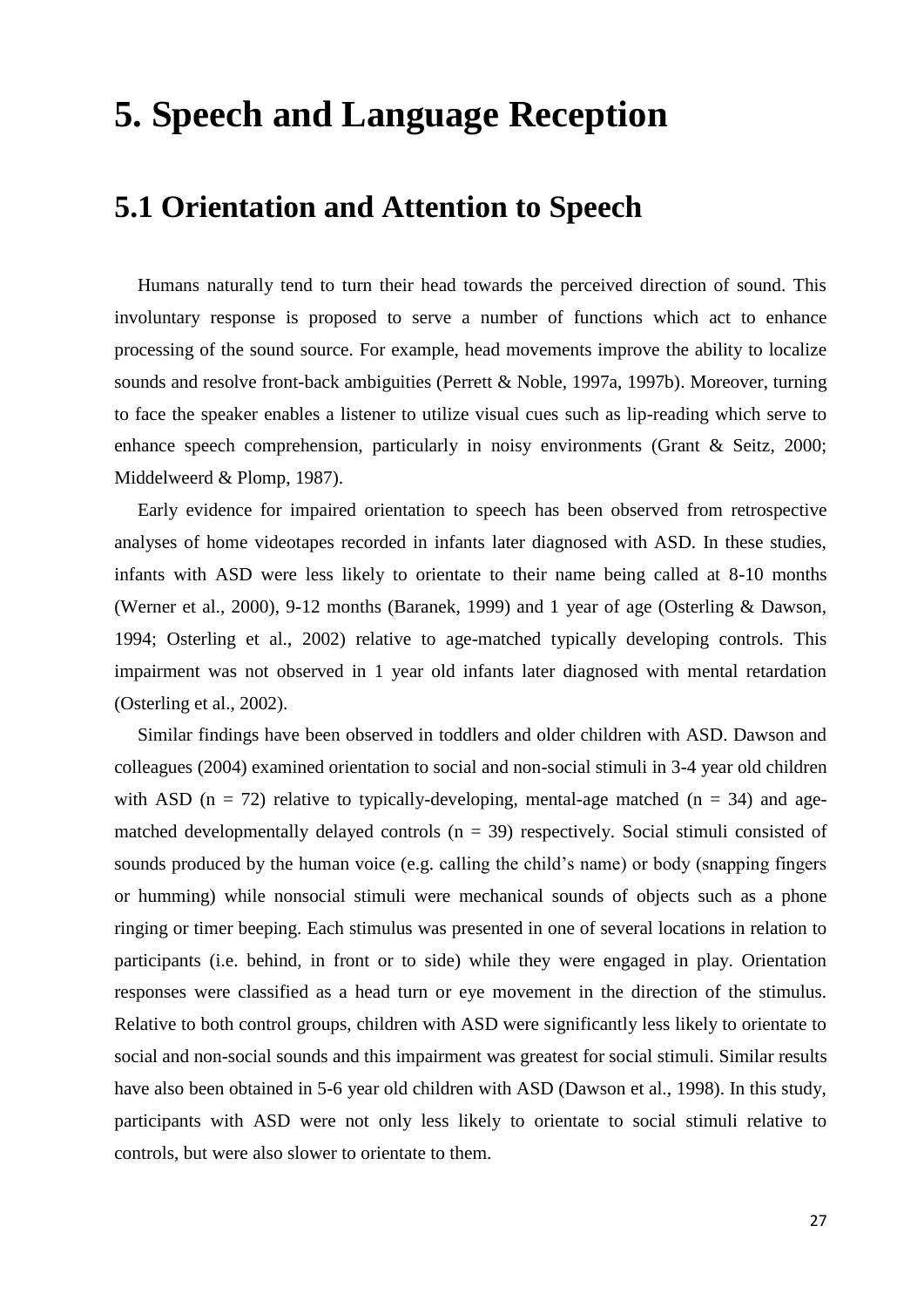# 5. Speech and Language Reception

## 5.1 Orientation and Attention to Speech

Humans naturally tend to turn their head towards the perceived direction of sound. This involuntary response is proposed to serve a number of functions which act to enhance processing of the sound source. For example, head movements improve the ability to localize sounds and resolve front-back ambiguities (Perrett & Noble, 1997a, 1997b). Moreover, turning to face the speaker enables a listener to utilize visual cues such as lip-reading which serve to enhance speech comprehension, particularly in noisy environments (Grant & Seitz, 2000; Middelweerd & Plomp, 1987).

Early evidence for impaired orientation to speech has been observed from retrospective analyses of home videotapes recorded in infants later diagnosed with ASD. In these studies, infants with ASD were less likely to orientate to their name being called at 8-10 months (Werner et al., 2000), 9-12 months (Baranek, 1999) and 1 year of age (Osterling & Dawson, 1994; Osterling et al., 2002) relative to age-matched typically developing controls. This impairment was not observed in 1 year old infants later diagnosed with mental retardation (Osterling et al., 2002).

Similar findings have been observed in toddlers and older children with ASD. Dawson and colleagues (2004) examined orientation to social and non-social stimuli in 3-4 year old children with ASD (n = 72) relative to typically-developing, mental-age matched (n = 34) and age-matched developmentally delayed controls (n = 39) respectively. Social stimuli consisted of sounds produced by the human voice (e.g. calling the child's name) or body (snapping fingers or humming) while nonsocial stimuli were mechanical sounds of objects such as a phone ringing or timer beeping. Each stimulus was presented in one of several locations in relation to participants (i.e. behind, in front or to side) while they were engaged in play. Orientation responses were classified as a head turn or eye movement in the direction of the stimulus. Relative to both control groups, children with ASD were significantly less likely to orientate to social and non-social sounds and this impairment was greatest for social stimuli. Similar results have also been obtained in 5-6 year old children with ASD (Dawson et al., 1998). In this study, participants with ASD were not only less likely to orientate to social stimuli relative to controls, but were also slower to orientate to them.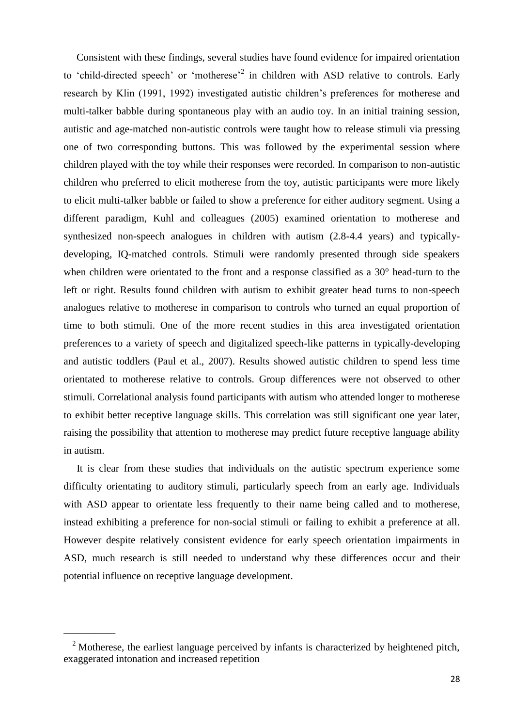Consistent with these findings, several studies have found evidence for impaired orientation to 'child-directed speech' or 'motherese'[2] in children with ASD relative to controls. Early research by Klin (1991, 1992) investigated autistic children's preferences for motherese and multi-talker babble during spontaneous play with an audio toy. In an initial training session, autistic and age-matched non-autistic controls were taught how to release stimuli via pressing one of two corresponding buttons. This was followed by the experimental session where children played with the toy while their responses were recorded. In comparison to non-autistic children who preferred to elicit motherese from the toy, autistic participants were more likely to elicit multi-talker babble or failed to show a preference for either auditory segment. Using a different paradigm, Kuhl and colleagues (2005) examined orientation to motherese and synthesized non-speech analogues in children with autism (2.8-4.4 years) and typically-developing, IQ-matched controls. Stimuli were randomly presented through side speakers when children were orientated to the front and a response classified as a 30° head-turn to the left or right. Results found children with autism to exhibit greater head turns to non-speech analogues relative to motherese in comparison to controls who turned an equal proportion of time to both stimuli. One of the more recent studies in this area investigated orientation preferences to a variety of speech and digitalized speech-like patterns in typically-developing and autistic toddlers (Paul et al., 2007). Results showed autistic children to spend less time orientated to motherese relative to controls. Group differences were not observed to other stimuli. Correlational analysis found participants with autism who attended longer to motherese to exhibit better receptive language skills. This correlation was still significant one year later, raising the possibility that attention to motherese may predict future receptive language ability in autism.

It is clear from these studies that individuals on the autistic spectrum experience some difficulty orientating to auditory stimuli, particularly speech from an early age. Individuals with ASD appear to orientate less frequently to their name being called and to motherese, instead exhibiting a preference for non-social stimuli or failing to exhibit a preference at all. However despite relatively consistent evidence for early speech orientation impairments in ASD, much research is still needed to understand why these differences occur and their potential influence on receptive language development.

---

[2] Motherese, the earliest language perceived by infants is characterized by heightened pitch, exaggerated intonation and increased repetition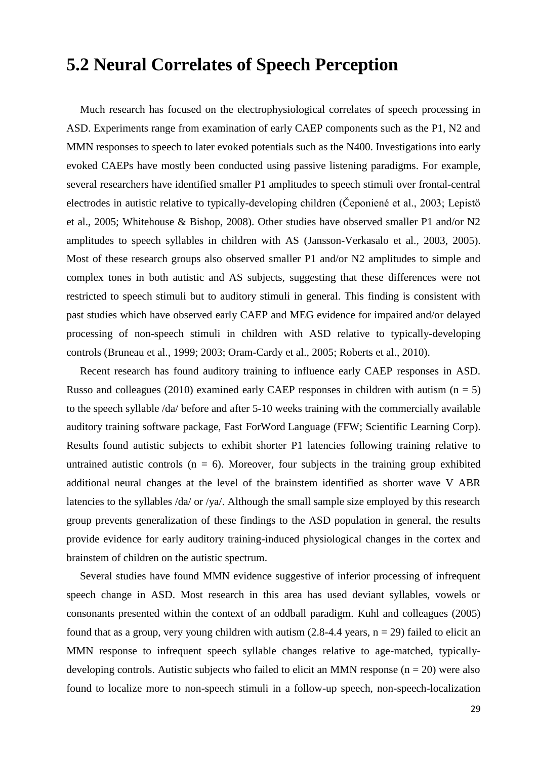## 5.2 Neural Correlates of Speech Perception

Much research has focused on the electrophysiological correlates of speech processing in ASD. Experiments range from examination of early CAEP components such as the P1, N2 and MMN responses to speech to later evoked potentials such as the N400. Investigations into early evoked CAEPs have mostly been conducted using passive listening paradigms. For example, several researchers have identified smaller P1 amplitudes to speech stimuli over frontal-central electrodes in autistic relative to typically-developing children (Čeponiené et al., 2003; Lepistö et al., 2005; Whitehouse & Bishop, 2008). Other studies have observed smaller P1 and/or N2 amplitudes to speech syllables in children with AS (Jansson-Verkasalo et al., 2003, 2005). Most of these research groups also observed smaller P1 and/or N2 amplitudes to simple and complex tones in both autistic and AS subjects, suggesting that these differences were not restricted to speech stimuli but to auditory stimuli in general. This finding is consistent with past studies which have observed early CAEP and MEG evidence for impaired and/or delayed processing of non-speech stimuli in children with ASD relative to typically-developing controls (Bruneau et al., 1999; 2003; Oram-Cardy et al., 2005; Roberts et al., 2010).

Recent research has found auditory training to influence early CAEP responses in ASD. Russo and colleagues (2010) examined early CAEP responses in children with autism ($n = 5$) to the speech syllable /da/ before and after 5-10 weeks training with the commercially available auditory training software package, Fast ForWord Language (FFW; Scientific Learning Corp). Results found autistic subjects to exhibit shorter P1 latencies following training relative to untrained autistic controls ($n = 6$). Moreover, four subjects in the training group exhibited additional neural changes at the level of the brainstem identified as shorter wave V ABR latencies to the syllables /da/ or /ya/. Although the small sample size employed by this research group prevents generalization of these findings to the ASD population in general, the results provide evidence for early auditory training-induced physiological changes in the cortex and brainstem of children on the autistic spectrum.

Several studies have found MMN evidence suggestive of inferior processing of infrequent speech change in ASD. Most research in this area has used deviant syllables, vowels or consonants presented within the context of an oddball paradigm. Kuhl and colleagues (2005) found that as a group, very young children with autism (2.8-4.4 years, $n = 29$) failed to elicit an MMN response to infrequent speech syllable changes relative to age-matched, typically-developing controls. Autistic subjects who failed to elicit an MMN response ($n = 20$) were also found to localize more to non-speech stimuli in a follow-up speech, non-speech-localization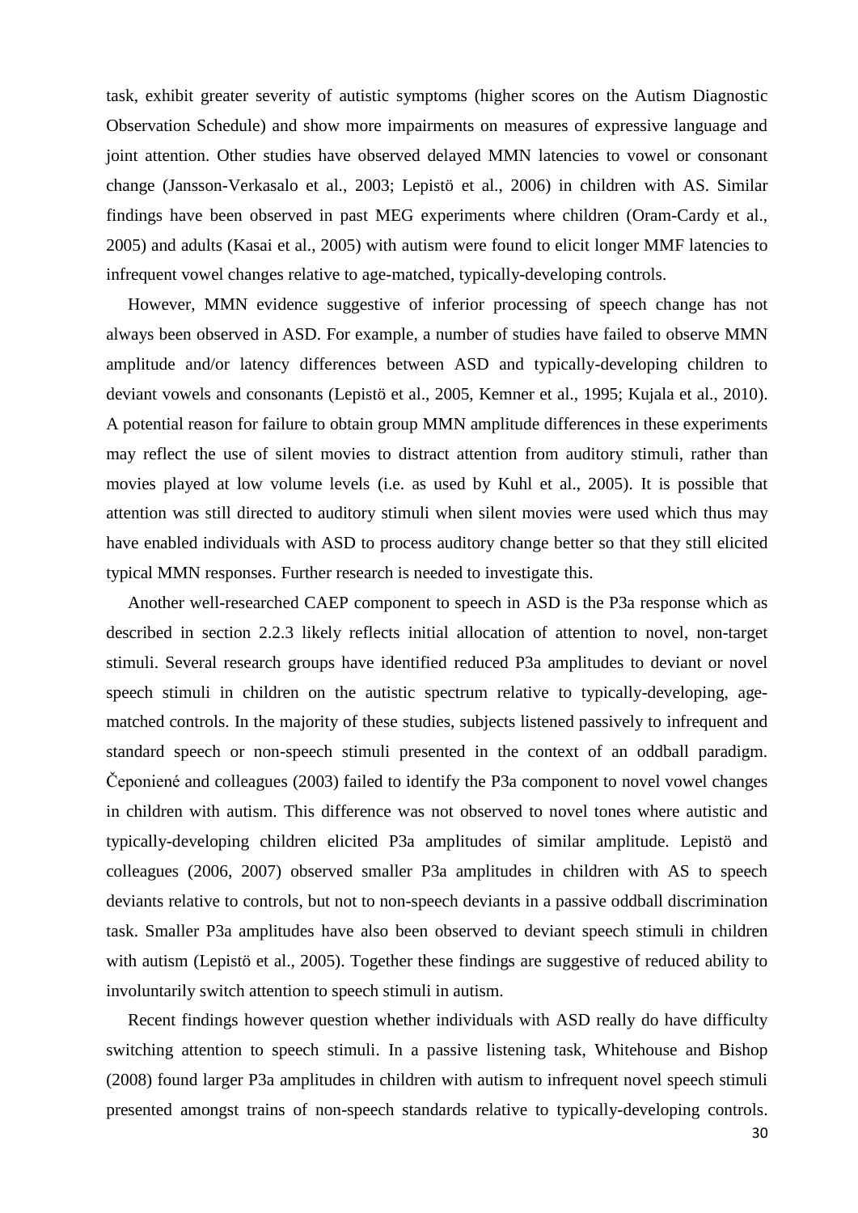task, exhibit greater severity of autistic symptoms (higher scores on the Autism Diagnostic Observation Schedule) and show more impairments on measures of expressive language and joint attention. Other studies have observed delayed MMN latencies to vowel or consonant change (Jansson-Verkasalo et al., 2003; Lepistö et al., 2006) in children with AS. Similar findings have been observed in past MEG experiments where children (Oram-Cardy et al., 2005) and adults (Kasai et al., 2005) with autism were found to elicit longer MMF latencies to infrequent vowel changes relative to age-matched, typically-developing controls.

However, MMN evidence suggestive of inferior processing of speech change has not always been observed in ASD. For example, a number of studies have failed to observe MMN amplitude and/or latency differences between ASD and typically-developing children to deviant vowels and consonants (Lepistö et al., 2005, Kemner et al., 1995; Kujala et al., 2010). A potential reason for failure to obtain group MMN amplitude differences in these experiments may reflect the use of silent movies to distract attention from auditory stimuli, rather than movies played at low volume levels (i.e. as used by Kuhl et al., 2005). It is possible that attention was still directed to auditory stimuli when silent movies were used which thus may have enabled individuals with ASD to process auditory change better so that they still elicited typical MMN responses. Further research is needed to investigate this.

Another well-researched CAEP component to speech in ASD is the P3a response which as described in section 2.2.3 likely reflects initial allocation of attention to novel, non-target stimuli. Several research groups have identified reduced P3a amplitudes to deviant or novel speech stimuli in children on the autistic spectrum relative to typically-developing, age-matched controls. In the majority of these studies, subjects listened passively to infrequent and standard speech or non-speech stimuli presented in the context of an oddball paradigm. Čeponiené and colleagues (2003) failed to identify the P3a component to novel vowel changes in children with autism. This difference was not observed to novel tones where autistic and typically-developing children elicited P3a amplitudes of similar amplitude. Lepistö and colleagues (2006, 2007) observed smaller P3a amplitudes in children with AS to speech deviants relative to controls, but not to non-speech deviants in a passive oddball discrimination task. Smaller P3a amplitudes have also been observed to deviant speech stimuli in children with autism (Lepistö et al., 2005). Together these findings are suggestive of reduced ability to involuntarily switch attention to speech stimuli in autism.

Recent findings however question whether individuals with ASD really do have difficulty switching attention to speech stimuli. In a passive listening task, Whitehouse and Bishop (2008) found larger P3a amplitudes in children with autism to infrequent novel speech stimuli presented amongst trains of non-speech standards relative to typically-developing controls.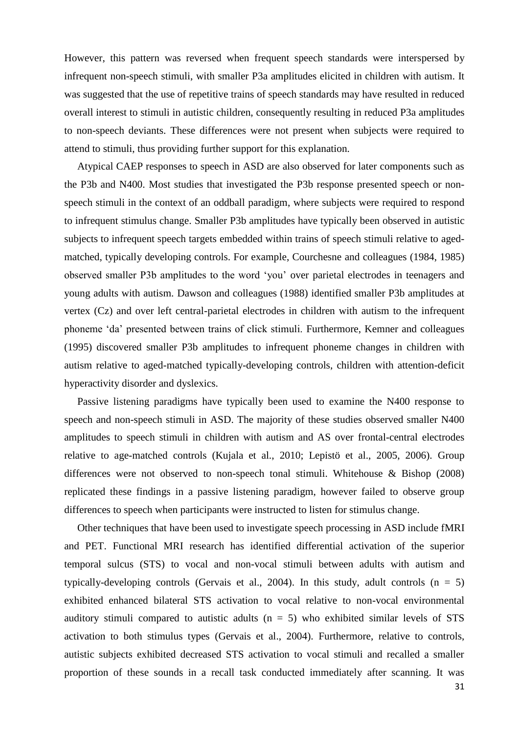However, this pattern was reversed when frequent speech standards were interspersed by infrequent non-speech stimuli, with smaller P3a amplitudes elicited in children with autism. It was suggested that the use of repetitive trains of speech standards may have resulted in reduced overall interest to stimuli in autistic children, consequently resulting in reduced P3a amplitudes to non-speech deviants. These differences were not present when subjects were required to attend to stimuli, thus providing further support for this explanation.

Atypical CAEP responses to speech in ASD are also observed for later components such as the P3b and N400. Most studies that investigated the P3b response presented speech or non-speech stimuli in the context of an oddball paradigm, where subjects were required to respond to infrequent stimulus change. Smaller P3b amplitudes have typically been observed in autistic subjects to infrequent speech targets embedded within trains of speech stimuli relative to aged-matched, typically developing controls. For example, Courchesne and colleagues (1984, 1985) observed smaller P3b amplitudes to the word 'you' over parietal electrodes in teenagers and young adults with autism. Dawson and colleagues (1988) identified smaller P3b amplitudes at vertex (Cz) and over left central-parietal electrodes in children with autism to the infrequent phoneme 'da' presented between trains of click stimuli. Furthermore, Kemner and colleagues (1995) discovered smaller P3b amplitudes to infrequent phoneme changes in children with autism relative to aged-matched typically-developing controls, children with attention-deficit hyperactivity disorder and dyslexics.

Passive listening paradigms have typically been used to examine the N400 response to speech and non-speech stimuli in ASD. The majority of these studies observed smaller N400 amplitudes to speech stimuli in children with autism and AS over frontal-central electrodes relative to age-matched controls (Kujala et al., 2010; Lepistö et al., 2005, 2006). Group differences were not observed to non-speech tonal stimuli. Whitehouse & Bishop (2008) replicated these findings in a passive listening paradigm, however failed to observe group differences to speech when participants were instructed to listen for stimulus change.

Other techniques that have been used to investigate speech processing in ASD include fMRI and PET. Functional MRI research has identified differential activation of the superior temporal sulcus (STS) to vocal and non-vocal stimuli between adults with autism and typically-developing controls (Gervais et al., 2004). In this study, adult controls ($n = 5$) exhibited enhanced bilateral STS activation to vocal relative to non-vocal environmental auditory stimuli compared to autistic adults ($n = 5$) who exhibited similar levels of STS activation to both stimulus types (Gervais et al., 2004). Furthermore, relative to controls, autistic subjects exhibited decreased STS activation to vocal stimuli and recalled a smaller proportion of these sounds in a recall task conducted immediately after scanning. It was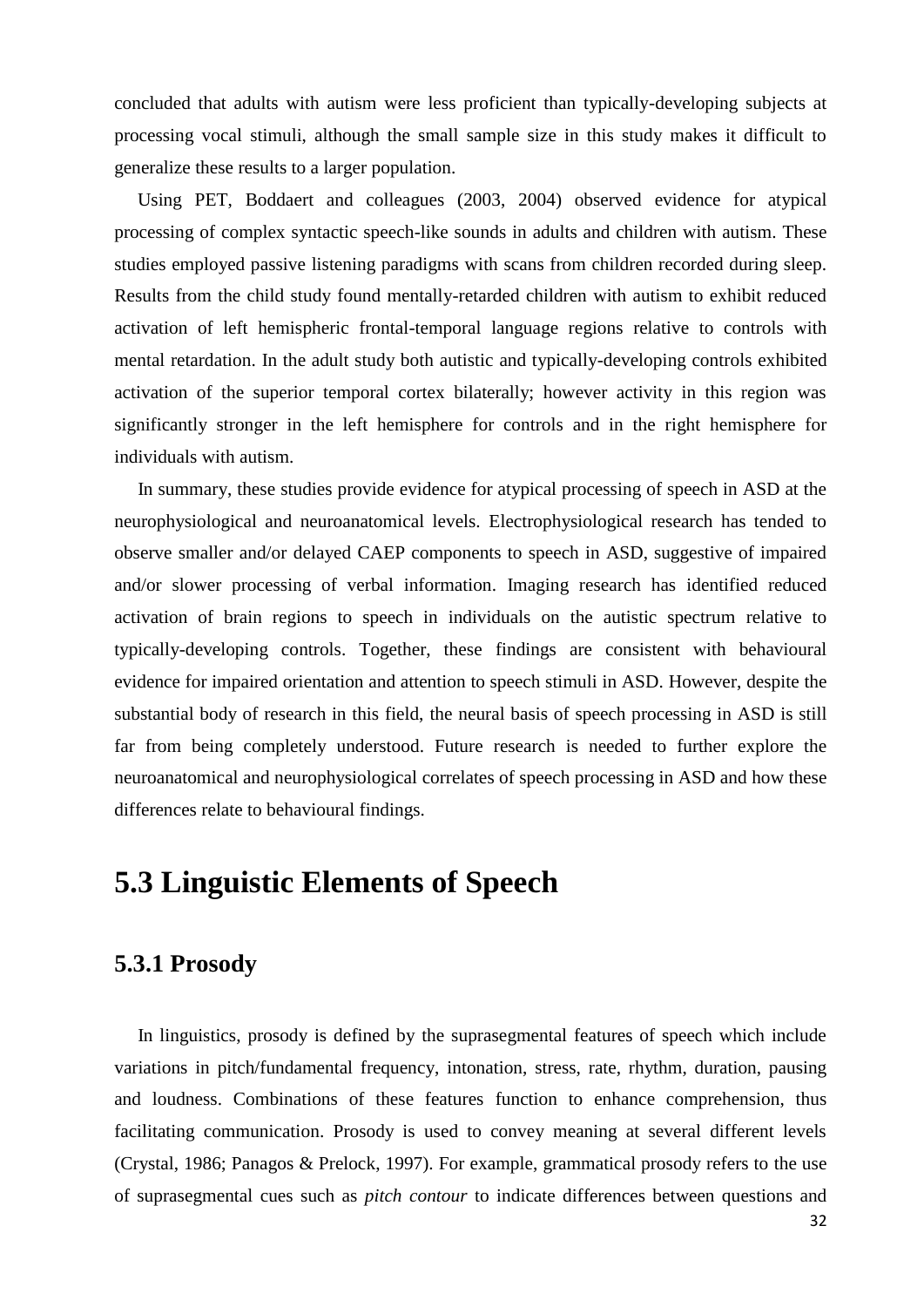concluded that adults with autism were less proficient than typically-developing subjects at processing vocal stimuli, although the small sample size in this study makes it difficult to generalize these results to a larger population.

Using PET, Boddaert and colleagues (2003, 2004) observed evidence for atypical processing of complex syntactic speech-like sounds in adults and children with autism. These studies employed passive listening paradigms with scans from children recorded during sleep. Results from the child study found mentally-retarded children with autism to exhibit reduced activation of left hemispheric frontal-temporal language regions relative to controls with mental retardation. In the adult study both autistic and typically-developing controls exhibited activation of the superior temporal cortex bilaterally; however activity in this region was significantly stronger in the left hemisphere for controls and in the right hemisphere for individuals with autism.

In summary, these studies provide evidence for atypical processing of speech in ASD at the neurophysiological and neuroanatomical levels. Electrophysiological research has tended to observe smaller and/or delayed CAEP components to speech in ASD, suggestive of impaired and/or slower processing of verbal information. Imaging research has identified reduced activation of brain regions to speech in individuals on the autistic spectrum relative to typically-developing controls. Together, these findings are consistent with behavioural evidence for impaired orientation and attention to speech stimuli in ASD. However, despite the substantial body of research in this field, the neural basis of speech processing in ASD is still far from being completely understood. Future research is needed to further explore the neuroanatomical and neurophysiological correlates of speech processing in ASD and how these differences relate to behavioural findings.

# 5.3 Linguistic Elements of Speech

## 5.3.1 Prosody

In linguistics, prosody is defined by the suprasegmental features of speech which include variations in pitch/fundamental frequency, intonation, stress, rate, rhythm, duration, pausing and loudness. Combinations of these features function to enhance comprehension, thus facilitating communication. Prosody is used to convey meaning at several different levels (Crystal, 1986; Panagos & Prelock, 1997). For example, grammatical prosody refers to the use of suprasegmental cues such as *pitch contour* to indicate differences between questions and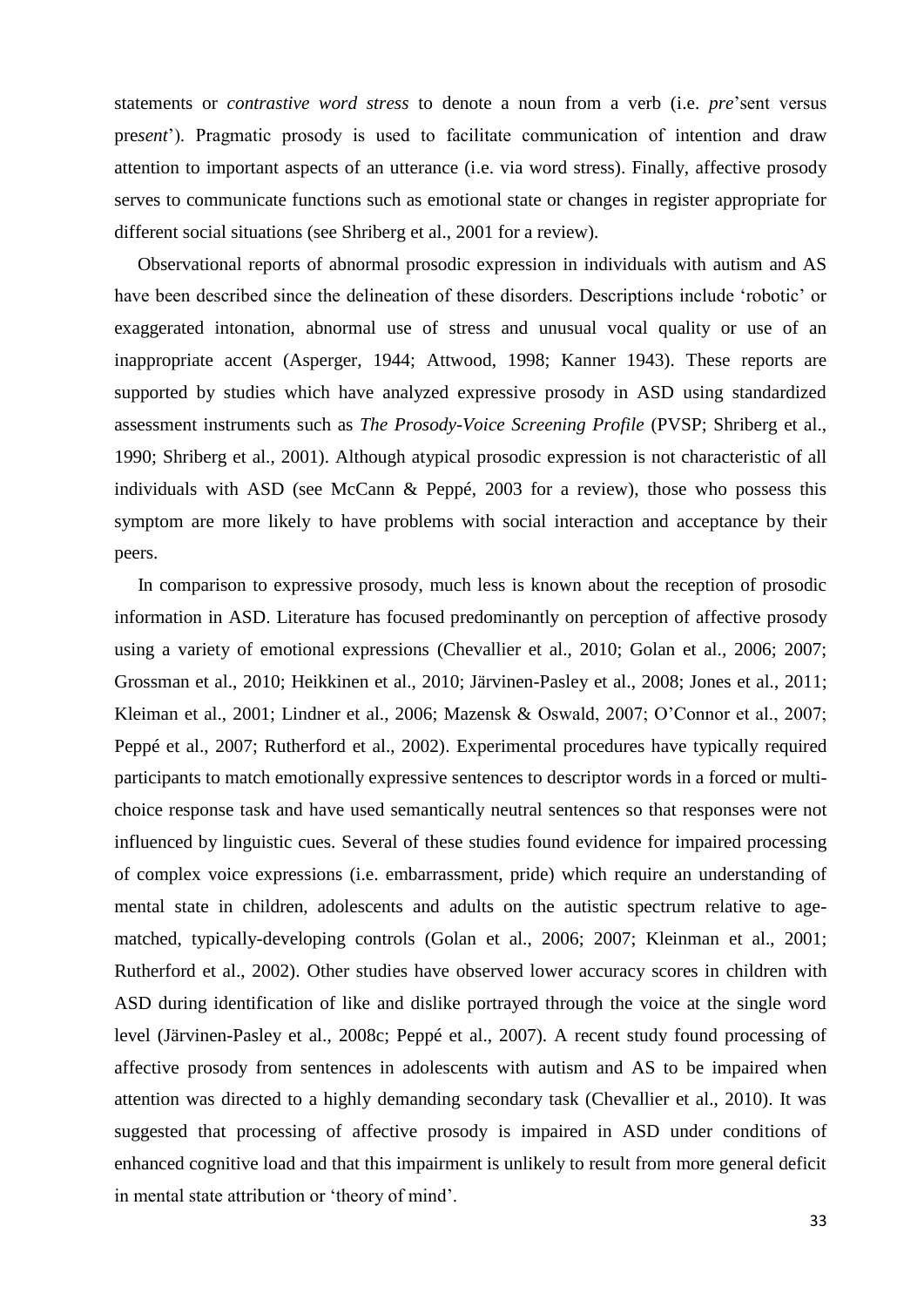statements or *contrastive word stress* to denote a noun from a verb (i.e. *pre*'sent versus pre*sent*'). Pragmatic prosody is used to facilitate communication of intention and draw attention to important aspects of an utterance (i.e. via word stress). Finally, affective prosody serves to communicate functions such as emotional state or changes in register appropriate for different social situations (see Shriberg et al., 2001 for a review).

Observational reports of abnormal prosodic expression in individuals with autism and AS have been described since the delineation of these disorders. Descriptions include 'robotic' or exaggerated intonation, abnormal use of stress and unusual vocal quality or use of an inappropriate accent (Asperger, 1944; Attwood, 1998; Kanner 1943). These reports are supported by studies which have analyzed expressive prosody in ASD using standardized assessment instruments such as *The Prosody-Voice Screening Profile* (PVSP; Shriberg et al., 1990; Shriberg et al., 2001). Although atypical prosodic expression is not characteristic of all individuals with ASD (see McCann & Peppé, 2003 for a review), those who possess this symptom are more likely to have problems with social interaction and acceptance by their peers.

In comparison to expressive prosody, much less is known about the reception of prosodic information in ASD. Literature has focused predominantly on perception of affective prosody using a variety of emotional expressions (Chevallier et al., 2010; Golan et al., 2006; 2007; Grossman et al., 2010; Heikkinen et al., 2010; Järvinen-Pasley et al., 2008; Jones et al., 2011; Kleiman et al., 2001; Lindner et al., 2006; Mazensk & Oswald, 2007; O'Connor et al., 2007; Peppé et al., 2007; Rutherford et al., 2002). Experimental procedures have typically required participants to match emotionally expressive sentences to descriptor words in a forced or multi-choice response task and have used semantically neutral sentences so that responses were not influenced by linguistic cues. Several of these studies found evidence for impaired processing of complex voice expressions (i.e. embarrassment, pride) which require an understanding of mental state in children, adolescents and adults on the autistic spectrum relative to age-matched, typically-developing controls (Golan et al., 2006; 2007; Kleinman et al., 2001; Rutherford et al., 2002). Other studies have observed lower accuracy scores in children with ASD during identification of like and dislike portrayed through the voice at the single word level (Järvinen-Pasley et al., 2008c; Peppé et al., 2007). A recent study found processing of affective prosody from sentences in adolescents with autism and AS to be impaired when attention was directed to a highly demanding secondary task (Chevallier et al., 2010). It was suggested that processing of affective prosody is impaired in ASD under conditions of enhanced cognitive load and that this impairment is unlikely to result from more general deficit in mental state attribution or 'theory of mind'.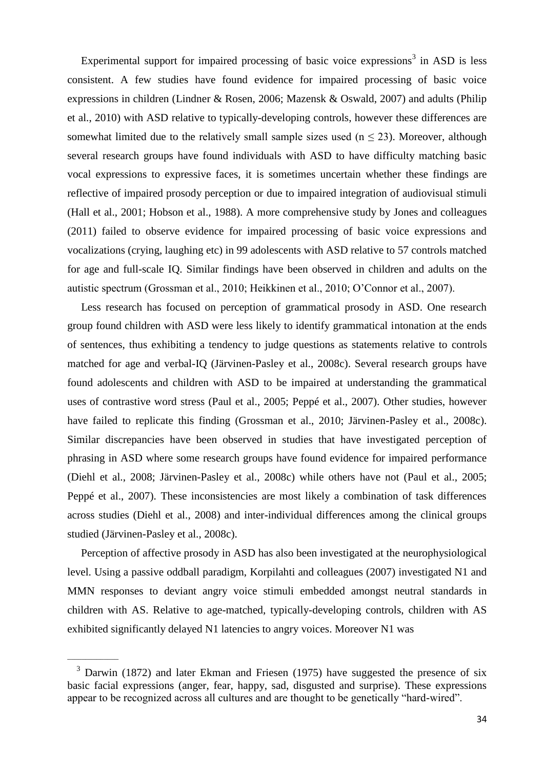Experimental support for impaired processing of basic voice expressions[3] in ASD is less consistent. A few studies have found evidence for impaired processing of basic voice expressions in children (Lindner & Rosen, 2006; Mazensk & Oswald, 2007) and adults (Philip et al., 2010) with ASD relative to typically-developing controls, however these differences are somewhat limited due to the relatively small sample sizes used ($n \leq 23$). Moreover, although several research groups have found individuals with ASD to have difficulty matching basic vocal expressions to expressive faces, it is sometimes uncertain whether these findings are reflective of impaired prosody perception or due to impaired integration of audiovisual stimuli (Hall et al., 2001; Hobson et al., 1988). A more comprehensive study by Jones and colleagues (2011) failed to observe evidence for impaired processing of basic voice expressions and vocalizations (crying, laughing etc) in 99 adolescents with ASD relative to 57 controls matched for age and full-scale IQ. Similar findings have been observed in children and adults on the autistic spectrum (Grossman et al., 2010; Heikkinen et al., 2010; O'Connor et al., 2007).

Less research has focused on perception of grammatical prosody in ASD. One research group found children with ASD were less likely to identify grammatical intonation at the ends of sentences, thus exhibiting a tendency to judge questions as statements relative to controls matched for age and verbal-IQ (Järvinen-Pasley et al., 2008c). Several research groups have found adolescents and children with ASD to be impaired at understanding the grammatical uses of contrastive word stress (Paul et al., 2005; Peppé et al., 2007). Other studies, however have failed to replicate this finding (Grossman et al., 2010; Järvinen-Pasley et al., 2008c). Similar discrepancies have been observed in studies that have investigated perception of phrasing in ASD where some research groups have found evidence for impaired performance (Diehl et al., 2008; Järvinen-Pasley et al., 2008c) while others have not (Paul et al., 2005; Peppé et al., 2007). These inconsistencies are most likely a combination of task differences across studies (Diehl et al., 2008) and inter-individual differences among the clinical groups studied (Järvinen-Pasley et al., 2008c).

Perception of affective prosody in ASD has also been investigated at the neurophysiological level. Using a passive oddball paradigm, Korpilahti and colleagues (2007) investigated N1 and MMN responses to deviant angry voice stimuli embedded amongst neutral standards in children with AS. Relative to age-matched, typically-developing controls, children with AS exhibited significantly delayed N1 latencies to angry voices. Moreover N1 was

---

[3] Darwin (1872) and later Ekman and Friesen (1975) have suggested the presence of six basic facial expressions (anger, fear, happy, sad, disgusted and surprise). These expressions appear to be recognized across all cultures and are thought to be genetically "hard-wired".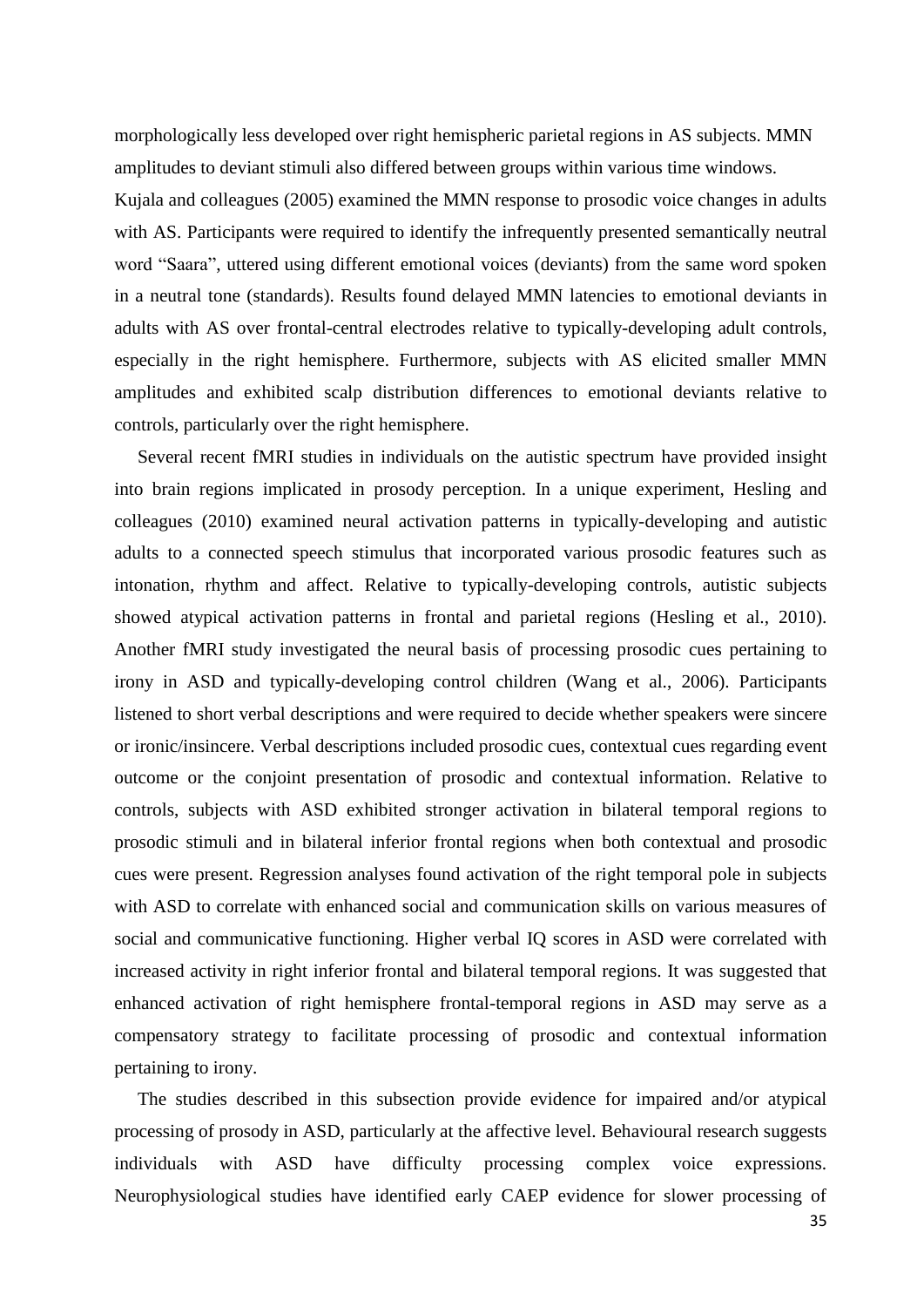morphologically less developed over right hemispheric parietal regions in AS subjects. MMN amplitudes to deviant stimuli also differed between groups within various time windows. Kujala and colleagues (2005) examined the MMN response to prosodic voice changes in adults with AS. Participants were required to identify the infrequently presented semantically neutral word "Saara", uttered using different emotional voices (deviants) from the same word spoken in a neutral tone (standards). Results found delayed MMN latencies to emotional deviants in adults with AS over frontal-central electrodes relative to typically-developing adult controls, especially in the right hemisphere. Furthermore, subjects with AS elicited smaller MMN amplitudes and exhibited scalp distribution differences to emotional deviants relative to controls, particularly over the right hemisphere.

Several recent fMRI studies in individuals on the autistic spectrum have provided insight into brain regions implicated in prosody perception. In a unique experiment, Hesling and colleagues (2010) examined neural activation patterns in typically-developing and autistic adults to a connected speech stimulus that incorporated various prosodic features such as intonation, rhythm and affect. Relative to typically-developing controls, autistic subjects showed atypical activation patterns in frontal and parietal regions (Hesling et al., 2010). Another fMRI study investigated the neural basis of processing prosodic cues pertaining to irony in ASD and typically-developing control children (Wang et al., 2006). Participants listened to short verbal descriptions and were required to decide whether speakers were sincere or ironic/insincere. Verbal descriptions included prosodic cues, contextual cues regarding event outcome or the conjoint presentation of prosodic and contextual information. Relative to controls, subjects with ASD exhibited stronger activation in bilateral temporal regions to prosodic stimuli and in bilateral inferior frontal regions when both contextual and prosodic cues were present. Regression analyses found activation of the right temporal pole in subjects with ASD to correlate with enhanced social and communication skills on various measures of social and communicative functioning. Higher verbal IQ scores in ASD were correlated with increased activity in right inferior frontal and bilateral temporal regions. It was suggested that enhanced activation of right hemisphere frontal-temporal regions in ASD may serve as a compensatory strategy to facilitate processing of prosodic and contextual information pertaining to irony.

The studies described in this subsection provide evidence for impaired and/or atypical processing of prosody in ASD, particularly at the affective level. Behavioural research suggests individuals with ASD have difficulty processing complex voice expressions. Neurophysiological studies have identified early CAEP evidence for slower processing of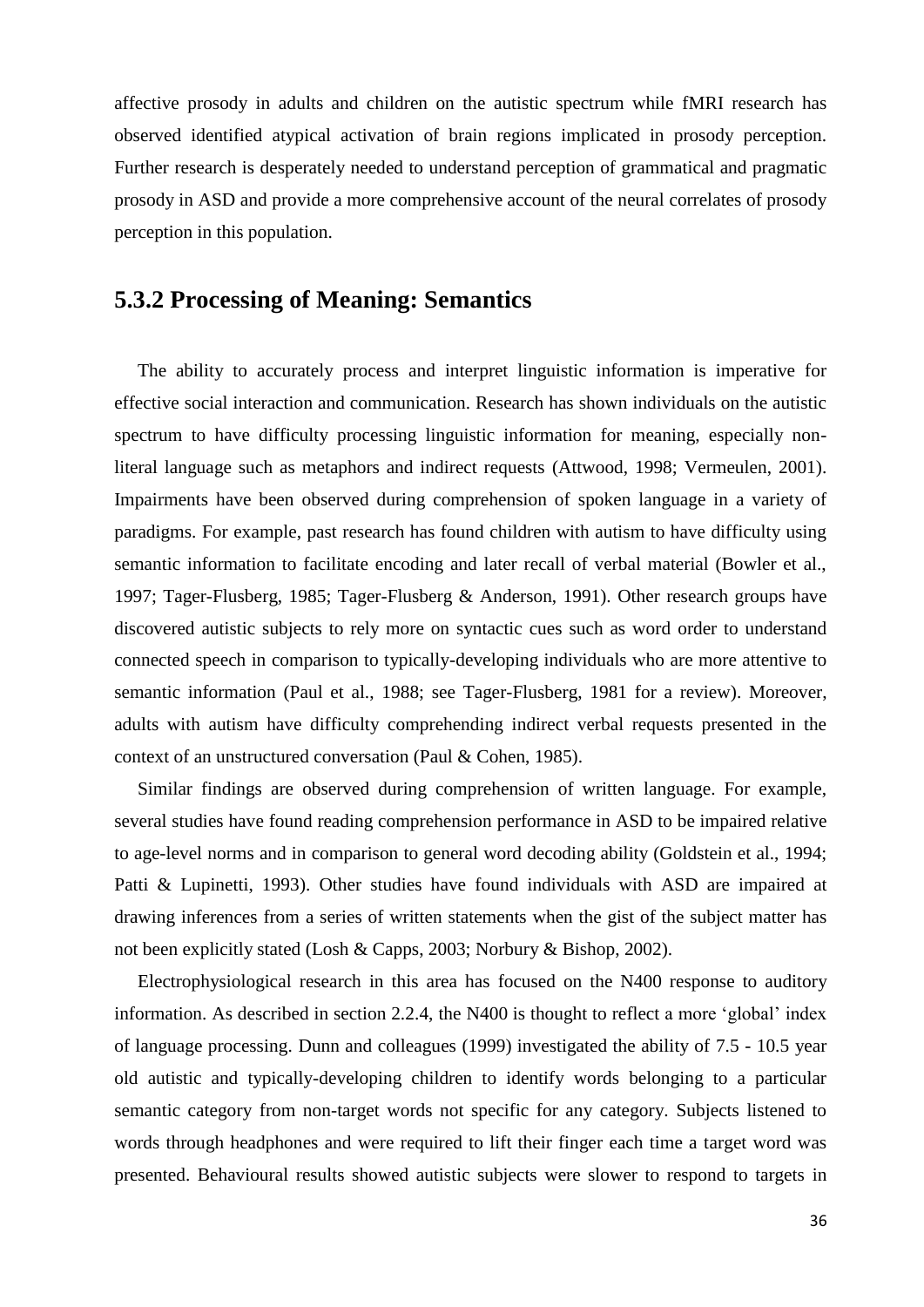affective prosody in adults and children on the autistic spectrum while fMRI research has observed identified atypical activation of brain regions implicated in prosody perception. Further research is desperately needed to understand perception of grammatical and pragmatic prosody in ASD and provide a more comprehensive account of the neural correlates of prosody perception in this population.

## 5.3.2 Processing of Meaning: Semantics

The ability to accurately process and interpret linguistic information is imperative for effective social interaction and communication. Research has shown individuals on the autistic spectrum to have difficulty processing linguistic information for meaning, especially non-literal language such as metaphors and indirect requests (Attwood, 1998; Vermeulen, 2001). Impairments have been observed during comprehension of spoken language in a variety of paradigms. For example, past research has found children with autism to have difficulty using semantic information to facilitate encoding and later recall of verbal material (Bowler et al., 1997; Tager-Flusberg, 1985; Tager-Flusberg & Anderson, 1991). Other research groups have discovered autistic subjects to rely more on syntactic cues such as word order to understand connected speech in comparison to typically-developing individuals who are more attentive to semantic information (Paul et al., 1988; see Tager-Flusberg, 1981 for a review). Moreover, adults with autism have difficulty comprehending indirect verbal requests presented in the context of an unstructured conversation (Paul & Cohen, 1985).

Similar findings are observed during comprehension of written language. For example, several studies have found reading comprehension performance in ASD to be impaired relative to age-level norms and in comparison to general word decoding ability (Goldstein et al., 1994; Patti & Lupinetti, 1993). Other studies have found individuals with ASD are impaired at drawing inferences from a series of written statements when the gist of the subject matter has not been explicitly stated (Losh & Capps, 2003; Norbury & Bishop, 2002).

Electrophysiological research in this area has focused on the N400 response to auditory information. As described in section 2.2.4, the N400 is thought to reflect a more 'global' index of language processing. Dunn and colleagues (1999) investigated the ability of 7.5 - 10.5 year old autistic and typically-developing children to identify words belonging to a particular semantic category from non-target words not specific for any category. Subjects listened to words through headphones and were required to lift their finger each time a target word was presented. Behavioural results showed autistic subjects were slower to respond to targets in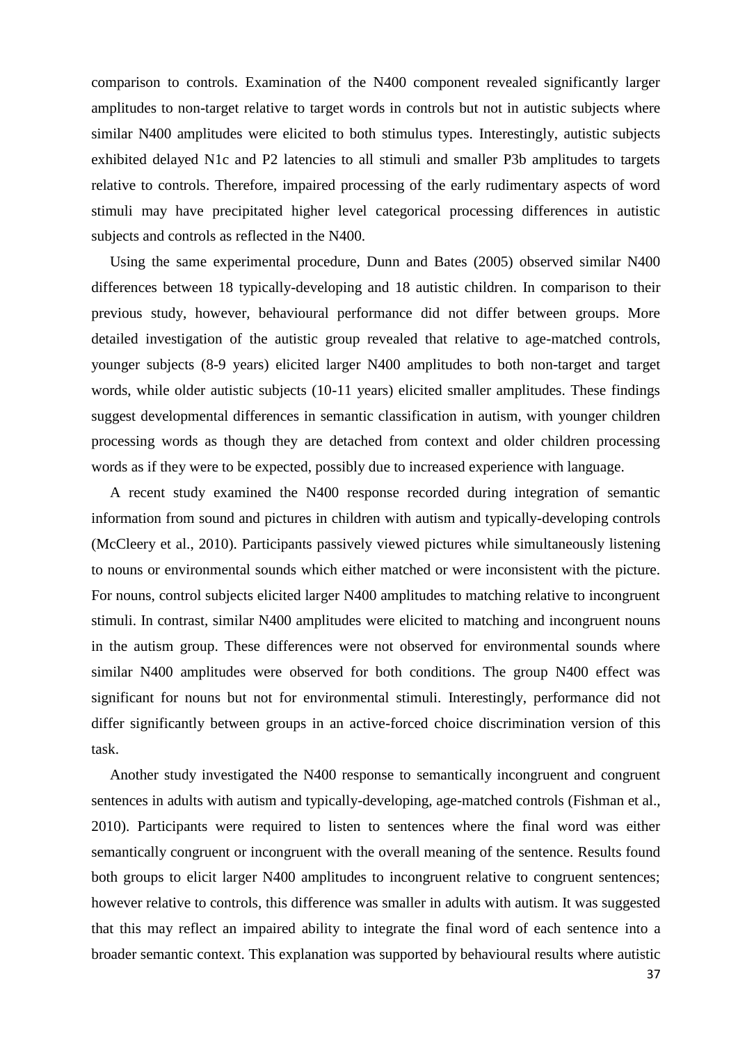comparison to controls. Examination of the N400 component revealed significantly larger amplitudes to non-target relative to target words in controls but not in autistic subjects where similar N400 amplitudes were elicited to both stimulus types. Interestingly, autistic subjects exhibited delayed N1c and P2 latencies to all stimuli and smaller P3b amplitudes to targets relative to controls. Therefore, impaired processing of the early rudimentary aspects of word stimuli may have precipitated higher level categorical processing differences in autistic subjects and controls as reflected in the N400.

Using the same experimental procedure, Dunn and Bates (2005) observed similar N400 differences between 18 typically-developing and 18 autistic children. In comparison to their previous study, however, behavioural performance did not differ between groups. More detailed investigation of the autistic group revealed that relative to age-matched controls, younger subjects (8-9 years) elicited larger N400 amplitudes to both non-target and target words, while older autistic subjects (10-11 years) elicited smaller amplitudes. These findings suggest developmental differences in semantic classification in autism, with younger children processing words as though they are detached from context and older children processing words as if they were to be expected, possibly due to increased experience with language.

A recent study examined the N400 response recorded during integration of semantic information from sound and pictures in children with autism and typically-developing controls (McCleery et al., 2010). Participants passively viewed pictures while simultaneously listening to nouns or environmental sounds which either matched or were inconsistent with the picture. For nouns, control subjects elicited larger N400 amplitudes to matching relative to incongruent stimuli. In contrast, similar N400 amplitudes were elicited to matching and incongruent nouns in the autism group. These differences were not observed for environmental sounds where similar N400 amplitudes were observed for both conditions. The group N400 effect was significant for nouns but not for environmental stimuli. Interestingly, performance did not differ significantly between groups in an active-forced choice discrimination version of this task.

Another study investigated the N400 response to semantically incongruent and congruent sentences in adults with autism and typically-developing, age-matched controls (Fishman et al., 2010). Participants were required to listen to sentences where the final word was either semantically congruent or incongruent with the overall meaning of the sentence. Results found both groups to elicit larger N400 amplitudes to incongruent relative to congruent sentences; however relative to controls, this difference was smaller in adults with autism. It was suggested that this may reflect an impaired ability to integrate the final word of each sentence into a broader semantic context. This explanation was supported by behavioural results where autistic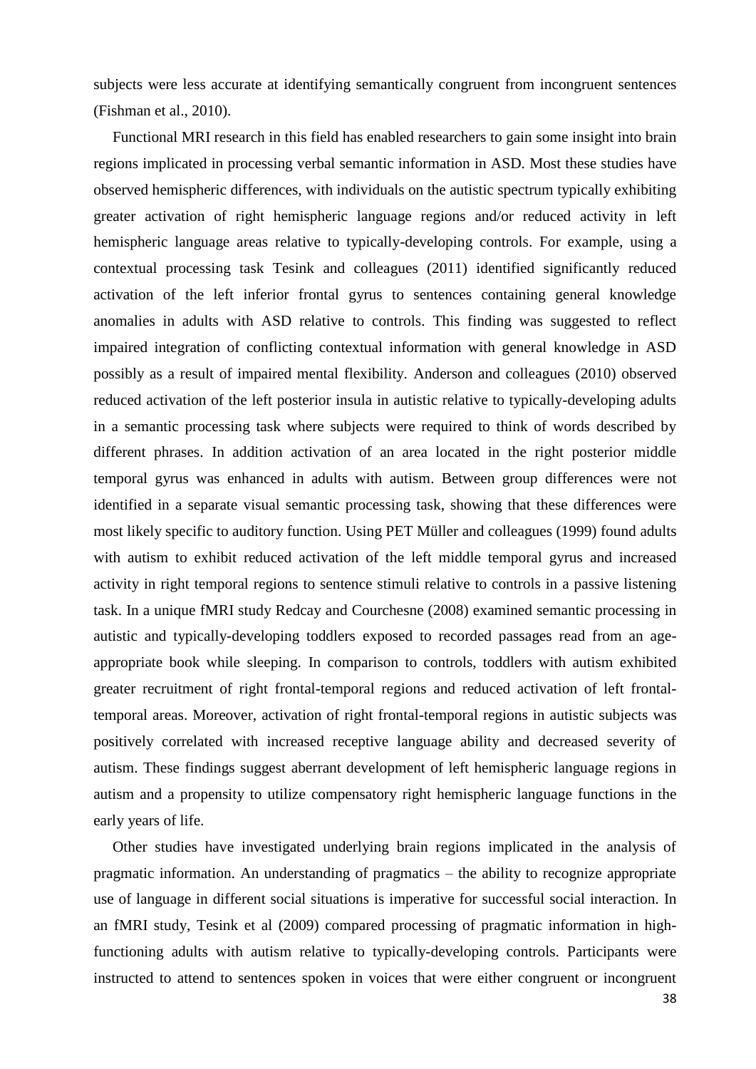subjects were less accurate at identifying semantically congruent from incongruent sentences (Fishman et al., 2010).

Functional MRI research in this field has enabled researchers to gain some insight into brain regions implicated in processing verbal semantic information in ASD. Most these studies have observed hemispheric differences, with individuals on the autistic spectrum typically exhibiting greater activation of right hemispheric language regions and/or reduced activity in left hemispheric language areas relative to typically-developing controls. For example, using a contextual processing task Tesink and colleagues (2011) identified significantly reduced activation of the left inferior frontal gyrus to sentences containing general knowledge anomalies in adults with ASD relative to controls. This finding was suggested to reflect impaired integration of conflicting contextual information with general knowledge in ASD possibly as a result of impaired mental flexibility. Anderson and colleagues (2010) observed reduced activation of the left posterior insula in autistic relative to typically-developing adults in a semantic processing task where subjects were required to think of words described by different phrases. In addition activation of an area located in the right posterior middle temporal gyrus was enhanced in adults with autism. Between group differences were not identified in a separate visual semantic processing task, showing that these differences were most likely specific to auditory function. Using PET Müller and colleagues (1999) found adults with autism to exhibit reduced activation of the left middle temporal gyrus and increased activity in right temporal regions to sentence stimuli relative to controls in a passive listening task. In a unique fMRI study Redcay and Courchesne (2008) examined semantic processing in autistic and typically-developing toddlers exposed to recorded passages read from an age-appropriate book while sleeping. In comparison to controls, toddlers with autism exhibited greater recruitment of right frontal-temporal regions and reduced activation of left frontal-temporal areas. Moreover, activation of right frontal-temporal regions in autistic subjects was positively correlated with increased receptive language ability and decreased severity of autism. These findings suggest aberrant development of left hemispheric language regions in autism and a propensity to utilize compensatory right hemispheric language functions in the early years of life.

Other studies have investigated underlying brain regions implicated in the analysis of pragmatic information. An understanding of pragmatics – the ability to recognize appropriate use of language in different social situations is imperative for successful social interaction. In an fMRI study, Tesink et al (2009) compared processing of pragmatic information in high-functioning adults with autism relative to typically-developing controls. Participants were instructed to attend to sentences spoken in voices that were either congruent or incongruent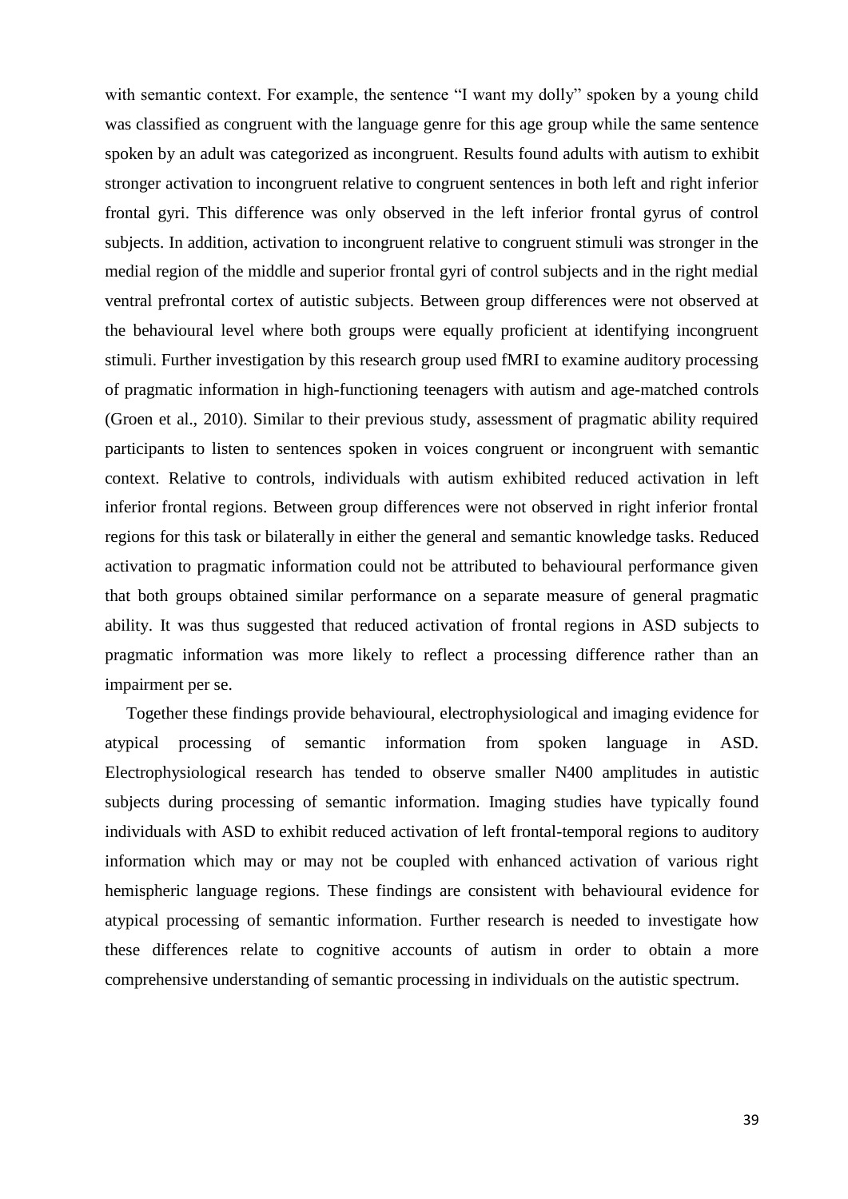with semantic context. For example, the sentence "I want my dolly" spoken by a young child was classified as congruent with the language genre for this age group while the same sentence spoken by an adult was categorized as incongruent. Results found adults with autism to exhibit stronger activation to incongruent relative to congruent sentences in both left and right inferior frontal gyri. This difference was only observed in the left inferior frontal gyrus of control subjects. In addition, activation to incongruent relative to congruent stimuli was stronger in the medial region of the middle and superior frontal gyri of control subjects and in the right medial ventral prefrontal cortex of autistic subjects. Between group differences were not observed at the behavioural level where both groups were equally proficient at identifying incongruent stimuli. Further investigation by this research group used fMRI to examine auditory processing of pragmatic information in high-functioning teenagers with autism and age-matched controls (Groen et al., 2010). Similar to their previous study, assessment of pragmatic ability required participants to listen to sentences spoken in voices congruent or incongruent with semantic context. Relative to controls, individuals with autism exhibited reduced activation in left inferior frontal regions. Between group differences were not observed in right inferior frontal regions for this task or bilaterally in either the general and semantic knowledge tasks. Reduced activation to pragmatic information could not be attributed to behavioural performance given that both groups obtained similar performance on a separate measure of general pragmatic ability. It was thus suggested that reduced activation of frontal regions in ASD subjects to pragmatic information was more likely to reflect a processing difference rather than an impairment per se.

Together these findings provide behavioural, electrophysiological and imaging evidence for atypical processing of semantic information from spoken language in ASD. Electrophysiological research has tended to observe smaller N400 amplitudes in autistic subjects during processing of semantic information. Imaging studies have typically found individuals with ASD to exhibit reduced activation of left frontal-temporal regions to auditory information which may or may not be coupled with enhanced activation of various right hemispheric language regions. These findings are consistent with behavioural evidence for atypical processing of semantic information. Further research is needed to investigate how these differences relate to cognitive accounts of autism in order to obtain a more comprehensive understanding of semantic processing in individuals on the autistic spectrum.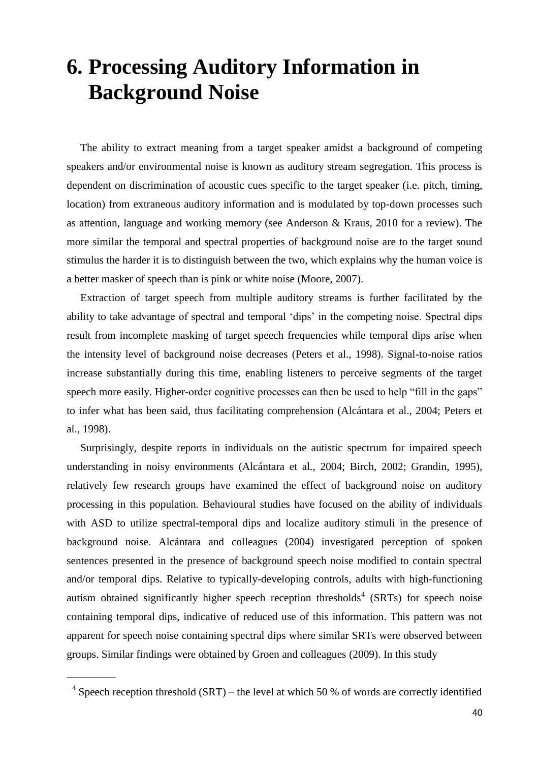# 6. Processing Auditory Information in Background Noise

The ability to extract meaning from a target speaker amidst a background of competing speakers and/or environmental noise is known as auditory stream segregation. This process is dependent on discrimination of acoustic cues specific to the target speaker (i.e. pitch, timing, location) from extraneous auditory information and is modulated by top-down processes such as attention, language and working memory (see Anderson & Kraus, 2010 for a review). The more similar the temporal and spectral properties of background noise are to the target sound stimulus the harder it is to distinguish between the two, which explains why the human voice is a better masker of speech than is pink or white noise (Moore, 2007).

Extraction of target speech from multiple auditory streams is further facilitated by the ability to take advantage of spectral and temporal 'dips' in the competing noise. Spectral dips result from incomplete masking of target speech frequencies while temporal dips arise when the intensity level of background noise decreases (Peters et al., 1998). Signal-to-noise ratios increase substantially during this time, enabling listeners to perceive segments of the target speech more easily. Higher-order cognitive processes can then be used to help "fill in the gaps" to infer what has been said, thus facilitating comprehension (Alcántara et al., 2004; Peters et al., 1998).

Surprisingly, despite reports in individuals on the autistic spectrum for impaired speech understanding in noisy environments (Alcántara et al., 2004; Birch, 2002; Grandin, 1995), relatively few research groups have examined the effect of background noise on auditory processing in this population. Behavioural studies have focused on the ability of individuals with ASD to utilize spectral-temporal dips and localize auditory stimuli in the presence of background noise. Alcántara and colleagues (2004) investigated perception of spoken sentences presented in the presence of background speech noise modified to contain spectral and/or temporal dips. Relative to typically-developing controls, adults with high-functioning autism obtained significantly higher speech reception thresholds[4] (SRTs) for speech noise containing temporal dips, indicative of reduced use of this information. This pattern was not apparent for speech noise containing spectral dips where similar SRTs were observed between groups. Similar findings were obtained by Groen and colleagues (2009). In this study

---

[4] Speech reception threshold (SRT) – the level at which 50 % of words are correctly identified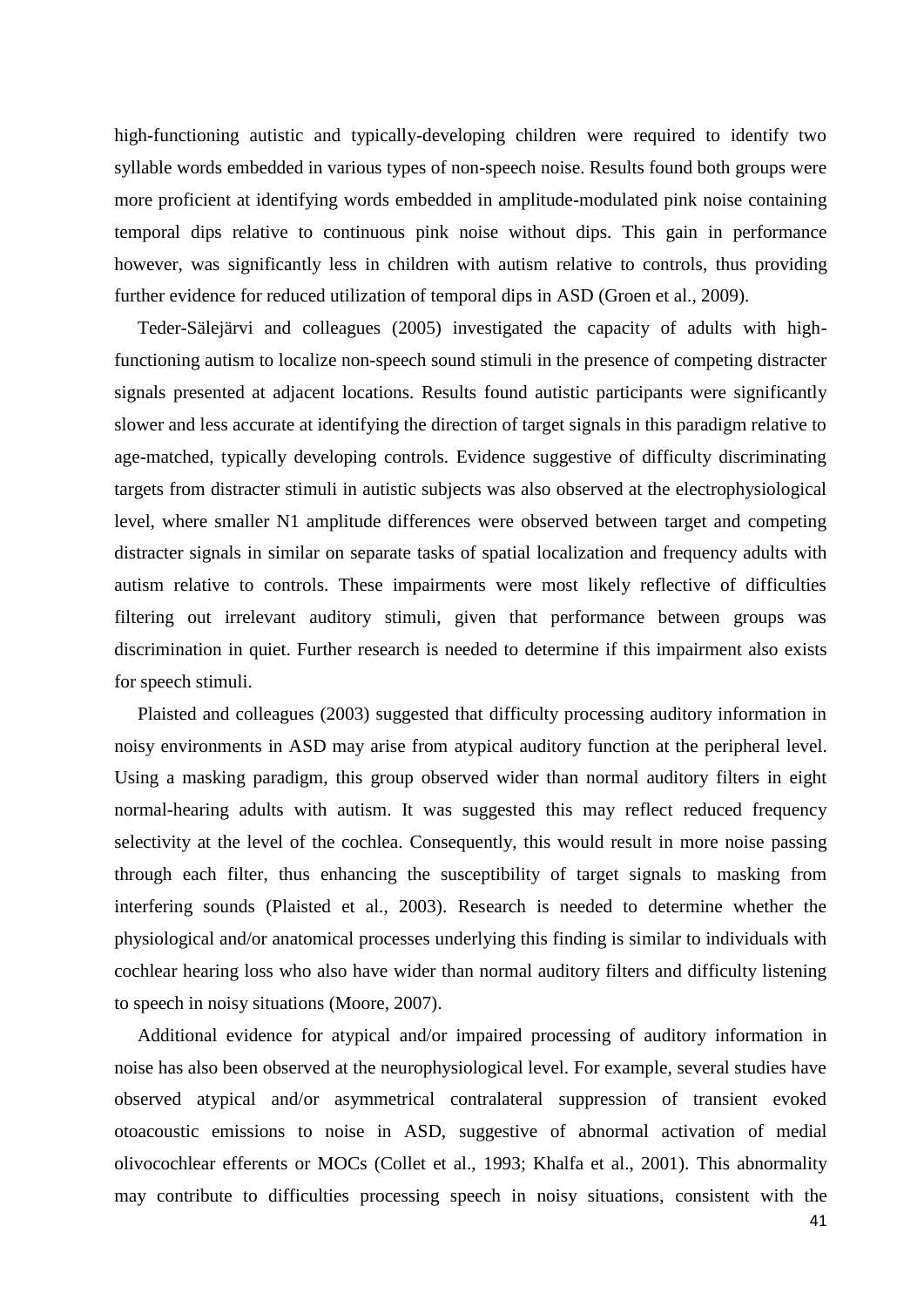high-functioning autistic and typically-developing children were required to identify two syllable words embedded in various types of non-speech noise. Results found both groups were more proficient at identifying words embedded in amplitude-modulated pink noise containing temporal dips relative to continuous pink noise without dips. This gain in performance however, was significantly less in children with autism relative to controls, thus providing further evidence for reduced utilization of temporal dips in ASD (Groen et al., 2009).

Teder-Sälejärvi and colleagues (2005) investigated the capacity of adults with high-functioning autism to localize non-speech sound stimuli in the presence of competing distracter signals presented at adjacent locations. Results found autistic participants were significantly slower and less accurate at identifying the direction of target signals in this paradigm relative to age-matched, typically developing controls. Evidence suggestive of difficulty discriminating targets from distracter stimuli in autistic subjects was also observed at the electrophysiological level, where smaller N1 amplitude differences were observed between target and competing distracter signals in similar on separate tasks of spatial localization and frequency adults with autism relative to controls. These impairments were most likely reflective of difficulties filtering out irrelevant auditory stimuli, given that performance between groups was discrimination in quiet. Further research is needed to determine if this impairment also exists for speech stimuli.

Plaisted and colleagues (2003) suggested that difficulty processing auditory information in noisy environments in ASD may arise from atypical auditory function at the peripheral level. Using a masking paradigm, this group observed wider than normal auditory filters in eight normal-hearing adults with autism. It was suggested this may reflect reduced frequency selectivity at the level of the cochlea. Consequently, this would result in more noise passing through each filter, thus enhancing the susceptibility of target signals to masking from interfering sounds (Plaisted et al., 2003). Research is needed to determine whether the physiological and/or anatomical processes underlying this finding is similar to individuals with cochlear hearing loss who also have wider than normal auditory filters and difficulty listening to speech in noisy situations (Moore, 2007).

Additional evidence for atypical and/or impaired processing of auditory information in noise has also been observed at the neurophysiological level. For example, several studies have observed atypical and/or asymmetrical contralateral suppression of transient evoked otoacoustic emissions to noise in ASD, suggestive of abnormal activation of medial olivocochlear efferents or MOCs (Collet et al., 1993; Khalfa et al., 2001). This abnormality may contribute to difficulties processing speech in noisy situations, consistent with the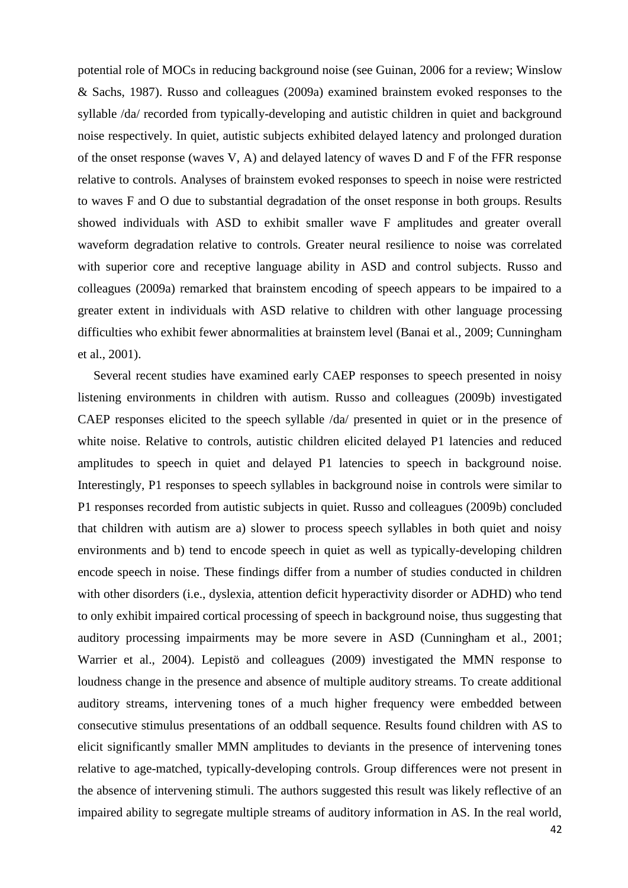potential role of MOCs in reducing background noise (see Guinan, 2006 for a review; Winslow & Sachs, 1987). Russo and colleagues (2009a) examined brainstem evoked responses to the syllable /da/ recorded from typically-developing and autistic children in quiet and background noise respectively. In quiet, autistic subjects exhibited delayed latency and prolonged duration of the onset response (waves V, A) and delayed latency of waves D and F of the FFR response relative to controls. Analyses of brainstem evoked responses to speech in noise were restricted to waves F and O due to substantial degradation of the onset response in both groups. Results showed individuals with ASD to exhibit smaller wave F amplitudes and greater overall waveform degradation relative to controls. Greater neural resilience to noise was correlated with superior core and receptive language ability in ASD and control subjects. Russo and colleagues (2009a) remarked that brainstem encoding of speech appears to be impaired to a greater extent in individuals with ASD relative to children with other language processing difficulties who exhibit fewer abnormalities at brainstem level (Banai et al., 2009; Cunningham et al., 2001).

Several recent studies have examined early CAEP responses to speech presented in noisy listening environments in children with autism. Russo and colleagues (2009b) investigated CAEP responses elicited to the speech syllable /da/ presented in quiet or in the presence of white noise. Relative to controls, autistic children elicited delayed P1 latencies and reduced amplitudes to speech in quiet and delayed P1 latencies to speech in background noise. Interestingly, P1 responses to speech syllables in background noise in controls were similar to P1 responses recorded from autistic subjects in quiet. Russo and colleagues (2009b) concluded that children with autism are a) slower to process speech syllables in both quiet and noisy environments and b) tend to encode speech in quiet as well as typically-developing children encode speech in noise. These findings differ from a number of studies conducted in children with other disorders (i.e., dyslexia, attention deficit hyperactivity disorder or ADHD) who tend to only exhibit impaired cortical processing of speech in background noise, thus suggesting that auditory processing impairments may be more severe in ASD (Cunningham et al., 2001; Warrier et al., 2004). Lepistö and colleagues (2009) investigated the MMN response to loudness change in the presence and absence of multiple auditory streams. To create additional auditory streams, intervening tones of a much higher frequency were embedded between consecutive stimulus presentations of an oddball sequence. Results found children with AS to elicit significantly smaller MMN amplitudes to deviants in the presence of intervening tones relative to age-matched, typically-developing controls. Group differences were not present in the absence of intervening stimuli. The authors suggested this result was likely reflective of an impaired ability to segregate multiple streams of auditory information in AS. In the real world,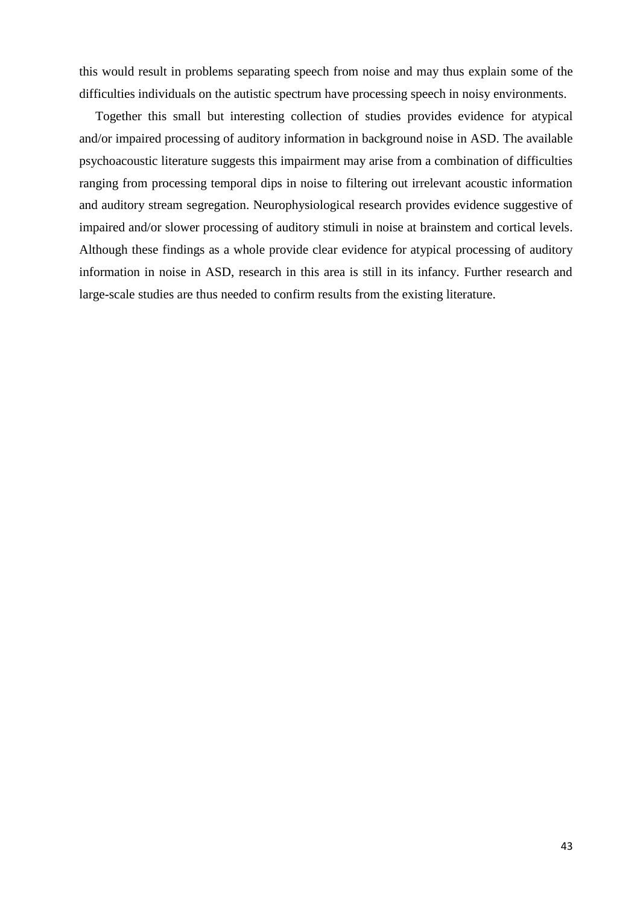this would result in problems separating speech from noise and may thus explain some of the difficulties individuals on the autistic spectrum have processing speech in noisy environments.

Together this small but interesting collection of studies provides evidence for atypical and/or impaired processing of auditory information in background noise in ASD. The available psychoacoustic literature suggests this impairment may arise from a combination of difficulties ranging from processing temporal dips in noise to filtering out irrelevant acoustic information and auditory stream segregation. Neurophysiological research provides evidence suggestive of impaired and/or slower processing of auditory stimuli in noise at brainstem and cortical levels. Although these findings as a whole provide clear evidence for atypical processing of auditory information in noise in ASD, research in this area is still in its infancy. Further research and large-scale studies are thus needed to confirm results from the existing literature.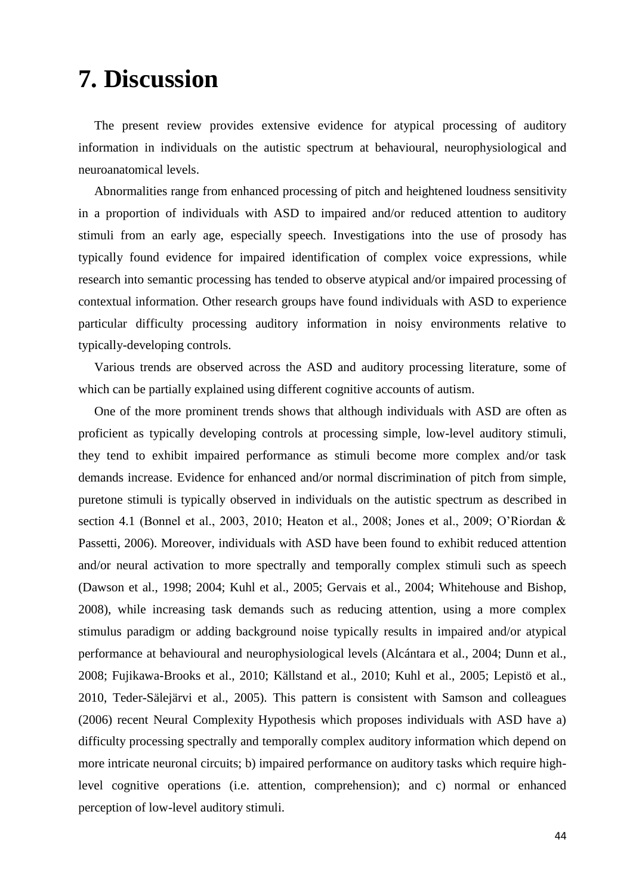# 7. Discussion

The present review provides extensive evidence for atypical processing of auditory information in individuals on the autistic spectrum at behavioural, neurophysiological and neuroanatomical levels.

Abnormalities range from enhanced processing of pitch and heightened loudness sensitivity in a proportion of individuals with ASD to impaired and/or reduced attention to auditory stimuli from an early age, especially speech. Investigations into the use of prosody has typically found evidence for impaired identification of complex voice expressions, while research into semantic processing has tended to observe atypical and/or impaired processing of contextual information. Other research groups have found individuals with ASD to experience particular difficulty processing auditory information in noisy environments relative to typically-developing controls.

Various trends are observed across the ASD and auditory processing literature, some of which can be partially explained using different cognitive accounts of autism.

One of the more prominent trends shows that although individuals with ASD are often as proficient as typically developing controls at processing simple, low-level auditory stimuli, they tend to exhibit impaired performance as stimuli become more complex and/or task demands increase. Evidence for enhanced and/or normal discrimination of pitch from simple, puretone stimuli is typically observed in individuals on the autistic spectrum as described in section 4.1 (Bonnel et al., 2003, 2010; Heaton et al., 2008; Jones et al., 2009; O'Riordan & Passetti, 2006). Moreover, individuals with ASD have been found to exhibit reduced attention and/or neural activation to more spectrally and temporally complex stimuli such as speech (Dawson et al., 1998; 2004; Kuhl et al., 2005; Gervais et al., 2004; Whitehouse and Bishop, 2008), while increasing task demands such as reducing attention, using a more complex stimulus paradigm or adding background noise typically results in impaired and/or atypical performance at behavioural and neurophysiological levels (Alcántara et al., 2004; Dunn et al., 2008; Fujikawa-Brooks et al., 2010; Källstand et al., 2010; Kuhl et al., 2005; Lepistö et al., 2010, Teder-Sälejärvi et al., 2005). This pattern is consistent with Samson and colleagues (2006) recent Neural Complexity Hypothesis which proposes individuals with ASD have a) difficulty processing spectrally and temporally complex auditory information which depend on more intricate neuronal circuits; b) impaired performance on auditory tasks which require high-level cognitive operations (i.e. attention, comprehension); and c) normal or enhanced perception of low-level auditory stimuli.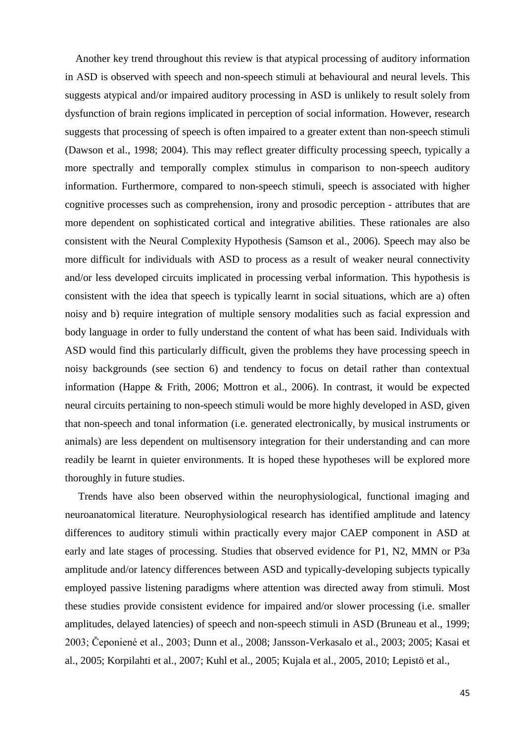Another key trend throughout this review is that atypical processing of auditory information in ASD is observed with speech and non-speech stimuli at behavioural and neural levels. This suggests atypical and/or impaired auditory processing in ASD is unlikely to result solely from dysfunction of brain regions implicated in perception of social information. However, research suggests that processing of speech is often impaired to a greater extent than non-speech stimuli (Dawson et al., 1998; 2004). This may reflect greater difficulty processing speech, typically a more spectrally and temporally complex stimulus in comparison to non-speech auditory information. Furthermore, compared to non-speech stimuli, speech is associated with higher cognitive processes such as comprehension, irony and prosodic perception - attributes that are more dependent on sophisticated cortical and integrative abilities. These rationales are also consistent with the Neural Complexity Hypothesis (Samson et al., 2006). Speech may also be more difficult for individuals with ASD to process as a result of weaker neural connectivity and/or less developed circuits implicated in processing verbal information. This hypothesis is consistent with the idea that speech is typically learnt in social situations, which are a) often noisy and b) require integration of multiple sensory modalities such as facial expression and body language in order to fully understand the content of what has been said. Individuals with ASD would find this particularly difficult, given the problems they have processing speech in noisy backgrounds (see section 6) and tendency to focus on detail rather than contextual information (Happe & Frith, 2006; Mottron et al., 2006). In contrast, it would be expected neural circuits pertaining to non-speech stimuli would be more highly developed in ASD, given that non-speech and tonal information (i.e. generated electronically, by musical instruments or animals) are less dependent on multisensory integration for their understanding and can more readily be learnt in quieter environments. It is hoped these hypotheses will be explored more thoroughly in future studies.

Trends have also been observed within the neurophysiological, functional imaging and neuroanatomical literature. Neurophysiological research has identified amplitude and latency differences to auditory stimuli within practically every major CAEP component in ASD at early and late stages of processing. Studies that observed evidence for P1, N2, MMN or P3a amplitude and/or latency differences between ASD and typically-developing subjects typically employed passive listening paradigms where attention was directed away from stimuli. Most these studies provide consistent evidence for impaired and/or slower processing (i.e. smaller amplitudes, delayed latencies) of speech and non-speech stimuli in ASD (Bruneau et al., 1999; 2003; Čeponiené et al., 2003; Dunn et al., 2008; Jansson-Verkasalo et al., 2003; 2005; Kasai et al., 2005; Korpilahti et al., 2007; Kuhl et al., 2005; Kujala et al., 2005, 2010; Lepistö et al.,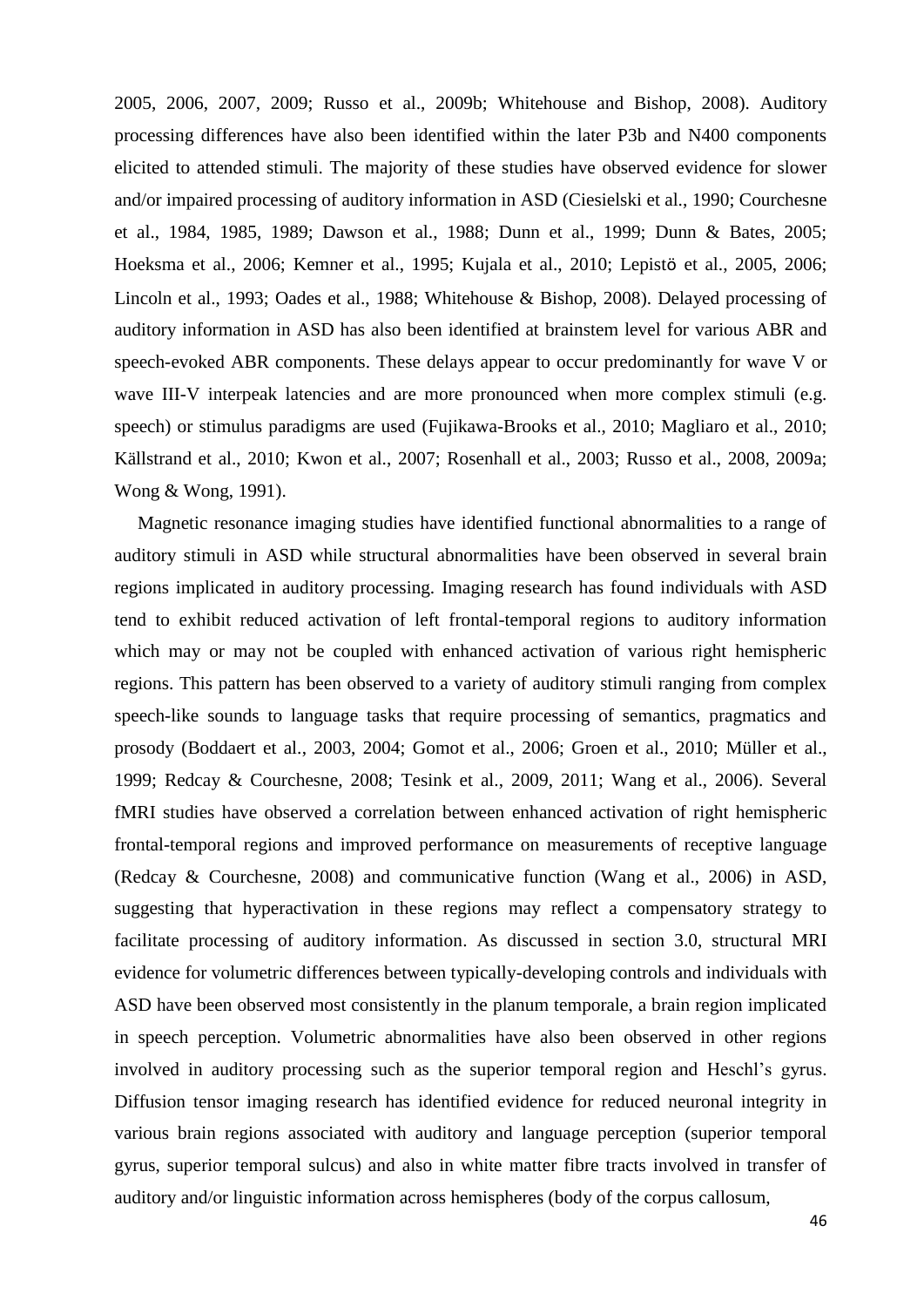2005, 2006, 2007, 2009; Russo et al., 2009b; Whitehouse and Bishop, 2008). Auditory processing differences have also been identified within the later P3b and N400 components elicited to attended stimuli. The majority of these studies have observed evidence for slower and/or impaired processing of auditory information in ASD (Ciesielski et al., 1990; Courchesne et al., 1984, 1985, 1989; Dawson et al., 1988; Dunn et al., 1999; Dunn & Bates, 2005; Hoeksma et al., 2006; Kemner et al., 1995; Kujala et al., 2010; Lepistö et al., 2005, 2006; Lincoln et al., 1993; Oades et al., 1988; Whitehouse & Bishop, 2008). Delayed processing of auditory information in ASD has also been identified at brainstem level for various ABR and speech-evoked ABR components. These delays appear to occur predominantly for wave V or wave III-V interpeak latencies and are more pronounced when more complex stimuli (e.g. speech) or stimulus paradigms are used (Fujikawa-Brooks et al., 2010; Magliaro et al., 2010; Källstrand et al., 2010; Kwon et al., 2007; Rosenhall et al., 2003; Russo et al., 2008, 2009a; Wong & Wong, 1991).

Magnetic resonance imaging studies have identified functional abnormalities to a range of auditory stimuli in ASD while structural abnormalities have been observed in several brain regions implicated in auditory processing. Imaging research has found individuals with ASD tend to exhibit reduced activation of left frontal-temporal regions to auditory information which may or may not be coupled with enhanced activation of various right hemispheric regions. This pattern has been observed to a variety of auditory stimuli ranging from complex speech-like sounds to language tasks that require processing of semantics, pragmatics and prosody (Boddaert et al., 2003, 2004; Gomot et al., 2006; Groen et al., 2010; Müller et al., 1999; Redcay & Courchesne, 2008; Tesink et al., 2009, 2011; Wang et al., 2006). Several fMRI studies have observed a correlation between enhanced activation of right hemispheric frontal-temporal regions and improved performance on measurements of receptive language (Redcay & Courchesne, 2008) and communicative function (Wang et al., 2006) in ASD, suggesting that hyperactivation in these regions may reflect a compensatory strategy to facilitate processing of auditory information. As discussed in section 3.0, structural MRI evidence for volumetric differences between typically-developing controls and individuals with ASD have been observed most consistently in the planum temporale, a brain region implicated in speech perception. Volumetric abnormalities have also been observed in other regions involved in auditory processing such as the superior temporal region and Heschl's gyrus. Diffusion tensor imaging research has identified evidence for reduced neuronal integrity in various brain regions associated with auditory and language perception (superior temporal gyrus, superior temporal sulcus) and also in white matter fibre tracts involved in transfer of auditory and/or linguistic information across hemispheres (body of the corpus callosum,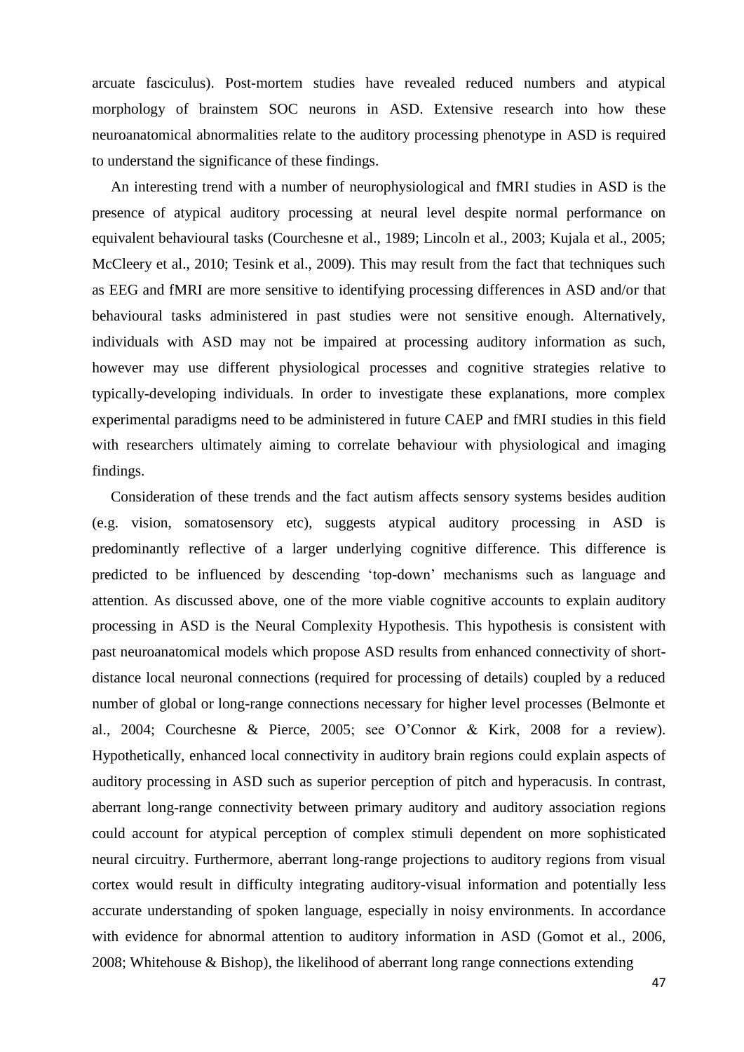arcuate fasciculus). Post-mortem studies have revealed reduced numbers and atypical morphology of brainstem SOC neurons in ASD. Extensive research into how these neuroanatomical abnormalities relate to the auditory processing phenotype in ASD is required to understand the significance of these findings.

An interesting trend with a number of neurophysiological and fMRI studies in ASD is the presence of atypical auditory processing at neural level despite normal performance on equivalent behavioural tasks (Courchesne et al., 1989; Lincoln et al., 2003; Kujala et al., 2005; McCleery et al., 2010; Tesink et al., 2009). This may result from the fact that techniques such as EEG and fMRI are more sensitive to identifying processing differences in ASD and/or that behavioural tasks administered in past studies were not sensitive enough. Alternatively, individuals with ASD may not be impaired at processing auditory information as such, however may use different physiological processes and cognitive strategies relative to typically-developing individuals. In order to investigate these explanations, more complex experimental paradigms need to be administered in future CAEP and fMRI studies in this field with researchers ultimately aiming to correlate behaviour with physiological and imaging findings.

Consideration of these trends and the fact autism affects sensory systems besides audition (e.g. vision, somatosensory etc), suggests atypical auditory processing in ASD is predominantly reflective of a larger underlying cognitive difference. This difference is predicted to be influenced by descending 'top-down' mechanisms such as language and attention. As discussed above, one of the more viable cognitive accounts to explain auditory processing in ASD is the Neural Complexity Hypothesis. This hypothesis is consistent with past neuroanatomical models which propose ASD results from enhanced connectivity of short-distance local neuronal connections (required for processing of details) coupled by a reduced number of global or long-range connections necessary for higher level processes (Belmonte et al., 2004; Courchesne & Pierce, 2005; see O'Connor & Kirk, 2008 for a review). Hypothetically, enhanced local connectivity in auditory brain regions could explain aspects of auditory processing in ASD such as superior perception of pitch and hyperacusis. In contrast, aberrant long-range connectivity between primary auditory and auditory association regions could account for atypical perception of complex stimuli dependent on more sophisticated neural circuitry. Furthermore, aberrant long-range projections to auditory regions from visual cortex would result in difficulty integrating auditory-visual information and potentially less accurate understanding of spoken language, especially in noisy environments. In accordance with evidence for abnormal attention to auditory information in ASD (Gomot et al., 2006, 2008; Whitehouse & Bishop), the likelihood of aberrant long range connections extending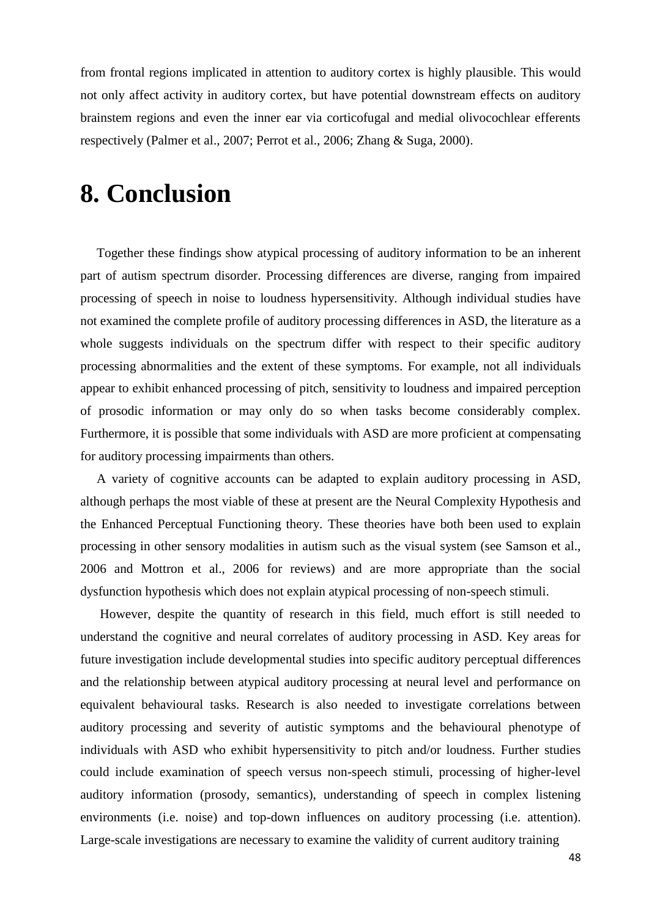from frontal regions implicated in attention to auditory cortex is highly plausible. This would not only affect activity in auditory cortex, but have potential downstream effects on auditory brainstem regions and even the inner ear via corticofugal and medial olivocochlear efferents respectively (Palmer et al., 2007; Perrot et al., 2006; Zhang & Suga, 2000).

# 8. Conclusion

Together these findings show atypical processing of auditory information to be an inherent part of autism spectrum disorder. Processing differences are diverse, ranging from impaired processing of speech in noise to loudness hypersensitivity. Although individual studies have not examined the complete profile of auditory processing differences in ASD, the literature as a whole suggests individuals on the spectrum differ with respect to their specific auditory processing abnormalities and the extent of these symptoms. For example, not all individuals appear to exhibit enhanced processing of pitch, sensitivity to loudness and impaired perception of prosodic information or may only do so when tasks become considerably complex. Furthermore, it is possible that some individuals with ASD are more proficient at compensating for auditory processing impairments than others.

A variety of cognitive accounts can be adapted to explain auditory processing in ASD, although perhaps the most viable of these at present are the Neural Complexity Hypothesis and the Enhanced Perceptual Functioning theory. These theories have both been used to explain processing in other sensory modalities in autism such as the visual system (see Samson et al., 2006 and Mottron et al., 2006 for reviews) and are more appropriate than the social dysfunction hypothesis which does not explain atypical processing of non-speech stimuli.

However, despite the quantity of research in this field, much effort is still needed to understand the cognitive and neural correlates of auditory processing in ASD. Key areas for future investigation include developmental studies into specific auditory perceptual differences and the relationship between atypical auditory processing at neural level and performance on equivalent behavioural tasks. Research is also needed to investigate correlations between auditory processing and severity of autistic symptoms and the behavioural phenotype of individuals with ASD who exhibit hypersensitivity to pitch and/or loudness. Further studies could include examination of speech versus non-speech stimuli, processing of higher-level auditory information (prosody, semantics), understanding of speech in complex listening environments (i.e. noise) and top-down influences on auditory processing (i.e. attention). Large-scale investigations are necessary to examine the validity of current auditory training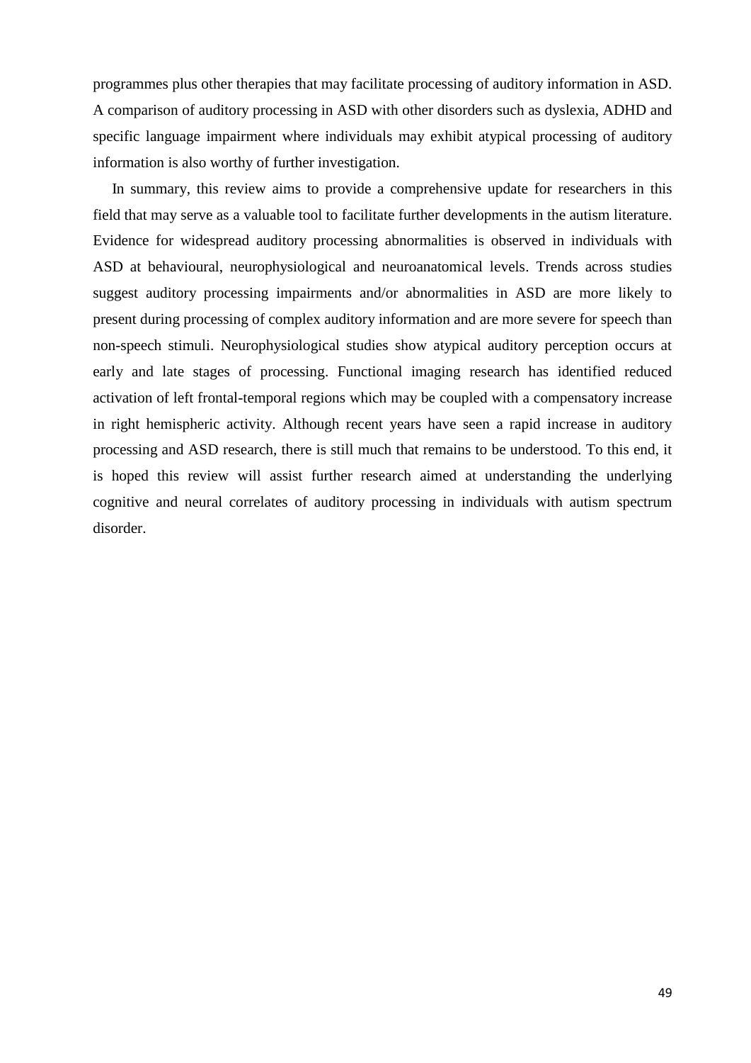programmes plus other therapies that may facilitate processing of auditory information in ASD. A comparison of auditory processing in ASD with other disorders such as dyslexia, ADHD and specific language impairment where individuals may exhibit atypical processing of auditory information is also worthy of further investigation.

In summary, this review aims to provide a comprehensive update for researchers in this field that may serve as a valuable tool to facilitate further developments in the autism literature. Evidence for widespread auditory processing abnormalities is observed in individuals with ASD at behavioural, neurophysiological and neuroanatomical levels. Trends across studies suggest auditory processing impairments and/or abnormalities in ASD are more likely to present during processing of complex auditory information and are more severe for speech than non-speech stimuli. Neurophysiological studies show atypical auditory perception occurs at early and late stages of processing. Functional imaging research has identified reduced activation of left frontal-temporal regions which may be coupled with a compensatory increase in right hemispheric activity. Although recent years have seen a rapid increase in auditory processing and ASD research, there is still much that remains to be understood. To this end, it is hoped this review will assist further research aimed at understanding the underlying cognitive and neural correlates of auditory processing in individuals with autism spectrum disorder.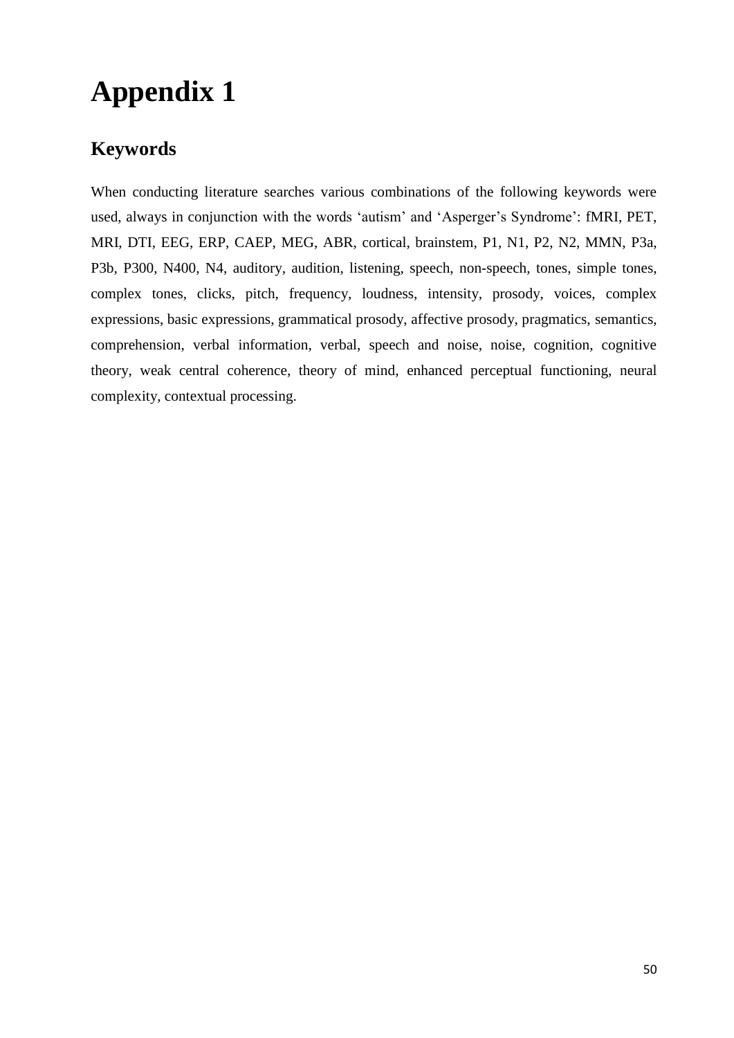# Appendix 1

## Keywords

When conducting literature searches various combinations of the following keywords were used, always in conjunction with the words ‘autism’ and ‘Asperger’s Syndrome’: fMRI, PET, MRI, DTI, EEG, ERP, CAEP, MEG, ABR, cortical, brainstem, P1, N1, P2, N2, MMN, P3a, P3b, P300, N400, N4, auditory, audition, listening, speech, non-speech, tones, simple tones, complex tones, clicks, pitch, frequency, loudness, intensity, prosody, voices, complex expressions, basic expressions, grammatical prosody, affective prosody, pragmatics, semantics, comprehension, verbal information, verbal, speech and noise, noise, cognition, cognitive theory, weak central coherence, theory of mind, enhanced perceptual functioning, neural complexity, contextual processing.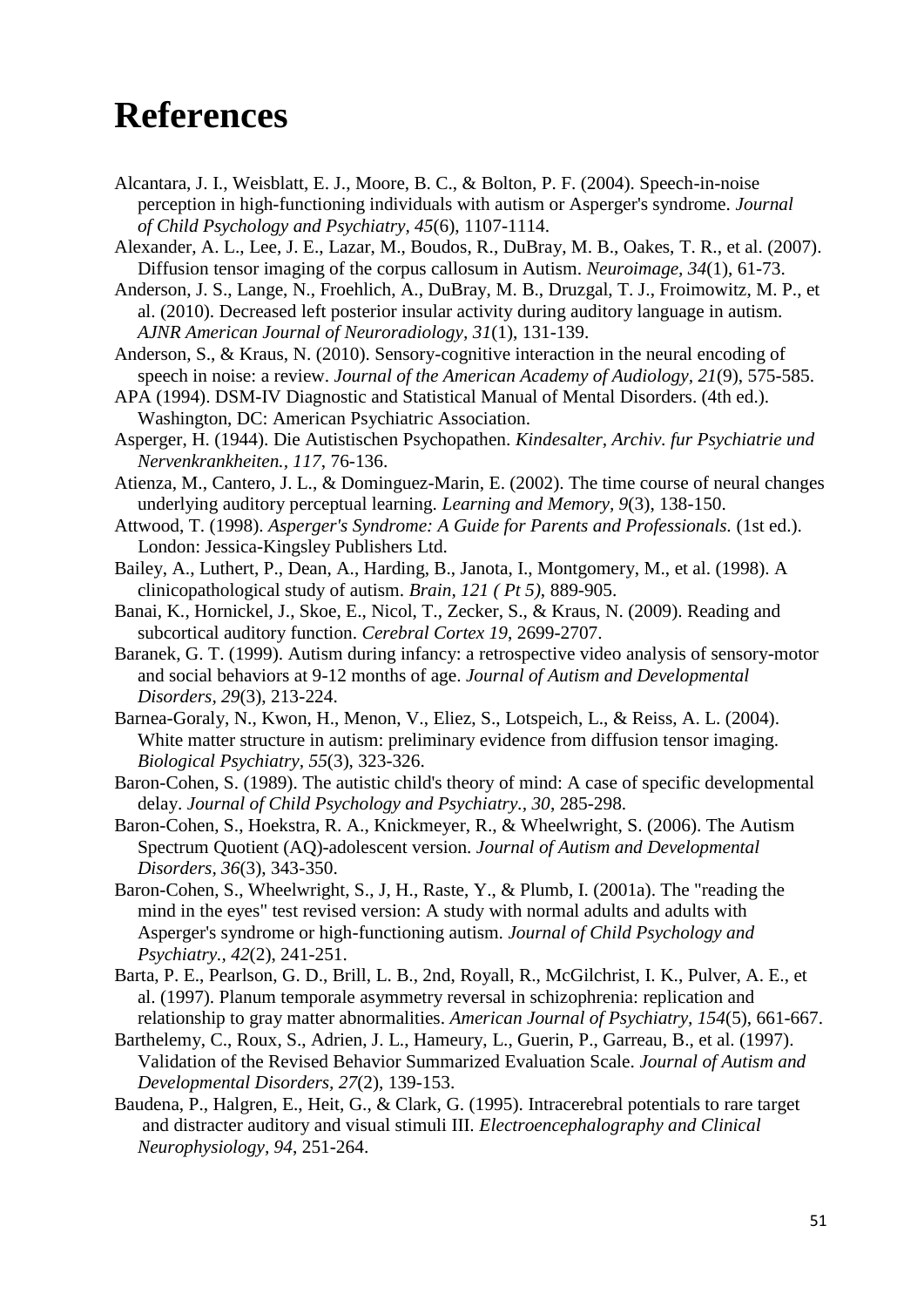# References

Alcantara, J. I., Weisblatt, E. J., Moore, B. C., & Bolton, P. F. (2004). Speech-in-noise perception in high-functioning individuals with autism or Asperger's syndrome. *Journal of Child Psychology and Psychiatry, 45*(6), 1107-1114.

Alexander, A. L., Lee, J. E., Lazar, M., Boudos, R., DuBray, M. B., Oakes, T. R., et al. (2007). Diffusion tensor imaging of the corpus callosum in Autism. *Neuroimage, 34*(1), 61-73.

Anderson, J. S., Lange, N., Froehlich, A., DuBray, M. B., Druzgal, T. J., Froimowitz, M. P., et al. (2010). Decreased left posterior insular activity during auditory language in autism. *AJNR American Journal of Neuroradiology, 31*(1), 131-139.

Anderson, S., & Kraus, N. (2010). Sensory-cognitive interaction in the neural encoding of speech in noise: a review. *Journal of the American Academy of Audiology, 21*(9), 575-585.

APA (1994). DSM-IV Diagnostic and Statistical Manual of Mental Disorders. (4th ed.). Washington, DC: American Psychiatric Association.

Asperger, H. (1944). Die Autistischen Psychopathen. *Kindesalter, Archiv. fur Psychiatrie und Nervenkrankheiten., 117*, 76-136.

Atienza, M., Cantero, J. L., & Dominguez-Marin, E. (2002). The time course of neural changes underlying auditory perceptual learning. *Learning and Memory, 9*(3), 138-150.

Attwood, T. (1998). *Asperger's Syndrome: A Guide for Parents and Professionals.* (1st ed.). London: Jessica-Kingsley Publishers Ltd.

Bailey, A., Luthert, P., Dean, A., Harding, B., Janota, I., Montgomery, M., et al. (1998). A clinicopathological study of autism. *Brain, 121 ( Pt 5)*, 889-905.

Banai, K., Hornickel, J., Skoe, E., Nicol, T., Zecker, S., & Kraus, N. (2009). Reading and subcortical auditory function. *Cerebral Cortex 19*, 2699-2707.

Baranek, G. T. (1999). Autism during infancy: a retrospective video analysis of sensory-motor and social behaviors at 9-12 months of age. *Journal of Autism and Developmental Disorders, 29*(3), 213-224.

Barnea-Goraly, N., Kwon, H., Menon, V., Eliez, S., Lotspeich, L., & Reiss, A. L. (2004). White matter structure in autism: preliminary evidence from diffusion tensor imaging. *Biological Psychiatry, 55*(3), 323-326.

Baron-Cohen, S. (1989). The autistic child's theory of mind: A case of specific developmental delay. *Journal of Child Psychology and Psychiatry., 30*, 285-298.

Baron-Cohen, S., Hoekstra, R. A., Knickmeyer, R., & Wheelwright, S. (2006). The Autism Spectrum Quotient (AQ)-adolescent version. *Journal of Autism and Developmental Disorders, 36*(3), 343-350.

Baron-Cohen, S., Wheelwright, S., J, H., Raste, Y., & Plumb, I. (2001a). The "reading the mind in the eyes" test revised version: A study with normal adults and adults with Asperger's syndrome or high-functioning autism. *Journal of Child Psychology and Psychiatry., 42*(2), 241-251.

Barta, P. E., Pearlson, G. D., Brill, L. B., 2nd, Royall, R., McGilchrist, I. K., Pulver, A. E., et al. (1997). Planum temporale asymmetry reversal in schizophrenia: replication and relationship to gray matter abnormalities. *American Journal of Psychiatry, 154*(5), 661-667.

Barthelemy, C., Roux, S., Adrien, J. L., Hameury, L., Guerin, P., Garreau, B., et al. (1997). Validation of the Revised Behavior Summarized Evaluation Scale. *Journal of Autism and Developmental Disorders, 27*(2), 139-153.

Baudena, P., Halgren, E., Heit, G., & Clark, G. (1995). Intracerebral potentials to rare target and distracter auditory and visual stimuli III. *Electroencephalography and Clinical Neurophysiology, 94*, 251-264.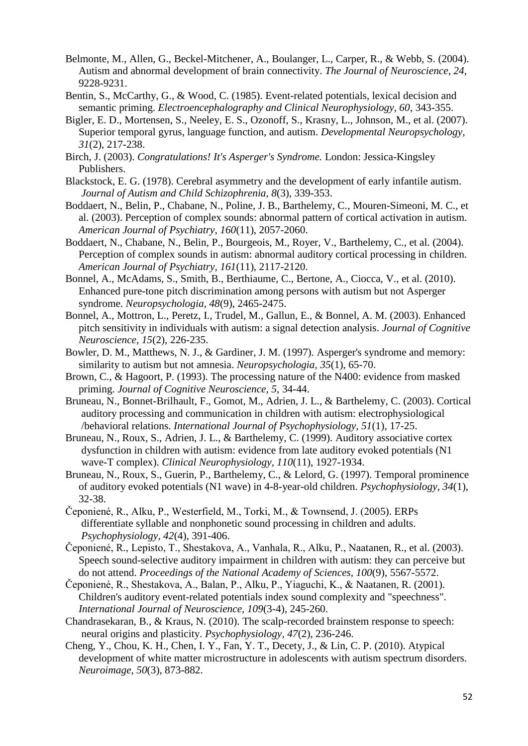Belmonte, M., Allen, G., Beckel-Mitchener, A., Boulanger, L., Carper, R., & Webb, S. (2004). Autism and abnormal development of brain connectivity. *The Journal of Neuroscience, 24*, 9228-9231.

Bentin, S., McCarthy, G., & Wood, C. (1985). Event-related potentials, lexical decision and semantic priming. *Electroencephalography and Clinical Neurophysiology, 60*, 343-355.

Bigler, E. D., Mortensen, S., Neeley, E. S., Ozonoff, S., Krasny, L., Johnson, M., et al. (2007). Superior temporal gyrus, language function, and autism. *Developmental Neuropsychology, 31*(2), 217-238.

Birch, J. (2003). *Congratulations! It's Asperger's Syndrome.* London: Jessica-Kingsley Publishers.

Blackstock, E. G. (1978). Cerebral asymmetry and the development of early infantile autism. *Journal of Autism and Child Schizophrenia, 8*(3), 339-353.

Boddaert, N., Belin, P., Chabane, N., Poline, J. B., Barthelemy, C., Mouren-Simeoni, M. C., et al. (2003). Perception of complex sounds: abnormal pattern of cortical activation in autism. *American Journal of Psychiatry, 160*(11), 2057-2060.

Boddaert, N., Chabane, N., Belin, P., Bourgeois, M., Royer, V., Barthelemy, C., et al. (2004). Perception of complex sounds in autism: abnormal auditory cortical processing in children. *American Journal of Psychiatry, 161*(11), 2117-2120.

Bonnel, A., McAdams, S., Smith, B., Berthiaume, C., Bertone, A., Ciocca, V., et al. (2010). Enhanced pure-tone pitch discrimination among persons with autism but not Asperger syndrome. *Neuropsychologia, 48*(9), 2465-2475.

Bonnel, A., Mottron, L., Peretz, I., Trudel, M., Gallun, E., & Bonnel, A. M. (2003). Enhanced pitch sensitivity in individuals with autism: a signal detection analysis. *Journal of Cognitive Neuroscience, 15*(2), 226-235.

Bowler, D. M., Matthews, N. J., & Gardiner, J. M. (1997). Asperger's syndrome and memory: similarity to autism but not amnesia. *Neuropsychologia, 35*(1), 65-70.

Brown, C., & Hagoort, P. (1993). The processing nature of the N400: evidence from masked priming. *Journal of Cognitive Neuroscience, 5*, 34-44.

Bruneau, N., Bonnet-Brilhault, F., Gomot, M., Adrien, J. L., & Barthelemy, C. (2003). Cortical auditory processing and communication in children with autism: electrophysiological /behavioral relations. *International Journal of Psychophysiology, 51*(1), 17-25.

Bruneau, N., Roux, S., Adrien, J. L., & Barthelemy, C. (1999). Auditory associative cortex dysfunction in children with autism: evidence from late auditory evoked potentials (N1 wave-T complex). *Clinical Neurophysiology, 110*(11), 1927-1934.

Bruneau, N., Roux, S., Guerin, P., Barthelemy, C., & Lelord, G. (1997). Temporal prominence of auditory evoked potentials (N1 wave) in 4-8-year-old children. *Psychophysiology, 34*(1), 32-38.

Čeponiené, R., Alku, P., Westerfield, M., Torki, M., & Townsend, J. (2005). ERPs differentiate syllable and nonphonetic sound processing in children and adults. *Psychophysiology, 42*(4), 391-406.

Čeponiené, R., Lepisto, T., Shestakova, A., Vanhala, R., Alku, P., Naatanen, R., et al. (2003). Speech sound-selective auditory impairment in children with autism: they can perceive but do not attend. *Proceedings of the National Academy of Sciences, 100*(9), 5567-5572.

Čeponiené, R., Shestakova, A., Balan, P., Alku, P., Yiaguchi, K., & Naatanen, R. (2001). Children's auditory event-related potentials index sound complexity and "speechness". *International Journal of Neuroscience, 109*(3-4), 245-260.

Chandrasekaran, B., & Kraus, N. (2010). The scalp-recorded brainstem response to speech: neural origins and plasticity. *Psychophysiology, 47*(2), 236-246.

Cheng, Y., Chou, K. H., Chen, I. Y., Fan, Y. T., Decety, J., & Lin, C. P. (2010). Atypical development of white matter microstructure in adolescents with autism spectrum disorders. *Neuroimage, 50*(3), 873-882.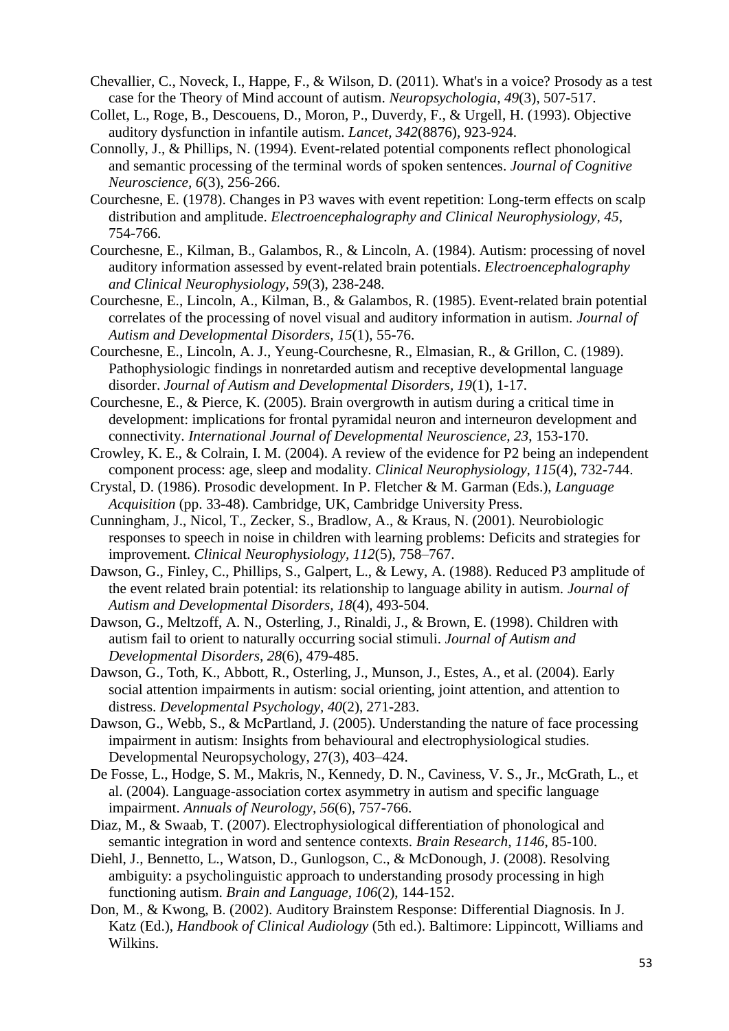Chevallier, C., Noveck, I., Happe, F., & Wilson, D. (2011). What's in a voice? Prosody as a test case for the Theory of Mind account of autism. *Neuropsychologia, 49*(3), 507-517.

Collet, L., Roge, B., Descouens, D., Moron, P., Duverdy, F., & Urgell, H. (1993). Objective auditory dysfunction in infantile autism. *Lancet, 342*(8876), 923-924.

Connolly, J., & Phillips, N. (1994). Event-related potential components reflect phonological and semantic processing of the terminal words of spoken sentences. *Journal of Cognitive Neuroscience, 6*(3), 256-266.

Courchesne, E. (1978). Changes in P3 waves with event repetition: Long-term effects on scalp distribution and amplitude. *Electroencephalography and Clinical Neurophysiology, 45*, 754-766.

Courchesne, E., Kilman, B., Galambos, R., & Lincoln, A. (1984). Autism: processing of novel auditory information assessed by event-related brain potentials. *Electroencephalography and Clinical Neurophysiology, 59*(3), 238-248.

Courchesne, E., Lincoln, A., Kilman, B., & Galambos, R. (1985). Event-related brain potential correlates of the processing of novel visual and auditory information in autism. *Journal of Autism and Developmental Disorders, 15*(1), 55-76.

Courchesne, E., Lincoln, A. J., Yeung-Courchesne, R., Elmasian, R., & Grillon, C. (1989). Pathophysiologic findings in nonretarded autism and receptive developmental language disorder. *Journal of Autism and Developmental Disorders, 19*(1), 1-17.

Courchesne, E., & Pierce, K. (2005). Brain overgrowth in autism during a critical time in development: implications for frontal pyramidal neuron and interneuron development and connectivity. *International Journal of Developmental Neuroscience, 23*, 153-170.

Crowley, K. E., & Colrain, I. M. (2004). A review of the evidence for P2 being an independent component process: age, sleep and modality. *Clinical Neurophysiology, 115*(4), 732-744.

Crystal, D. (1986). Prosodic development. In P. Fletcher & M. Garman (Eds.), *Language Acquisition* (pp. 33-48). Cambridge, UK, Cambridge University Press.

Cunningham, J., Nicol, T., Zecker, S., Bradlow, A., & Kraus, N. (2001). Neurobiologic responses to speech in noise in children with learning problems: Deficits and strategies for improvement. *Clinical Neurophysiology, 112*(5), 758–767.

Dawson, G., Finley, C., Phillips, S., Galpert, L., & Lewy, A. (1988). Reduced P3 amplitude of the event related brain potential: its relationship to language ability in autism. *Journal of Autism and Developmental Disorders, 18*(4), 493-504.

Dawson, G., Meltzoff, A. N., Osterling, J., Rinaldi, J., & Brown, E. (1998). Children with autism fail to orient to naturally occurring social stimuli. *Journal of Autism and Developmental Disorders, 28*(6), 479-485.

Dawson, G., Toth, K., Abbott, R., Osterling, J., Munson, J., Estes, A., et al. (2004). Early social attention impairments in autism: social orienting, joint attention, and attention to distress. *Developmental Psychology, 40*(2), 271-283.

Dawson, G., Webb, S., & McPartland, J. (2005). Understanding the nature of face processing impairment in autism: Insights from behavioural and electrophysiological studies. Developmental Neuropsychology, 27(3), 403–424.

De Fosse, L., Hodge, S. M., Makris, N., Kennedy, D. N., Caviness, V. S., Jr., McGrath, L., et al. (2004). Language-association cortex asymmetry in autism and specific language impairment. *Annuals of Neurology, 56*(6), 757-766.

Diaz, M., & Swaab, T. (2007). Electrophysiological differentiation of phonological and semantic integration in word and sentence contexts. *Brain Research, 1146*, 85-100.

Diehl, J., Bennetto, L., Watson, D., Gunlogson, C., & McDonough, J. (2008). Resolving ambiguity: a psycholinguistic approach to understanding prosody processing in high functioning autism. *Brain and Language, 106*(2), 144-152.

Don, M., & Kwong, B. (2002). Auditory Brainstem Response: Differential Diagnosis. In J. Katz (Ed.), *Handbook of Clinical Audiology* (5th ed.). Baltimore: Lippincott, Williams and Wilkins.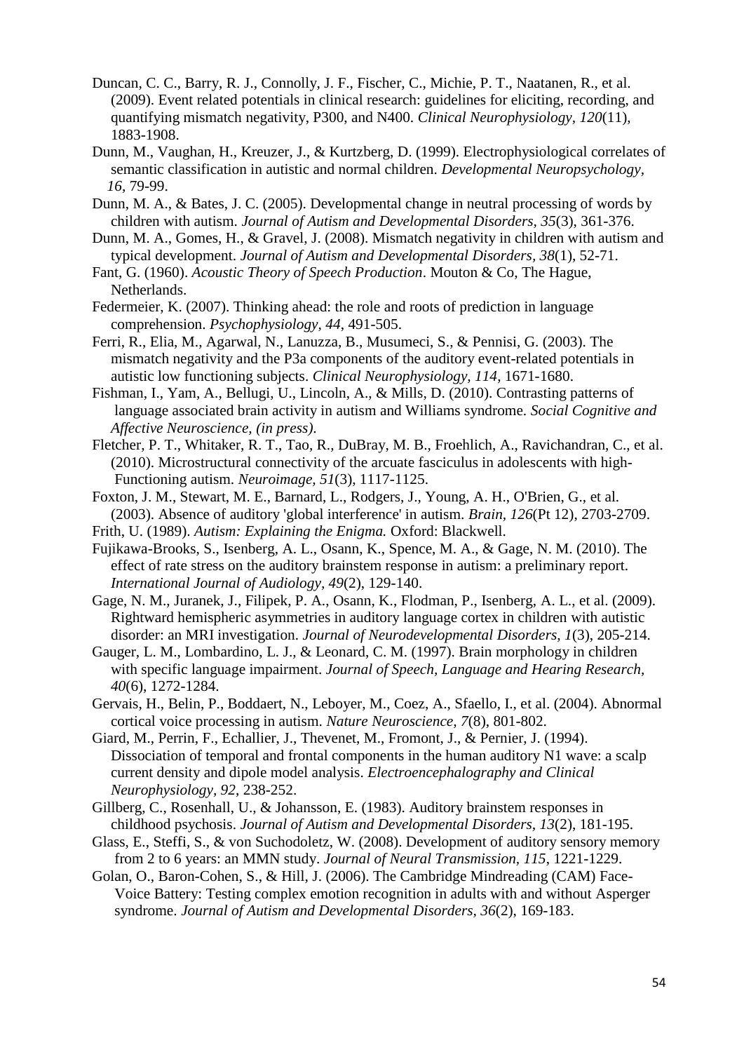Duncan, C. C., Barry, R. J., Connolly, J. F., Fischer, C., Michie, P. T., Naatanen, R., et al. (2009). Event related potentials in clinical research: guidelines for eliciting, recording, and quantifying mismatch negativity, P300, and N400. *Clinical Neurophysiology, 120*(11), 1883-1908.

Dunn, M., Vaughan, H., Kreuzer, J., & Kurtzberg, D. (1999). Electrophysiological correlates of semantic classification in autistic and normal children. *Developmental Neuropsychology, 16*, 79-99.

Dunn, M. A., & Bates, J. C. (2005). Developmental change in neutral processing of words by children with autism. *Journal of Autism and Developmental Disorders, 35*(3), 361-376.

Dunn, M. A., Gomes, H., & Gravel, J. (2008). Mismatch negativity in children with autism and typical development. *Journal of Autism and Developmental Disorders, 38*(1), 52-71.

Fant, G. (1960). *Acoustic Theory of Speech Production*. Mouton & Co, The Hague, Netherlands.

Federmeier, K. (2007). Thinking ahead: the role and roots of prediction in language comprehension. *Psychophysiology, 44*, 491-505.

Ferri, R., Elia, M., Agarwal, N., Lanuzza, B., Musumeci, S., & Pennisi, G. (2003). The mismatch negativity and the P3a components of the auditory event-related potentials in autistic low functioning subjects. *Clinical Neurophysiology, 114*, 1671-1680.

Fishman, I., Yam, A., Bellugi, U., Lincoln, A., & Mills, D. (2010). Contrasting patterns of language associated brain activity in autism and Williams syndrome. *Social Cognitive and Affective Neuroscience, (in press)*.

Fletcher, P. T., Whitaker, R. T., Tao, R., DuBray, M. B., Froehlich, A., Ravichandran, C., et al. (2010). Microstructural connectivity of the arcuate fasciculus in adolescents with high-Functioning autism. *Neuroimage, 51*(3), 1117-1125.

Foxton, J. M., Stewart, M. E., Barnard, L., Rodgers, J., Young, A. H., O'Brien, G., et al. (2003). Absence of auditory 'global interference' in autism. *Brain, 126*(Pt 12), 2703-2709.

Frith, U. (1989). *Autism: Explaining the Enigma.* Oxford: Blackwell.

Fujikawa-Brooks, S., Isenberg, A. L., Osann, K., Spence, M. A., & Gage, N. M. (2010). The effect of rate stress on the auditory brainstem response in autism: a preliminary report. *International Journal of Audiology, 49*(2), 129-140.

Gage, N. M., Juranek, J., Filipek, P. A., Osann, K., Flodman, P., Isenberg, A. L., et al. (2009). Rightward hemispheric asymmetries in auditory language cortex in children with autistic disorder: an MRI investigation. *Journal of Neurodevelopmental Disorders, 1*(3), 205-214.

Gauger, L. M., Lombardino, L. J., & Leonard, C. M. (1997). Brain morphology in children with specific language impairment. *Journal of Speech, Language and Hearing Research, 40*(6), 1272-1284.

Gervais, H., Belin, P., Boddaert, N., Leboyer, M., Coez, A., Sfaello, I., et al. (2004). Abnormal cortical voice processing in autism. *Nature Neuroscience, 7*(8), 801-802.

Giard, M., Perrin, F., Echallier, J., Thevenet, M., Fromont, J., & Pernier, J. (1994). Dissociation of temporal and frontal components in the human auditory N1 wave: a scalp current density and dipole model analysis. *Electroencephalography and Clinical Neurophysiology, 92*, 238-252.

Gillberg, C., Rosenhall, U., & Johansson, E. (1983). Auditory brainstem responses in childhood psychosis. *Journal of Autism and Developmental Disorders, 13*(2), 181-195.

Glass, E., Steffi, S., & von Suchodoletz, W. (2008). Development of auditory sensory memory from 2 to 6 years: an MMN study. *Journal of Neural Transmission, 115*, 1221-1229.

Golan, O., Baron-Cohen, S., & Hill, J. (2006). The Cambridge Mindreading (CAM) Face-Voice Battery: Testing complex emotion recognition in adults with and without Asperger syndrome. *Journal of Autism and Developmental Disorders, 36*(2), 169-183.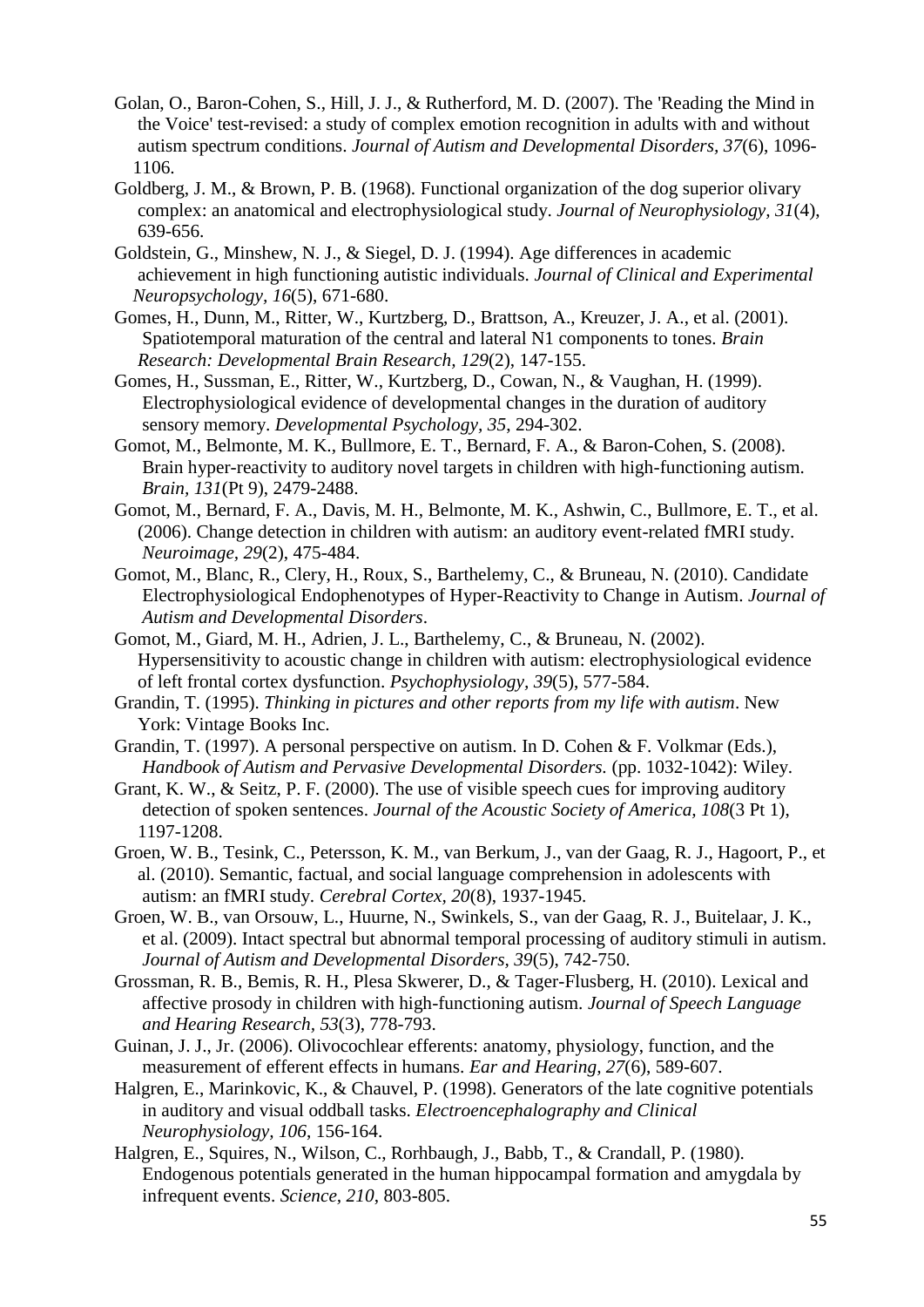Golan, O., Baron-Cohen, S., Hill, J. J., & Rutherford, M. D. (2007). The 'Reading the Mind in the Voice' test-revised: a study of complex emotion recognition in adults with and without autism spectrum conditions. *Journal of Autism and Developmental Disorders, 37*(6), 1096-1106.

Goldberg, J. M., & Brown, P. B. (1968). Functional organization of the dog superior olivary complex: an anatomical and electrophysiological study. *Journal of Neurophysiology, 31*(4), 639-656.

Goldstein, G., Minshew, N. J., & Siegel, D. J. (1994). Age differences in academic achievement in high functioning autistic individuals. *Journal of Clinical and Experimental Neuropsychology, 16*(5), 671-680.

Gomes, H., Dunn, M., Ritter, W., Kurtzberg, D., Brattson, A., Kreuzer, J. A., et al. (2001). Spatiotemporal maturation of the central and lateral N1 components to tones. *Brain Research: Developmental Brain Research, 129*(2), 147-155.

Gomes, H., Sussman, E., Ritter, W., Kurtzberg, D., Cowan, N., & Vaughan, H. (1999). Electrophysiological evidence of developmental changes in the duration of auditory sensory memory. *Developmental Psychology, 35*, 294-302.

Gomot, M., Belmonte, M. K., Bullmore, E. T., Bernard, F. A., & Baron-Cohen, S. (2008). Brain hyper-reactivity to auditory novel targets in children with high-functioning autism. *Brain, 131*(Pt 9), 2479-2488.

Gomot, M., Bernard, F. A., Davis, M. H., Belmonte, M. K., Ashwin, C., Bullmore, E. T., et al. (2006). Change detection in children with autism: an auditory event-related fMRI study. *Neuroimage, 29*(2), 475-484.

Gomot, M., Blanc, R., Clery, H., Roux, S., Barthelemy, C., & Bruneau, N. (2010). Candidate Electrophysiological Endophenotypes of Hyper-Reactivity to Change in Autism. *Journal of Autism and Developmental Disorders*.

Gomot, M., Giard, M. H., Adrien, J. L., Barthelemy, C., & Bruneau, N. (2002). Hypersensitivity to acoustic change in children with autism: electrophysiological evidence of left frontal cortex dysfunction. *Psychophysiology, 39*(5), 577-584.

Grandin, T. (1995). *Thinking in pictures and other reports from my life with autism*. New York: Vintage Books Inc.

Grandin, T. (1997). A personal perspective on autism. In D. Cohen & F. Volkmar (Eds.), *Handbook of Autism and Pervasive Developmental Disorders.* (pp. 1032-1042): Wiley.

Grant, K. W., & Seitz, P. F. (2000). The use of visible speech cues for improving auditory detection of spoken sentences. *Journal of the Acoustic Society of America, 108*(3 Pt 1), 1197-1208.

Groen, W. B., Tesink, C., Petersson, K. M., van Berkum, J., van der Gaag, R. J., Hagoort, P., et al. (2010). Semantic, factual, and social language comprehension in adolescents with autism: an fMRI study. *Cerebral Cortex, 20*(8), 1937-1945.

Groen, W. B., van Orsouw, L., Huurne, N., Swinkels, S., van der Gaag, R. J., Buitelaar, J. K., et al. (2009). Intact spectral but abnormal temporal processing of auditory stimuli in autism. *Journal of Autism and Developmental Disorders, 39*(5), 742-750.

Grossman, R. B., Bemis, R. H., Plesa Skwerer, D., & Tager-Flusberg, H. (2010). Lexical and affective prosody in children with high-functioning autism. *Journal of Speech Language and Hearing Research, 53*(3), 778-793.

Guinan, J. J., Jr. (2006). Olivocochlear efferents: anatomy, physiology, function, and the measurement of efferent effects in humans. *Ear and Hearing, 27*(6), 589-607.

Halgren, E., Marinkovic, K., & Chauvel, P. (1998). Generators of the late cognitive potentials in auditory and visual oddball tasks. *Electroencephalography and Clinical Neurophysiology, 106*, 156-164.

Halgren, E., Squires, N., Wilson, C., Rorhbaugh, J., Babb, T., & Crandall, P. (1980). Endogenous potentials generated in the human hippocampal formation and amygdala by infrequent events. *Science, 210*, 803-805.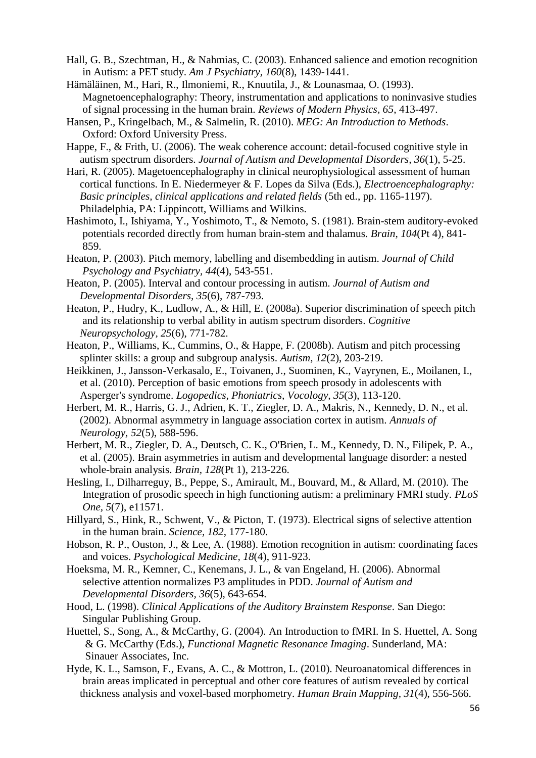Hall, G. B., Szechtman, H., & Nahmias, C. (2003). Enhanced salience and emotion recognition in Autism: a PET study. *Am J Psychiatry, 160*(8), 1439-1441.

Hämäläinen, M., Hari, R., Ilmoniemi, R., Knuutila, J., & Lounasmaa, O. (1993). Magnetoencephalography: Theory, instrumentation and applications to noninvasive studies of signal processing in the human brain. *Reviews of Modern Physics, 65*, 413-497.

Hansen, P., Kringelbach, M., & Salmelin, R. (2010). *MEG: An Introduction to Methods*. Oxford: Oxford University Press.

Happe, F., & Frith, U. (2006). The weak coherence account: detail-focused cognitive style in autism spectrum disorders. *Journal of Autism and Developmental Disorders, 36*(1), 5-25.

Hari, R. (2005). Magetoencephalography in clinical neurophysiological assessment of human cortical functions. In E. Niedermeyer & F. Lopes da Silva (Eds.), *Electroencephalography: Basic principles, clinical applications and related fields* (5th ed., pp. 1165-1197). Philadelphia, PA: Lippincott, Williams and Wilkins.

Hashimoto, I., Ishiyama, Y., Yoshimoto, T., & Nemoto, S. (1981). Brain-stem auditory-evoked potentials recorded directly from human brain-stem and thalamus. *Brain, 104*(Pt 4), 841-859.

Heaton, P. (2003). Pitch memory, labelling and disembedding in autism. *Journal of Child Psychology and Psychiatry, 44*(4), 543-551.

Heaton, P. (2005). Interval and contour processing in autism. *Journal of Autism and Developmental Disorders, 35*(6), 787-793.

Heaton, P., Hudry, K., Ludlow, A., & Hill, E. (2008a). Superior discrimination of speech pitch and its relationship to verbal ability in autism spectrum disorders. *Cognitive Neuropsychology, 25*(6), 771-782.

Heaton, P., Williams, K., Cummins, O., & Happe, F. (2008b). Autism and pitch processing splinter skills: a group and subgroup analysis. *Autism, 12*(2), 203-219.

Heikkinen, J., Jansson-Verkasalo, E., Toivanen, J., Suominen, K., Vayrynen, E., Moilanen, I., et al. (2010). Perception of basic emotions from speech prosody in adolescents with Asperger's syndrome. *Logopedics, Phoniatrics, Vocology, 35*(3), 113-120.

Herbert, M. R., Harris, G. J., Adrien, K. T., Ziegler, D. A., Makris, N., Kennedy, D. N., et al. (2002). Abnormal asymmetry in language association cortex in autism. *Annuals of Neurology, 52*(5), 588-596.

Herbert, M. R., Ziegler, D. A., Deutsch, C. K., O'Brien, L. M., Kennedy, D. N., Filipek, P. A., et al. (2005). Brain asymmetries in autism and developmental language disorder: a nested whole-brain analysis. *Brain, 128*(Pt 1), 213-226.

Hesling, I., Dilharreguy, B., Peppe, S., Amirault, M., Bouvard, M., & Allard, M. (2010). The Integration of prosodic speech in high functioning autism: a preliminary FMRI study. *PLoS One, 5*(7), e11571.

Hillyard, S., Hink, R., Schwent, V., & Picton, T. (1973). Electrical signs of selective attention in the human brain. *Science, 182*, 177-180.

Hobson, R. P., Ouston, J., & Lee, A. (1988). Emotion recognition in autism: coordinating faces and voices. *Psychological Medicine, 18*(4), 911-923.

Hoeksma, M. R., Kemner, C., Kenemans, J. L., & van Engeland, H. (2006). Abnormal selective attention normalizes P3 amplitudes in PDD. *Journal of Autism and Developmental Disorders, 36*(5), 643-654.

Hood, L. (1998). *Clinical Applications of the Auditory Brainstem Response*. San Diego: Singular Publishing Group.

Huettel, S., Song, A., & McCarthy, G. (2004). An Introduction to fMRI. In S. Huettel, A. Song & G. McCarthy (Eds.), *Functional Magnetic Resonance Imaging*. Sunderland, MA: Sinauer Associates, Inc.

Hyde, K. L., Samson, F., Evans, A. C., & Mottron, L. (2010). Neuroanatomical differences in brain areas implicated in perceptual and other core features of autism revealed by cortical thickness analysis and voxel-based morphometry. *Human Brain Mapping, 31*(4), 556-566.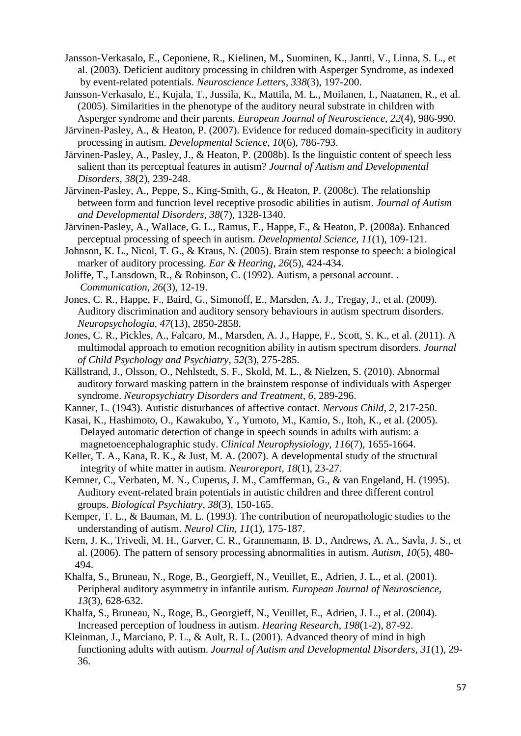Jansson-Verkasalo, E., Ceponiene, R., Kielinen, M., Suominen, K., Jantti, V., Linna, S. L., et al. (2003). Deficient auditory processing in children with Asperger Syndrome, as indexed by event-related potentials. *Neuroscience Letters, 338*(3), 197-200.

Jansson-Verkasalo, E., Kujala, T., Jussila, K., Mattila, M. L., Moilanen, I., Naatanen, R., et al. (2005). Similarities in the phenotype of the auditory neural substrate in children with Asperger syndrome and their parents. *European Journal of Neuroscience, 22*(4), 986-990.

Järvinen-Pasley, A., & Heaton, P. (2007). Evidence for reduced domain-specificity in auditory processing in autism. *Developmental Science, 10*(6), 786-793.

Järvinen-Pasley, A., Pasley, J., & Heaton, P. (2008b). Is the linguistic content of speech less salient than its perceptual features in autism? *Journal of Autism and Developmental Disorders, 38*(2), 239-248.

Järvinen-Pasley, A., Peppe, S., King-Smith, G., & Heaton, P. (2008c). The relationship between form and function level receptive prosodic abilities in autism. *Journal of Autism and Developmental Disorders, 38*(7), 1328-1340.

Järvinen-Pasley, A., Wallace, G. L., Ramus, F., Happe, F., & Heaton, P. (2008a). Enhanced perceptual processing of speech in autism. *Developmental Science, 11*(1), 109-121.

Johnson, K. L., Nicol, T. G., & Kraus, N. (2005). Brain stem response to speech: a biological marker of auditory processing. *Ear & Hearing, 26*(5), 424-434.

Joliffe, T., Lansdown, R., & Robinson, C. (1992). Autism, a personal account. . *Communication, 26*(3), 12-19.

Jones, C. R., Happe, F., Baird, G., Simonoff, E., Marsden, A. J., Tregay, J., et al. (2009). Auditory discrimination and auditory sensory behaviours in autism spectrum disorders. *Neuropsychologia, 47*(13), 2850-2858.

Jones, C. R., Pickles, A., Falcaro, M., Marsden, A. J., Happe, F., Scott, S. K., et al. (2011). A multimodal approach to emotion recognition ability in autism spectrum disorders. *Journal of Child Psychology and Psychiatry, 52*(3), 275-285.

Källstrand, J., Olsson, O., Nehlstedt, S. F., Skold, M. L., & Nielzen, S. (2010). Abnormal auditory forward masking pattern in the brainstem response of individuals with Asperger syndrome. *Neuropsychiatry Disorders and Treatment, 6*, 289-296.

Kanner, L. (1943). Autistic disturbances of affective contact. *Nervous Child, 2*, 217-250.

Kasai, K., Hashimoto, O., Kawakubo, Y., Yumoto, M., Kamio, S., Itoh, K., et al. (2005). Delayed automatic detection of change in speech sounds in adults with autism: a magnetoencephalographic study. *Clinical Neurophysiology, 116*(7), 1655-1664.

Keller, T. A., Kana, R. K., & Just, M. A. (2007). A developmental study of the structural integrity of white matter in autism. *Neuroreport, 18*(1), 23-27.

Kemner, C., Verbaten, M. N., Cuperus, J. M., Camfferman, G., & van Engeland, H. (1995). Auditory event-related brain potentials in autistic children and three different control groups. *Biological Psychiatry, 38*(3), 150-165.

Kemper, T. L., & Bauman, M. L. (1993). The contribution of neuropathologic studies to the understanding of autism. *Neurol Clin, 11*(1), 175-187.

Kern, J. K., Trivedi, M. H., Garver, C. R., Grannemann, B. D., Andrews, A. A., Savla, J. S., et al. (2006). The pattern of sensory processing abnormalities in autism. *Autism, 10*(5), 480-494.

Khalfa, S., Bruneau, N., Roge, B., Georgieff, N., Veuillet, E., Adrien, J. L., et al. (2001). Peripheral auditory asymmetry in infantile autism. *European Journal of Neuroscience, 13*(3), 628-632.

Khalfa, S., Bruneau, N., Roge, B., Georgieff, N., Veuillet, E., Adrien, J. L., et al. (2004). Increased perception of loudness in autism. *Hearing Research, 198*(1-2), 87-92.

Kleinman, J., Marciano, P. L., & Ault, R. L. (2001). Advanced theory of mind in high functioning adults with autism. *Journal of Autism and Developmental Disorders, 31*(1), 29-36.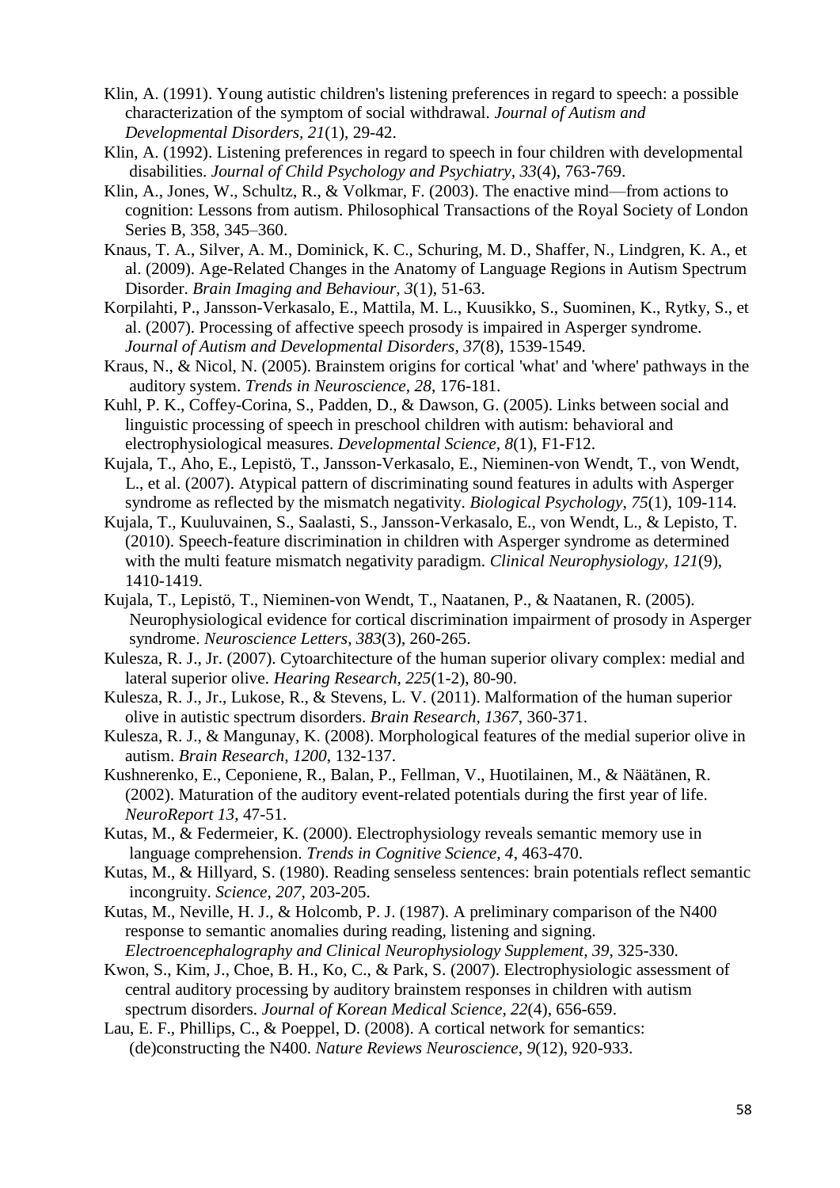Klin, A. (1991). Young autistic children's listening preferences in regard to speech: a possible characterization of the symptom of social withdrawal. *Journal of Autism and Developmental Disorders, 21*(1), 29-42.

Klin, A. (1992). Listening preferences in regard to speech in four children with developmental disabilities. *Journal of Child Psychology and Psychiatry, 33*(4), 763-769.

Klin, A., Jones, W., Schultz, R., & Volkmar, F. (2003). The enactive mind—from actions to cognition: Lessons from autism. Philosophical Transactions of the Royal Society of London Series B, 358, 345–360.

Knaus, T. A., Silver, A. M., Dominick, K. C., Schuring, M. D., Shaffer, N., Lindgren, K. A., et al. (2009). Age-Related Changes in the Anatomy of Language Regions in Autism Spectrum Disorder. *Brain Imaging and Behaviour, 3*(1), 51-63.

Korpilahti, P., Jansson-Verkasalo, E., Mattila, M. L., Kuusikko, S., Suominen, K., Rytky, S., et al. (2007). Processing of affective speech prosody is impaired in Asperger syndrome. *Journal of Autism and Developmental Disorders, 37*(8), 1539-1549.

Kraus, N., & Nicol, N. (2005). Brainstem origins for cortical 'what' and 'where' pathways in the auditory system. *Trends in Neuroscience, 28*, 176-181.

Kuhl, P. K., Coffey-Corina, S., Padden, D., & Dawson, G. (2005). Links between social and linguistic processing of speech in preschool children with autism: behavioral and electrophysiological measures. *Developmental Science, 8*(1), F1-F12.

Kujala, T., Aho, E., Lepistö, T., Jansson-Verkasalo, E., Nieminen-von Wendt, T., von Wendt, L., et al. (2007). Atypical pattern of discriminating sound features in adults with Asperger syndrome as reflected by the mismatch negativity. *Biological Psychology, 75*(1), 109-114.

Kujala, T., Kuuluvainen, S., Saalasti, S., Jansson-Verkasalo, E., von Wendt, L., & Lepisto, T. (2010). Speech-feature discrimination in children with Asperger syndrome as determined with the multi feature mismatch negativity paradigm. *Clinical Neurophysiology, 121*(9), 1410-1419.

Kujala, T., Lepistö, T., Nieminen-von Wendt, T., Naatanen, P., & Naatanen, R. (2005). Neurophysiological evidence for cortical discrimination impairment of prosody in Asperger syndrome. *Neuroscience Letters, 383*(3), 260-265.

Kulesza, R. J., Jr. (2007). Cytoarchitecture of the human superior olivary complex: medial and lateral superior olive. *Hearing Research, 225*(1-2), 80-90.

Kulesza, R. J., Jr., Lukose, R., & Stevens, L. V. (2011). Malformation of the human superior olive in autistic spectrum disorders. *Brain Research, 1367*, 360-371.

Kulesza, R. J., & Mangunay, K. (2008). Morphological features of the medial superior olive in autism. *Brain Research, 1200*, 132-137.

Kushnerenko, E., Ceponiene, R., Balan, P., Fellman, V., Huotilainen, M., & Näätänen, R. (2002). Maturation of the auditory event-related potentials during the first year of life. *NeuroReport 13*, 47-51.

Kutas, M., & Federmeier, K. (2000). Electrophysiology reveals semantic memory use in language comprehension. *Trends in Cognitive Science, 4*, 463-470.

Kutas, M., & Hillyard, S. (1980). Reading senseless sentences: brain potentials reflect semantic incongruity. *Science, 207*, 203-205.

Kutas, M., Neville, H. J., & Holcomb, P. J. (1987). A preliminary comparison of the N400 response to semantic anomalies during reading, listening and signing. *Electroencephalography and Clinical Neurophysiology Supplement, 39*, 325-330.

Kwon, S., Kim, J., Choe, B. H., Ko, C., & Park, S. (2007). Electrophysiologic assessment of central auditory processing by auditory brainstem responses in children with autism spectrum disorders. *Journal of Korean Medical Science, 22*(4), 656-659.

Lau, E. F., Phillips, C., & Poeppel, D. (2008). A cortical network for semantics: (de)constructing the N400. *Nature Reviews Neuroscience, 9*(12), 920-933.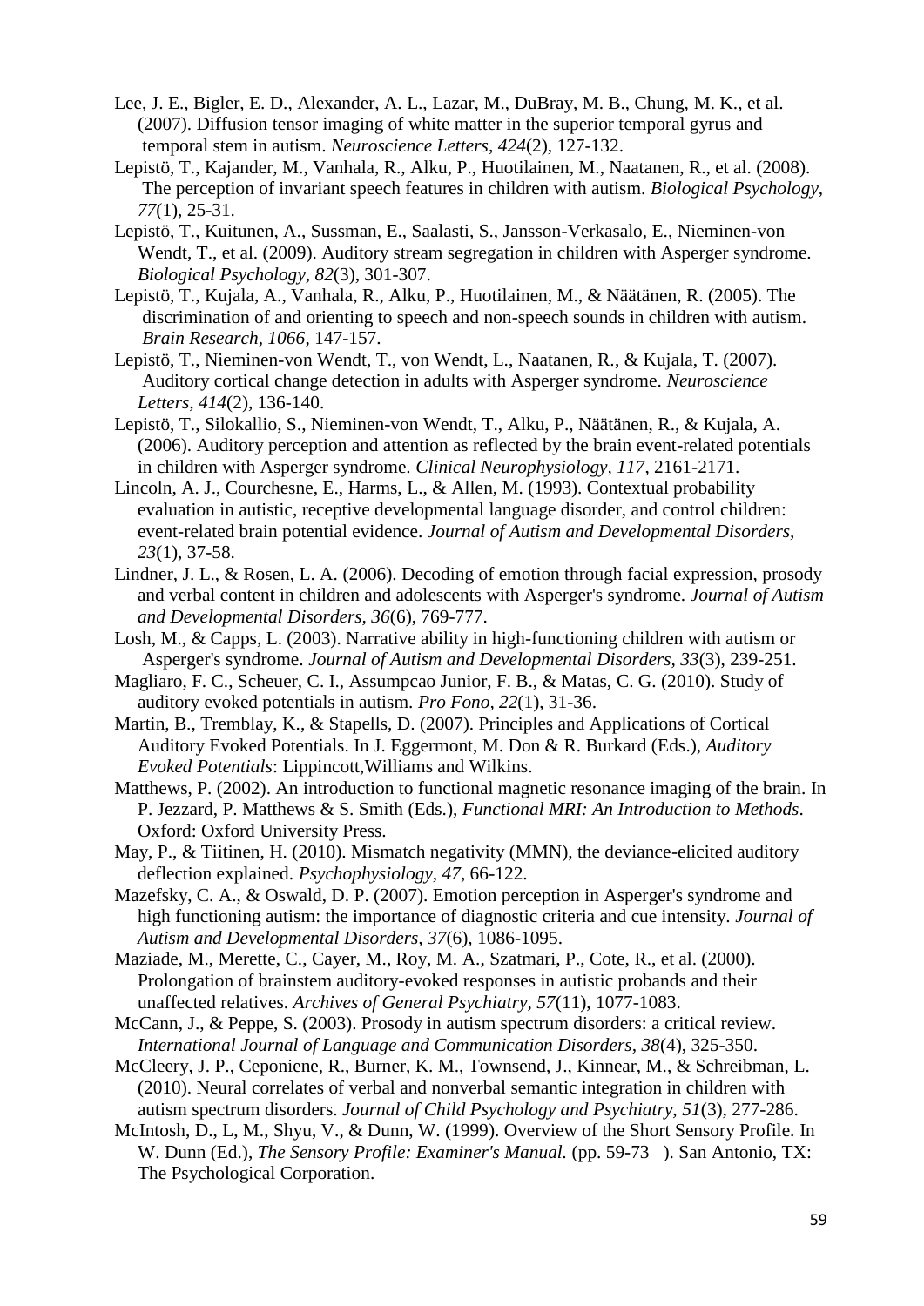Lee, J. E., Bigler, E. D., Alexander, A. L., Lazar, M., DuBray, M. B., Chung, M. K., et al. (2007). Diffusion tensor imaging of white matter in the superior temporal gyrus and temporal stem in autism. *Neuroscience Letters, 424*(2), 127-132.

Lepistö, T., Kajander, M., Vanhala, R., Alku, P., Huotilainen, M., Naatanen, R., et al. (2008). The perception of invariant speech features in children with autism. *Biological Psychology, 77*(1), 25-31.

Lepistö, T., Kuitunen, A., Sussman, E., Saalasti, S., Jansson-Verkasalo, E., Nieminen-von Wendt, T., et al. (2009). Auditory stream segregation in children with Asperger syndrome. *Biological Psychology, 82*(3), 301-307.

Lepistö, T., Kujala, A., Vanhala, R., Alku, P., Huotilainen, M., & Näätänen, R. (2005). The discrimination of and orienting to speech and non-speech sounds in children with autism. *Brain Research, 1066*, 147-157.

Lepistö, T., Nieminen-von Wendt, T., von Wendt, L., Naatanen, R., & Kujala, T. (2007). Auditory cortical change detection in adults with Asperger syndrome. *Neuroscience Letters, 414*(2), 136-140.

Lepistö, T., Silokallio, S., Nieminen-von Wendt, T., Alku, P., Näätänen, R., & Kujala, A. (2006). Auditory perception and attention as reflected by the brain event-related potentials in children with Asperger syndrome. *Clinical Neurophysiology, 117*, 2161-2171.

Lincoln, A. J., Courchesne, E., Harms, L., & Allen, M. (1993). Contextual probability evaluation in autistic, receptive developmental language disorder, and control children: event-related brain potential evidence. *Journal of Autism and Developmental Disorders, 23*(1), 37-58.

Lindner, J. L., & Rosen, L. A. (2006). Decoding of emotion through facial expression, prosody and verbal content in children and adolescents with Asperger's syndrome. *Journal of Autism and Developmental Disorders, 36*(6), 769-777.

Losh, M., & Capps, L. (2003). Narrative ability in high-functioning children with autism or Asperger's syndrome. *Journal of Autism and Developmental Disorders, 33*(3), 239-251.

Magliaro, F. C., Scheuer, C. I., Assumpcao Junior, F. B., & Matas, C. G. (2010). Study of auditory evoked potentials in autism. *Pro Fono, 22*(1), 31-36.

Martin, B., Tremblay, K., & Stapells, D. (2007). Principles and Applications of Cortical Auditory Evoked Potentials. In J. Eggermont, M. Don & R. Burkard (Eds.), *Auditory Evoked Potentials*: Lippincott,Williams and Wilkins.

Matthews, P. (2002). An introduction to functional magnetic resonance imaging of the brain. In P. Jezzard, P. Matthews & S. Smith (Eds.), *Functional MRI: An Introduction to Methods*. Oxford: Oxford University Press.

May, P., & Tiitinen, H. (2010). Mismatch negativity (MMN), the deviance-elicited auditory deflection explained. *Psychophysiology, 47*, 66-122.

Mazefsky, C. A., & Oswald, D. P. (2007). Emotion perception in Asperger's syndrome and high functioning autism: the importance of diagnostic criteria and cue intensity. *Journal of Autism and Developmental Disorders, 37*(6), 1086-1095.

Maziade, M., Merette, C., Cayer, M., Roy, M. A., Szatmari, P., Cote, R., et al. (2000). Prolongation of brainstem auditory-evoked responses in autistic probands and their unaffected relatives. *Archives of General Psychiatry, 57*(11), 1077-1083.

McCann, J., & Peppe, S. (2003). Prosody in autism spectrum disorders: a critical review. *International Journal of Language and Communication Disorders, 38*(4), 325-350.

McCleery, J. P., Ceponiene, R., Burner, K. M., Townsend, J., Kinnear, M., & Schreibman, L. (2010). Neural correlates of verbal and nonverbal semantic integration in children with autism spectrum disorders. *Journal of Child Psychology and Psychiatry, 51*(3), 277-286.

McIntosh, D., L, M., Shyu, V., & Dunn, W. (1999). Overview of the Short Sensory Profile. In W. Dunn (Ed.), *The Sensory Profile: Examiner's Manual.* (pp. 59-73 ). San Antonio, TX: The Psychological Corporation.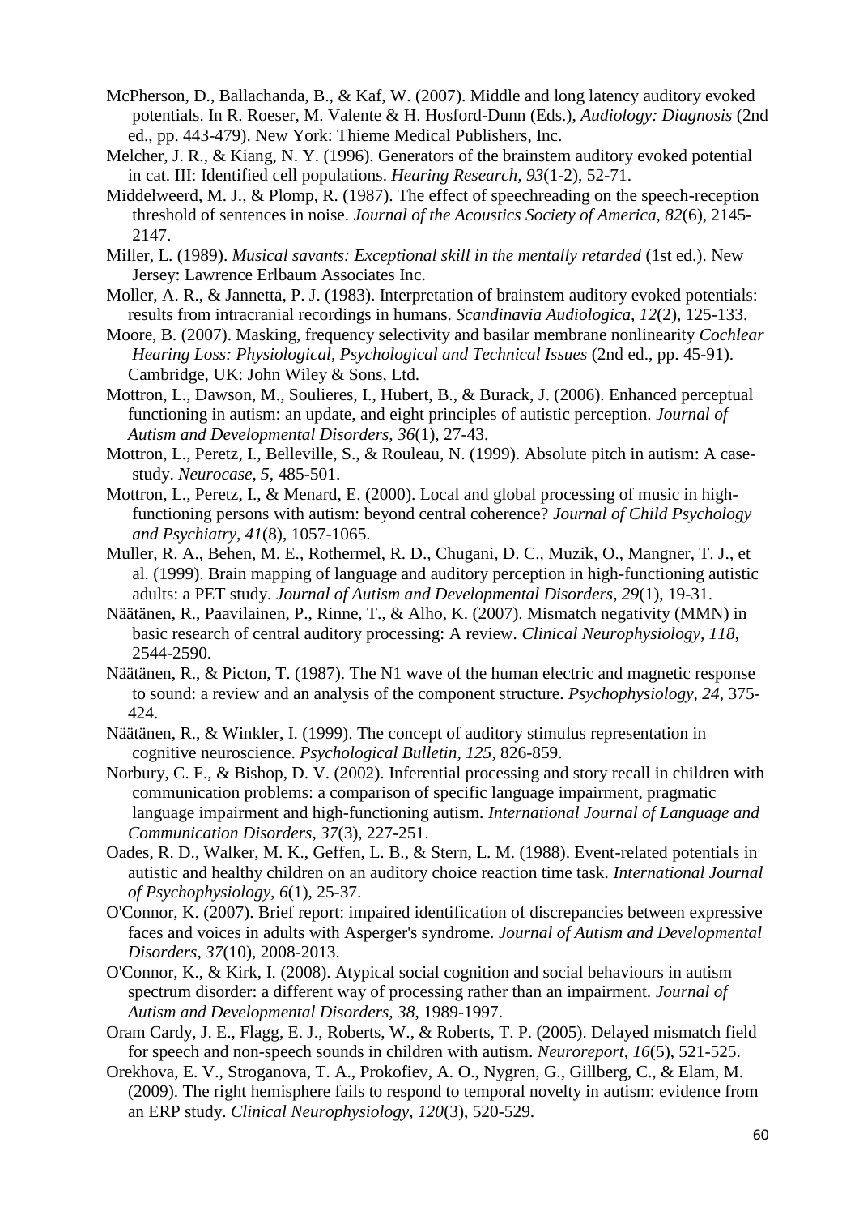McPherson, D., Ballachanda, B., & Kaf, W. (2007). Middle and long latency auditory evoked potentials. In R. Roeser, M. Valente & H. Hosford-Dunn (Eds.), *Audiology: Diagnosis* (2nd ed., pp. 443-479). New York: Thieme Medical Publishers, Inc.

Melcher, J. R., & Kiang, N. Y. (1996). Generators of the brainstem auditory evoked potential in cat. III: Identified cell populations. *Hearing Research, 93*(1-2), 52-71.

Middelweerd, M. J., & Plomp, R. (1987). The effect of speechreading on the speech-reception threshold of sentences in noise. *Journal of the Acoustics Society of America, 82*(6), 2145-2147.

Miller, L. (1989). *Musical savants: Exceptional skill in the mentally retarded* (1st ed.). New Jersey: Lawrence Erlbaum Associates Inc.

Moller, A. R., & Jannetta, P. J. (1983). Interpretation of brainstem auditory evoked potentials: results from intracranial recordings in humans. *Scandinavia Audiologica, 12*(2), 125-133.

Moore, B. (2007). Masking, frequency selectivity and basilar membrane nonlinearity *Cochlear Hearing Loss: Physiological, Psychological and Technical Issues* (2nd ed., pp. 45-91). Cambridge, UK: John Wiley & Sons, Ltd.

Mottron, L., Dawson, M., Soulieres, I., Hubert, B., & Burack, J. (2006). Enhanced perceptual functioning in autism: an update, and eight principles of autistic perception. *Journal of Autism and Developmental Disorders, 36*(1), 27-43.

Mottron, L., Peretz, I., Belleville, S., & Rouleau, N. (1999). Absolute pitch in autism: A case-study. *Neurocase, 5*, 485-501.

Mottron, L., Peretz, I., & Menard, E. (2000). Local and global processing of music in high-functioning persons with autism: beyond central coherence? *Journal of Child Psychology and Psychiatry, 41*(8), 1057-1065.

Muller, R. A., Behen, M. E., Rothermel, R. D., Chugani, D. C., Muzik, O., Mangner, T. J., et al. (1999). Brain mapping of language and auditory perception in high-functioning autistic adults: a PET study. *Journal of Autism and Developmental Disorders, 29*(1), 19-31.

Näätänen, R., Paavilainen, P., Rinne, T., & Alho, K. (2007). Mismatch negativity (MMN) in basic research of central auditory processing: A review. *Clinical Neurophysiology, 118*, 2544-2590.

Näätänen, R., & Picton, T. (1987). The N1 wave of the human electric and magnetic response to sound: a review and an analysis of the component structure. *Psychophysiology, 24*, 375-424.

Näätänen, R., & Winkler, I. (1999). The concept of auditory stimulus representation in cognitive neuroscience. *Psychological Bulletin, 125*, 826-859.

Norbury, C. F., & Bishop, D. V. (2002). Inferential processing and story recall in children with communication problems: a comparison of specific language impairment, pragmatic language impairment and high-functioning autism. *International Journal of Language and Communication Disorders, 37*(3), 227-251.

Oades, R. D., Walker, M. K., Geffen, L. B., & Stern, L. M. (1988). Event-related potentials in autistic and healthy children on an auditory choice reaction time task. *International Journal of Psychophysiology, 6*(1), 25-37.

O'Connor, K. (2007). Brief report: impaired identification of discrepancies between expressive faces and voices in adults with Asperger's syndrome. *Journal of Autism and Developmental Disorders, 37*(10), 2008-2013.

O'Connor, K., & Kirk, I. (2008). Atypical social cognition and social behaviours in autism spectrum disorder: a different way of processing rather than an impairment. *Journal of Autism and Developmental Disorders, 38*, 1989-1997.

Oram Cardy, J. E., Flagg, E. J., Roberts, W., & Roberts, T. P. (2005). Delayed mismatch field for speech and non-speech sounds in children with autism. *Neuroreport, 16*(5), 521-525.

Orekhova, E. V., Stroganova, T. A., Prokofiev, A. O., Nygren, G., Gillberg, C., & Elam, M. (2009). The right hemisphere fails to respond to temporal novelty in autism: evidence from an ERP study. *Clinical Neurophysiology, 120*(3), 520-529.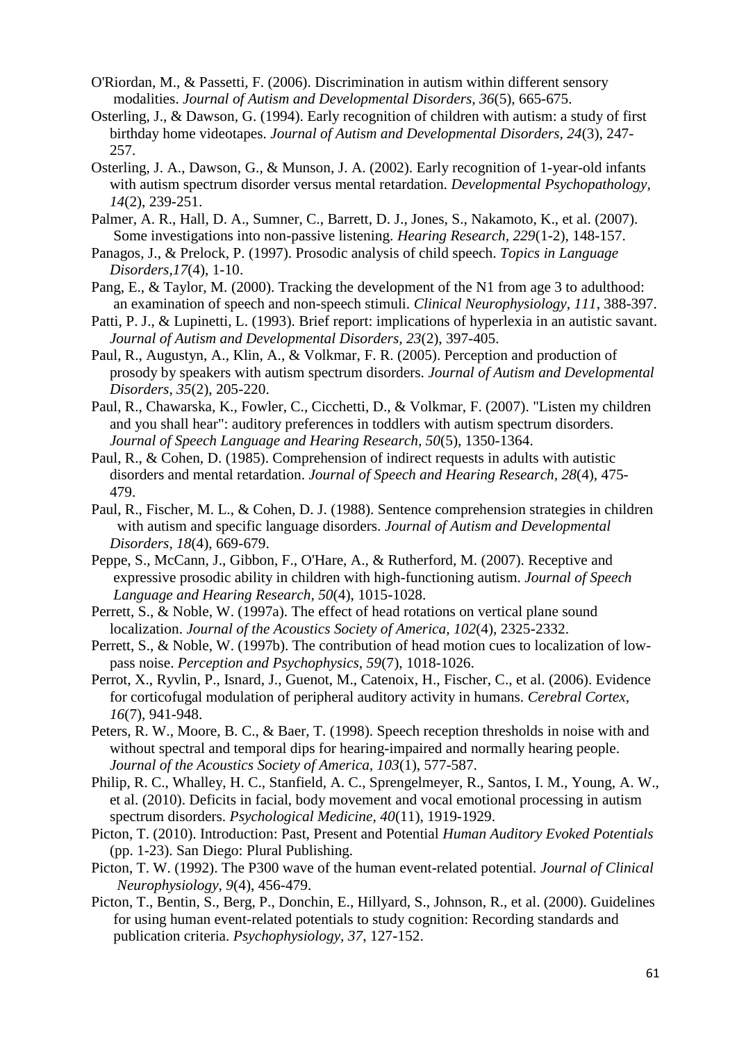O'Riordan, M., & Passetti, F. (2006). Discrimination in autism within different sensory modalities. *Journal of Autism and Developmental Disorders, 36*(5), 665-675.

Osterling, J., & Dawson, G. (1994). Early recognition of children with autism: a study of first birthday home videotapes. *Journal of Autism and Developmental Disorders, 24*(3), 247-257.

Osterling, J. A., Dawson, G., & Munson, J. A. (2002). Early recognition of 1-year-old infants with autism spectrum disorder versus mental retardation. *Developmental Psychopathology, 14*(2), 239-251.

Palmer, A. R., Hall, D. A., Sumner, C., Barrett, D. J., Jones, S., Nakamoto, K., et al. (2007). Some investigations into non-passive listening. *Hearing Research, 229*(1-2), 148-157.

Panagos, J., & Prelock, P. (1997). Prosodic analysis of child speech. *Topics in Language Disorders,17*(4), 1-10.

Pang, E., & Taylor, M. (2000). Tracking the development of the N1 from age 3 to adulthood: an examination of speech and non-speech stimuli. *Clinical Neurophysiology, 111*, 388-397.

Patti, P. J., & Lupinetti, L. (1993). Brief report: implications of hyperlexia in an autistic savant. *Journal of Autism and Developmental Disorders, 23*(2), 397-405.

Paul, R., Augustyn, A., Klin, A., & Volkmar, F. R. (2005). Perception and production of prosody by speakers with autism spectrum disorders. *Journal of Autism and Developmental Disorders, 35*(2), 205-220.

Paul, R., Chawarska, K., Fowler, C., Cicchetti, D., & Volkmar, F. (2007). "Listen my children and you shall hear": auditory preferences in toddlers with autism spectrum disorders. *Journal of Speech Language and Hearing Research, 50*(5), 1350-1364.

Paul, R., & Cohen, D. (1985). Comprehension of indirect requests in adults with autistic disorders and mental retardation. *Journal of Speech and Hearing Research, 28*(4), 475-479.

Paul, R., Fischer, M. L., & Cohen, D. J. (1988). Sentence comprehension strategies in children with autism and specific language disorders. *Journal of Autism and Developmental Disorders, 18*(4), 669-679.

Peppe, S., McCann, J., Gibbon, F., O'Hare, A., & Rutherford, M. (2007). Receptive and expressive prosodic ability in children with high-functioning autism. *Journal of Speech Language and Hearing Research, 50*(4), 1015-1028.

Perrett, S., & Noble, W. (1997a). The effect of head rotations on vertical plane sound localization. *Journal of the Acoustics Society of America, 102*(4), 2325-2332.

Perrett, S., & Noble, W. (1997b). The contribution of head motion cues to localization of low-pass noise. *Perception and Psychophysics, 59*(7), 1018-1026.

Perrot, X., Ryvlin, P., Isnard, J., Guenot, M., Catenoix, H., Fischer, C., et al. (2006). Evidence for corticofugal modulation of peripheral auditory activity in humans. *Cerebral Cortex, 16*(7), 941-948.

Peters, R. W., Moore, B. C., & Baer, T. (1998). Speech reception thresholds in noise with and without spectral and temporal dips for hearing-impaired and normally hearing people. *Journal of the Acoustics Society of America, 103*(1), 577-587.

Philip, R. C., Whalley, H. C., Stanfield, A. C., Sprengelmeyer, R., Santos, I. M., Young, A. W., et al. (2010). Deficits in facial, body movement and vocal emotional processing in autism spectrum disorders. *Psychological Medicine, 40*(11), 1919-1929.

Picton, T. (2010). Introduction: Past, Present and Potential *Human Auditory Evoked Potentials* (pp. 1-23). San Diego: Plural Publishing.

Picton, T. W. (1992). The P300 wave of the human event-related potential. *Journal of Clinical Neurophysiology, 9*(4), 456-479.

Picton, T., Bentin, S., Berg, P., Donchin, E., Hillyard, S., Johnson, R., et al. (2000). Guidelines for using human event-related potentials to study cognition: Recording standards and publication criteria. *Psychophysiology, 37*, 127-152.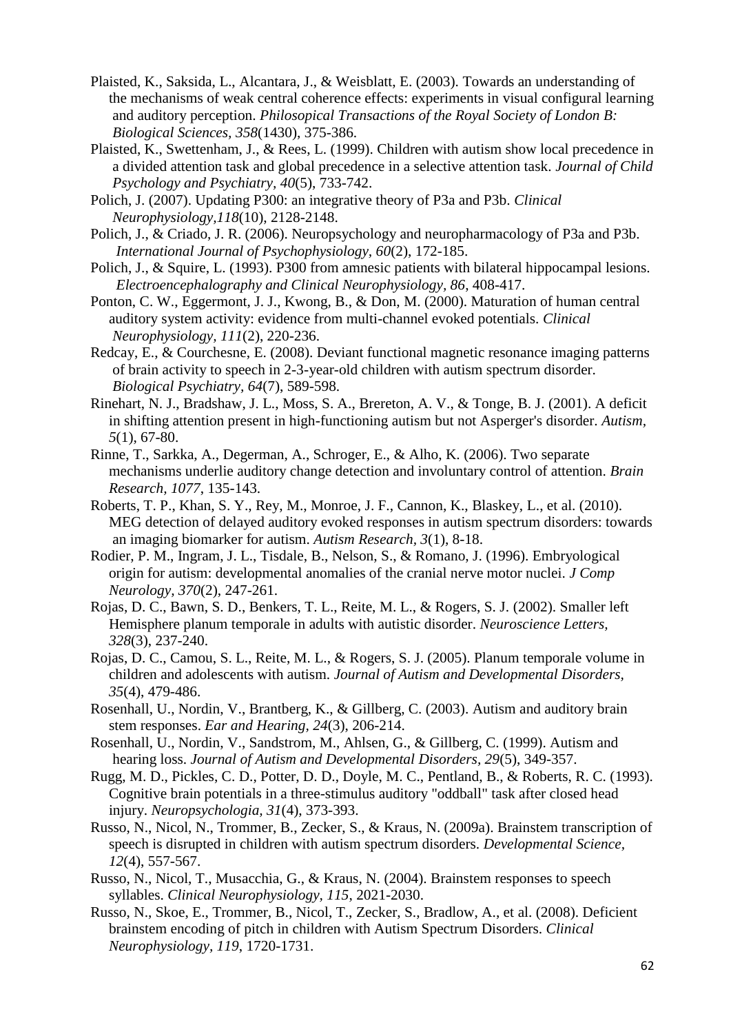Plaisted, K., Saksida, L., Alcantara, J., & Weisblatt, E. (2003). Towards an understanding of the mechanisms of weak central coherence effects: experiments in visual configural learning and auditory perception. *Philosopical Transactions of the Royal Society of London B: Biological Sciences, 358*(1430), 375-386.

Plaisted, K., Swettenham, J., & Rees, L. (1999). Children with autism show local precedence in a divided attention task and global precedence in a selective attention task. *Journal of Child Psychology and Psychiatry, 40*(5), 733-742.

Polich, J. (2007). Updating P300: an integrative theory of P3a and P3b. *Clinical Neurophysiology,118*(10), 2128-2148.

Polich, J., & Criado, J. R. (2006). Neuropsychology and neuropharmacology of P3a and P3b. *International Journal of Psychophysiology, 60*(2), 172-185.

Polich, J., & Squire, L. (1993). P300 from amnesic patients with bilateral hippocampal lesions. *Electroencephalography and Clinical Neurophysiology, 86*, 408-417.

Ponton, C. W., Eggermont, J. J., Kwong, B., & Don, M. (2000). Maturation of human central auditory system activity: evidence from multi-channel evoked potentials. *Clinical Neurophysiology, 111*(2), 220-236.

Redcay, E., & Courchesne, E. (2008). Deviant functional magnetic resonance imaging patterns of brain activity to speech in 2-3-year-old children with autism spectrum disorder. *Biological Psychiatry, 64*(7), 589-598.

Rinehart, N. J., Bradshaw, J. L., Moss, S. A., Brereton, A. V., & Tonge, B. J. (2001). A deficit in shifting attention present in high-functioning autism but not Asperger's disorder. *Autism, 5*(1), 67-80.

Rinne, T., Sarkka, A., Degerman, A., Schroger, E., & Alho, K. (2006). Two separate mechanisms underlie auditory change detection and involuntary control of attention. *Brain Research, 1077*, 135-143.

Roberts, T. P., Khan, S. Y., Rey, M., Monroe, J. F., Cannon, K., Blaskey, L., et al. (2010). MEG detection of delayed auditory evoked responses in autism spectrum disorders: towards an imaging biomarker for autism. *Autism Research, 3*(1), 8-18.

Rodier, P. M., Ingram, J. L., Tisdale, B., Nelson, S., & Romano, J. (1996). Embryological origin for autism: developmental anomalies of the cranial nerve motor nuclei. *J Comp Neurology, 370*(2), 247-261.

Rojas, D. C., Bawn, S. D., Benkers, T. L., Reite, M. L., & Rogers, S. J. (2002). Smaller left Hemisphere planum temporale in adults with autistic disorder. *Neuroscience Letters, 328*(3), 237-240.

Rojas, D. C., Camou, S. L., Reite, M. L., & Rogers, S. J. (2005). Planum temporale volume in children and adolescents with autism. *Journal of Autism and Developmental Disorders, 35*(4), 479-486.

Rosenhall, U., Nordin, V., Brantberg, K., & Gillberg, C. (2003). Autism and auditory brain stem responses. *Ear and Hearing, 24*(3), 206-214.

Rosenhall, U., Nordin, V., Sandstrom, M., Ahlsen, G., & Gillberg, C. (1999). Autism and hearing loss. *Journal of Autism and Developmental Disorders, 29*(5), 349-357.

Rugg, M. D., Pickles, C. D., Potter, D. D., Doyle, M. C., Pentland, B., & Roberts, R. C. (1993). Cognitive brain potentials in a three-stimulus auditory "oddball" task after closed head injury. *Neuropsychologia, 31*(4), 373-393.

Russo, N., Nicol, N., Trommer, B., Zecker, S., & Kraus, N. (2009a). Brainstem transcription of speech is disrupted in children with autism spectrum disorders. *Developmental Science, 12*(4), 557-567.

Russo, N., Nicol, T., Musacchia, G., & Kraus, N. (2004). Brainstem responses to speech syllables. *Clinical Neurophysiology, 115*, 2021-2030.

Russo, N., Skoe, E., Trommer, B., Nicol, T., Zecker, S., Bradlow, A., et al. (2008). Deficient brainstem encoding of pitch in children with Autism Spectrum Disorders. *Clinical Neurophysiology, 119*, 1720-1731.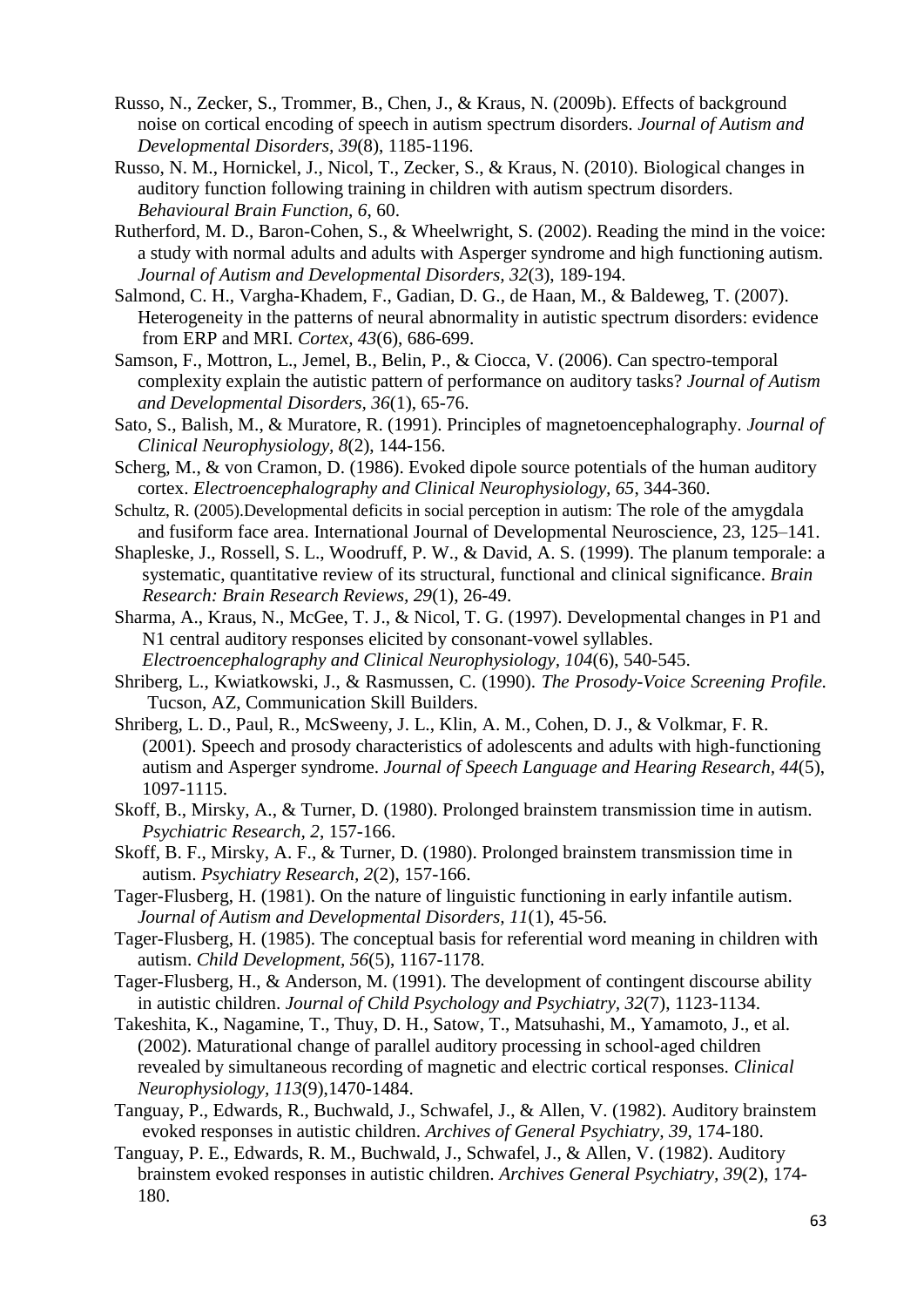Russo, N., Zecker, S., Trommer, B., Chen, J., & Kraus, N. (2009b). Effects of background noise on cortical encoding of speech in autism spectrum disorders. *Journal of Autism and Developmental Disorders, 39*(8), 1185-1196.

Russo, N. M., Hornickel, J., Nicol, T., Zecker, S., & Kraus, N. (2010). Biological changes in auditory function following training in children with autism spectrum disorders. *Behavioural Brain Function*, *6*, 60.

Rutherford, M. D., Baron-Cohen, S., & Wheelwright, S. (2002). Reading the mind in the voice: a study with normal adults and adults with Asperger syndrome and high functioning autism. *Journal of Autism and Developmental Disorders, 32*(3), 189-194.

Salmond, C. H., Vargha-Khadem, F., Gadian, D. G., de Haan, M., & Baldeweg, T. (2007). Heterogeneity in the patterns of neural abnormality in autistic spectrum disorders: evidence from ERP and MRI. *Cortex*, *43*(6), 686-699.

Samson, F., Mottron, L., Jemel, B., Belin, P., & Ciocca, V. (2006). Can spectro-temporal complexity explain the autistic pattern of performance on auditory tasks? *Journal of Autism and Developmental Disorders, 36*(1), 65-76.

Sato, S., Balish, M., & Muratore, R. (1991). Principles of magnetoencephalography. *Journal of Clinical Neurophysiology, 8*(2), 144-156.

Scherg, M., & von Cramon, D. (1986). Evoked dipole source potentials of the human auditory cortex. *Electroencephalography and Clinical Neurophysiology, 65*, 344-360.

Schultz, R. (2005).Developmental deficits in social perception in autism: The role of the amygdala and fusiform face area. International Journal of Developmental Neuroscience, 23, 125–141.

Shapleske, J., Rossell, S. L., Woodruff, P. W., & David, A. S. (1999). The planum temporale: a systematic, quantitative review of its structural, functional and clinical significance. *Brain Research: Brain Research Reviews, 29*(1), 26-49.

Sharma, A., Kraus, N., McGee, T. J., & Nicol, T. G. (1997). Developmental changes in P1 and N1 central auditory responses elicited by consonant-vowel syllables. *Electroencephalography and Clinical Neurophysiology, 104*(6), 540-545.

Shriberg, L., Kwiatkowski, J., & Rasmussen, C. (1990). *The Prosody-Voice Screening Profile.* Tucson, AZ, Communication Skill Builders.

Shriberg, L. D., Paul, R., McSweeny, J. L., Klin, A. M., Cohen, D. J., & Volkmar, F. R. (2001). Speech and prosody characteristics of adolescents and adults with high-functioning autism and Asperger syndrome. *Journal of Speech Language and Hearing Research, 44*(5), 1097-1115.

Skoff, B., Mirsky, A., & Turner, D. (1980). Prolonged brainstem transmission time in autism. *Psychiatric Research, 2*, 157-166.

Skoff, B. F., Mirsky, A. F., & Turner, D. (1980). Prolonged brainstem transmission time in autism. *Psychiatry Research, 2*(2), 157-166.

Tager-Flusberg, H. (1981). On the nature of linguistic functioning in early infantile autism. *Journal of Autism and Developmental Disorders, 11*(1), 45-56.

Tager-Flusberg, H. (1985). The conceptual basis for referential word meaning in children with autism. *Child Development, 56*(5), 1167-1178.

Tager-Flusberg, H., & Anderson, M. (1991). The development of contingent discourse ability in autistic children. *Journal of Child Psychology and Psychiatry, 32*(7), 1123-1134.

Takeshita, K., Nagamine, T., Thuy, D. H., Satow, T., Matsuhashi, M., Yamamoto, J., et al. (2002). Maturational change of parallel auditory processing in school-aged children revealed by simultaneous recording of magnetic and electric cortical responses. *Clinical Neurophysiology, 113*(9),1470-1484.

Tanguay, P., Edwards, R., Buchwald, J., Schwafel, J., & Allen, V. (1982). Auditory brainstem evoked responses in autistic children. *Archives of General Psychiatry, 39*, 174-180.

Tanguay, P. E., Edwards, R. M., Buchwald, J., Schwafel, J., & Allen, V. (1982). Auditory brainstem evoked responses in autistic children. *Archives General Psychiatry, 39*(2), 174-180.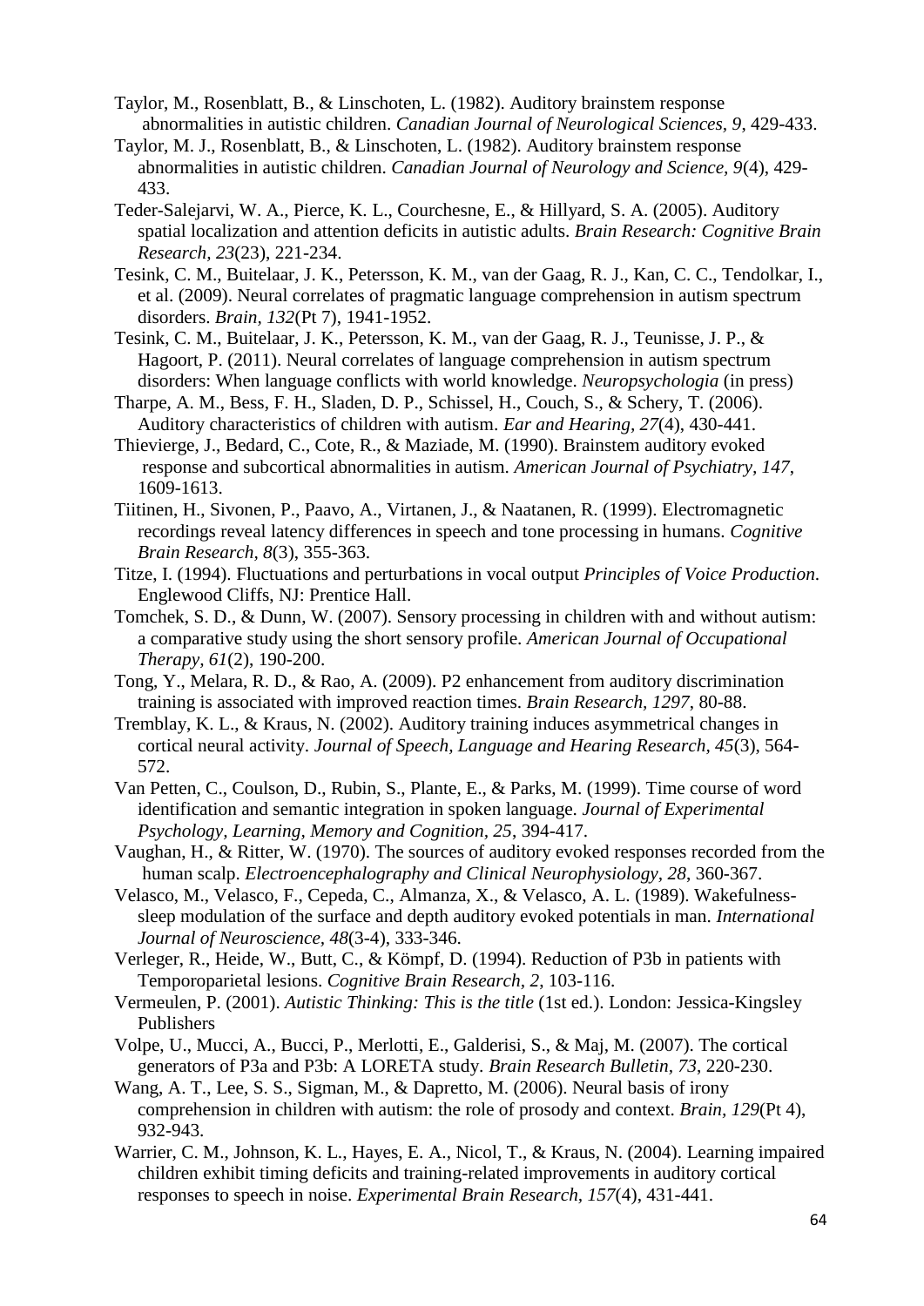Taylor, M., Rosenblatt, B., & Linschoten, L. (1982). Auditory brainstem response abnormalities in autistic children. *Canadian Journal of Neurological Sciences, 9*, 429-433.

Taylor, M. J., Rosenblatt, B., & Linschoten, L. (1982). Auditory brainstem response abnormalities in autistic children. *Canadian Journal of Neurology and Science, 9*(4), 429-433.

Teder-Salejarvi, W. A., Pierce, K. L., Courchesne, E., & Hillyard, S. A. (2005). Auditory spatial localization and attention deficits in autistic adults. *Brain Research: Cognitive Brain Research, 23*(23), 221-234.

Tesink, C. M., Buitelaar, J. K., Petersson, K. M., van der Gaag, R. J., Kan, C. C., Tendolkar, I., et al. (2009). Neural correlates of pragmatic language comprehension in autism spectrum disorders. *Brain, 132*(Pt 7), 1941-1952.

Tesink, C. M., Buitelaar, J. K., Petersson, K. M., van der Gaag, R. J., Teunisse, J. P., & Hagoort, P. (2011). Neural correlates of language comprehension in autism spectrum disorders: When language conflicts with world knowledge. *Neuropsychologia* (in press)

Tharpe, A. M., Bess, F. H., Sladen, D. P., Schissel, H., Couch, S., & Schery, T. (2006). Auditory characteristics of children with autism. *Ear and Hearing, 27*(4), 430-441.

Thievierge, J., Bedard, C., Cote, R., & Maziade, M. (1990). Brainstem auditory evoked response and subcortical abnormalities in autism. *American Journal of Psychiatry, 147*, 1609-1613.

Tiitinen, H., Sivonen, P., Paavo, A., Virtanen, J., & Naatanen, R. (1999). Electromagnetic recordings reveal latency differences in speech and tone processing in humans. *Cognitive Brain Research, 8*(3), 355-363.

Titze, I. (1994). Fluctuations and perturbations in vocal output *Principles of Voice Production.* Englewood Cliffs, NJ: Prentice Hall.

Tomchek, S. D., & Dunn, W. (2007). Sensory processing in children with and without autism: a comparative study using the short sensory profile. *American Journal of Occupational Therapy, 61*(2), 190-200.

Tong, Y., Melara, R. D., & Rao, A. (2009). P2 enhancement from auditory discrimination training is associated with improved reaction times. *Brain Research, 1297*, 80-88.

Tremblay, K. L., & Kraus, N. (2002). Auditory training induces asymmetrical changes in cortical neural activity. *Journal of Speech, Language and Hearing Research, 45*(3), 564-572.

Van Petten, C., Coulson, D., Rubin, S., Plante, E., & Parks, M. (1999). Time course of word identification and semantic integration in spoken language. *Journal of Experimental Psychology, Learning, Memory and Cognition, 25*, 394-417.

Vaughan, H., & Ritter, W. (1970). The sources of auditory evoked responses recorded from the human scalp. *Electroencephalography and Clinical Neurophysiology, 28*, 360-367.

Velasco, M., Velasco, F., Cepeda, C., Almanza, X., & Velasco, A. L. (1989). Wakefulness-sleep modulation of the surface and depth auditory evoked potentials in man. *International Journal of Neuroscience, 48*(3-4), 333-346.

Verleger, R., Heide, W., Butt, C., & Kömpf, D. (1994). Reduction of P3b in patients with Temporoparietal lesions. *Cognitive Brain Research, 2*, 103-116.

Vermeulen, P. (2001). *Autistic Thinking: This is the title* (1st ed.). London: Jessica-Kingsley Publishers

Volpe, U., Mucci, A., Bucci, P., Merlotti, E., Galderisi, S., & Maj, M. (2007). The cortical generators of P3a and P3b: A LORETA study. *Brain Research Bulletin, 73*, 220-230.

Wang, A. T., Lee, S. S., Sigman, M., & Dapretto, M. (2006). Neural basis of irony comprehension in children with autism: the role of prosody and context. *Brain, 129*(Pt 4), 932-943.

Warrier, C. M., Johnson, K. L., Hayes, E. A., Nicol, T., & Kraus, N. (2004). Learning impaired children exhibit timing deficits and training-related improvements in auditory cortical responses to speech in noise. *Experimental Brain Research, 157*(4), 431-441.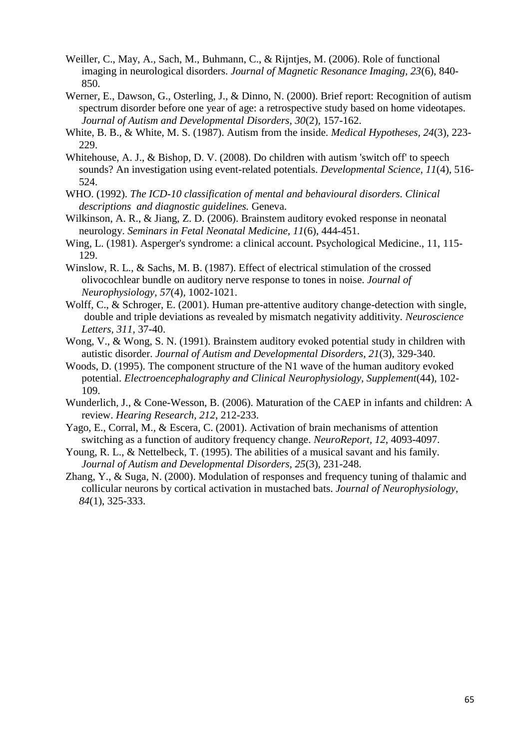Weiller, C., May, A., Sach, M., Buhmann, C., & Rijntjes, M. (2006). Role of functional imaging in neurological disorders. *Journal of Magnetic Resonance Imaging, 23*(6), 840-850.

Werner, E., Dawson, G., Osterling, J., & Dinno, N. (2000). Brief report: Recognition of autism spectrum disorder before one year of age: a retrospective study based on home videotapes. *Journal of Autism and Developmental Disorders, 30*(2), 157-162.

White, B. B., & White, M. S. (1987). Autism from the inside. *Medical Hypotheses, 24*(3), 223-229.

Whitehouse, A. J., & Bishop, D. V. (2008). Do children with autism 'switch off' to speech sounds? An investigation using event-related potentials. *Developmental Science, 11*(4), 516-524.

WHO. (1992). *The ICD-10 classification of mental and behavioural disorders. Clinical descriptions and diagnostic guidelines.* Geneva.

Wilkinson, A. R., & Jiang, Z. D. (2006). Brainstem auditory evoked response in neonatal neurology. *Seminars in Fetal Neonatal Medicine, 11*(6), 444-451.

Wing, L. (1981). Asperger's syndrome: a clinical account. Psychological Medicine., 11, 115-129.

Winslow, R. L., & Sachs, M. B. (1987). Effect of electrical stimulation of the crossed olivocochlear bundle on auditory nerve response to tones in noise. *Journal of Neurophysiology, 57*(4), 1002-1021.

Wolff, C., & Schroger, E. (2001). Human pre-attentive auditory change-detection with single, double and triple deviations as revealed by mismatch negativity additivity. *Neuroscience Letters, 311*, 37-40.

Wong, V., & Wong, S. N. (1991). Brainstem auditory evoked potential study in children with autistic disorder. *Journal of Autism and Developmental Disorders, 21*(3), 329-340.

Woods, D. (1995). The component structure of the N1 wave of the human auditory evoked potential. *Electroencephalography and Clinical Neurophysiology, Supplement*(44), 102-109.

Wunderlich, J., & Cone-Wesson, B. (2006). Maturation of the CAEP in infants and children: A review. *Hearing Research, 212*, 212-233.

Yago, E., Corral, M., & Escera, C. (2001). Activation of brain mechanisms of attention switching as a function of auditory frequency change. *NeuroReport, 12*, 4093-4097.

Young, R. L., & Nettelbeck, T. (1995). The abilities of a musical savant and his family. *Journal of Autism and Developmental Disorders, 25*(3), 231-248.

Zhang, Y., & Suga, N. (2000). Modulation of responses and frequency tuning of thalamic and collicular neurons by cortical activation in mustached bats. *Journal of Neurophysiology, 84*(1), 325-333.